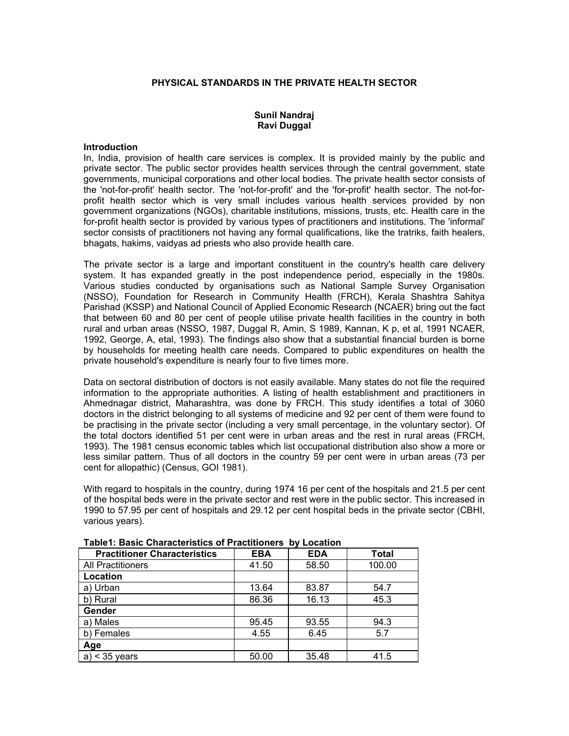# PHYSICAL STANDARDS IN THE PRIVATE HEALTH SECTOR

**Sunil Nandraj**
**Ravi Duggal**

### Introduction

In, India, provision of health care services is complex. It is provided mainly by the public and private sector. The public sector provides health services through the central government, state governments, municipal corporations and other local bodies. The private health sector consists of the 'not-for-profit' health sector. The 'not-for-profit' and the 'for-profit' health sector. The not-for-profit health sector which is very small includes various health services provided by non government organizations (NGOs), charitable institutions, missions, trusts, etc. Health care in the for-profit health sector is provided by various types of practitioners and institutions. The 'informal' sector consists of practitioners not having any formal qualifications, like the tratriks, faith healers, bhagats, hakims, vaidyas ad priests who also provide health care.

The private sector is a large and important constituent in the country's health care delivery system. It has expanded greatly in the post independence period, especially in the 1980s. Various studies conducted by organisations such as National Sample Survey Organisation (NSSO), Foundation for Research in Community Health (FRCH), Kerala Shashtra Sahitya Parishad (KSSP) and National Council of Applied Economic Research (NCAER) bring out the fact that between 60 and 80 per cent of people utilise private health facilities in the country in both rural and urban areas (NSSO, 1987, Duggal R, Amin, S 1989, Kannan, K p, et al, 1991 NCAER, 1992, George, A, etal, 1993). The findings also show that a substantial financial burden is borne by households for meeting health care needs. Compared to public expenditures on health the private household's expenditure is nearly four to five times more.

Data on sectoral distribution of doctors is not easily available. Many states do not file the required information to the appropriate authorities. A listing of health establishment and practitioners in Ahmednagar district, Maharashtra, was done by FRCH. This study identifies a total of 3060 doctors in the district belonging to all systems of medicine and 92 per cent of them were found to be practising in the private sector (including a very small percentage, in the voluntary sector). Of the total doctors identified 51 per cent were in urban areas and the rest in rural areas (FRCH, 1993). The 1981 census economic tables which list occupational distribution also show a more or less similar pattern. Thus of all doctors in the country 59 per cent were in urban areas (73 per cent for allopathic) (Census, GOI 1981).

With regard to hospitals in the country, during 1974 16 per cent of the hospitals and 21.5 per cent of the hospital beds were in the private sector and rest were in the public sector. This increased in 1990 to 57.95 per cent of hospitals and 29.12 per cent hospital beds in the private sector (CBHI, various years).

**Table1: Basic Characteristics of Practitioners by Location**

| Practitioner Characteristics | EBA | EDA | Total |
|---|---|---|---|
| All Practitioners | 41.50 | 58.50 | 100.00 |
| **Location** | | | |
| a) Urban | 13.64 | 83.87 | 54.7 |
| b) Rural | 86.36 | 16.13 | 45.3 |
| **Gender** | | | |
| a) Males | 95.45 | 93.55 | 94.3 |
| b) Females | 4.55 | 6.45 | 5.7 |
| **Age** | | | |
| a) < 35 years | 50.00 | 35.48 | 41.5 |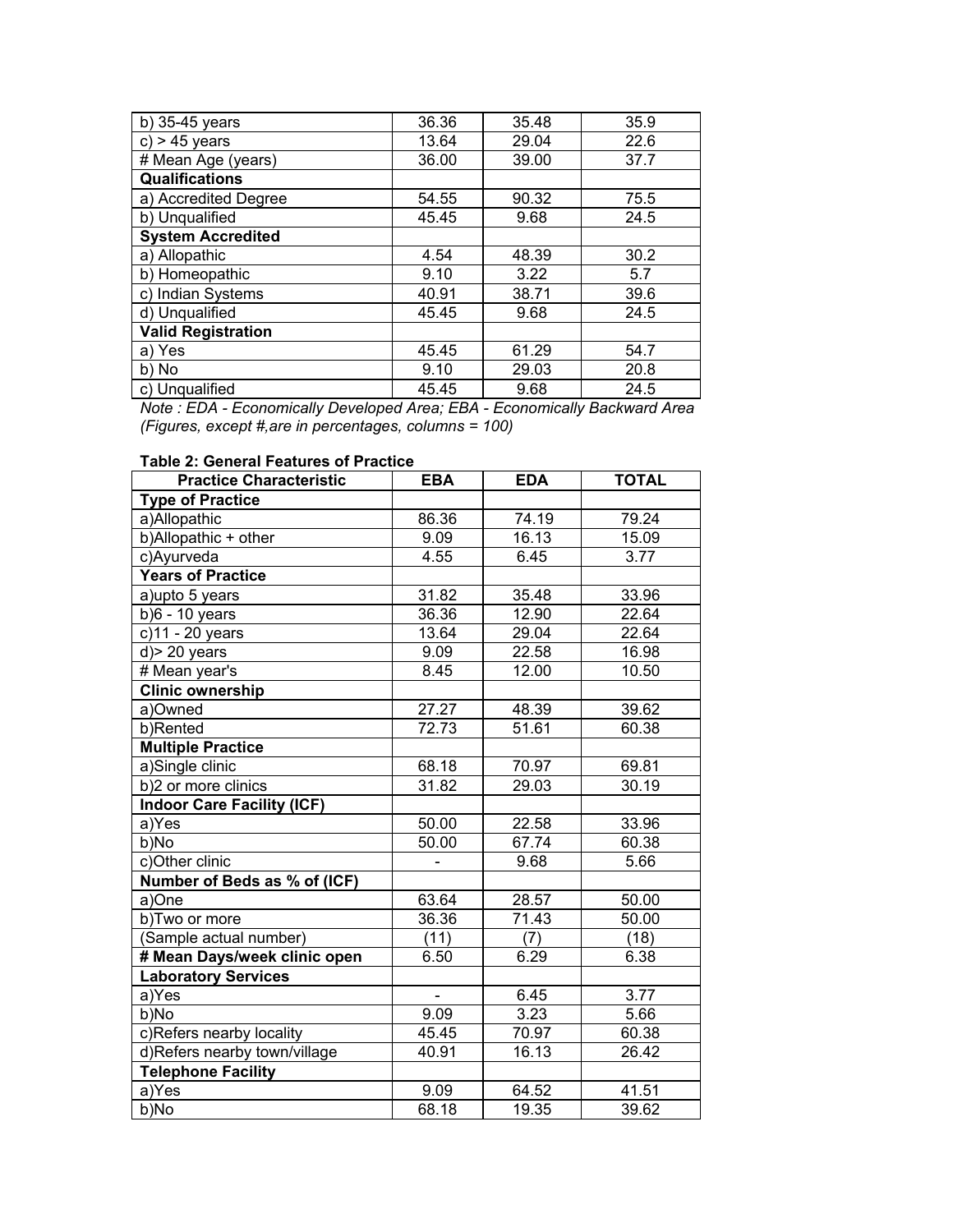| | | | |
|---|---|---|---|
| b) 35-45 years | 36.36 | 35.48 | 35.9 |
| c) > 45 years | 13.64 | 29.04 | 22.6 |
| # Mean Age (years) | 36.00 | 39.00 | 37.7 |
| **Qualifications** | | | |
| a) Accredited Degree | 54.55 | 90.32 | 75.5 |
| b) Unqualified | 45.45 | 9.68 | 24.5 |
| **System Accredited** | | | |
| a) Allopathic | 4.54 | 48.39 | 30.2 |
| b) Homeopathic | 9.10 | 3.22 | 5.7 |
| c) Indian Systems | 40.91 | 38.71 | 39.6 |
| d) Unqualified | 45.45 | 9.68 | 24.5 |
| **Valid Registration** | | | |
| a) Yes | 45.45 | 61.29 | 54.7 |
| b) No | 9.10 | 29.03 | 20.8 |
| c) Unqualified | 45.45 | 9.68 | 24.5 |

*Note : EDA - Economically Developed Area; EBA - Economically Backward Area (Figures, except #,are in percentages, columns = 100)*

**Table 2: General Features of Practice**

| Practice Characteristic | EBA | EDA | TOTAL |
|---|---|---|---|
| **Type of Practice** | | | |
| a)Allopathic | 86.36 | 74.19 | 79.24 |
| b)Allopathic + other | 9.09 | 16.13 | 15.09 |
| c)Ayurveda | 4.55 | 6.45 | 3.77 |
| **Years of Practice** | | | |
| a)upto 5 years | 31.82 | 35.48 | 33.96 |
| b)6 - 10 years | 36.36 | 12.90 | 22.64 |
| c)11 - 20 years | 13.64 | 29.04 | 22.64 |
| d)> 20 years | 9.09 | 22.58 | 16.98 |
| # Mean year's | 8.45 | 12.00 | 10.50 |
| **Clinic ownership** | | | |
| a)Owned | 27.27 | 48.39 | 39.62 |
| b)Rented | 72.73 | 51.61 | 60.38 |
| **Multiple Practice** | | | |
| a)Single clinic | 68.18 | 70.97 | 69.81 |
| b)2 or more clinics | 31.82 | 29.03 | 30.19 |
| **Indoor Care Facility (ICF)** | | | |
| a)Yes | 50.00 | 22.58 | 33.96 |
| b)No | 50.00 | 67.74 | 60.38 |
| c)Other clinic | - | 9.68 | 5.66 |
| **Number of Beds as % of (ICF)** | | | |
| a)One | 63.64 | 28.57 | 50.00 |
| b)Two or more | 36.36 | 71.43 | 50.00 |
| (Sample actual number) | (11) | (7) | (18) |
| **# Mean Days/week clinic open** | 6.50 | 6.29 | 6.38 |
| **Laboratory Services** | | | |
| a)Yes | - | 6.45 | 3.77 |
| b)No | 9.09 | 3.23 | 5.66 |
| c)Refers nearby locality | 45.45 | 70.97 | 60.38 |
| d)Refers nearby town/village | 40.91 | 16.13 | 26.42 |
| **Telephone Facility** | | | |
| a)Yes | 9.09 | 64.52 | 41.51 |
| b)No | 68.18 | 19.35 | 39.62 |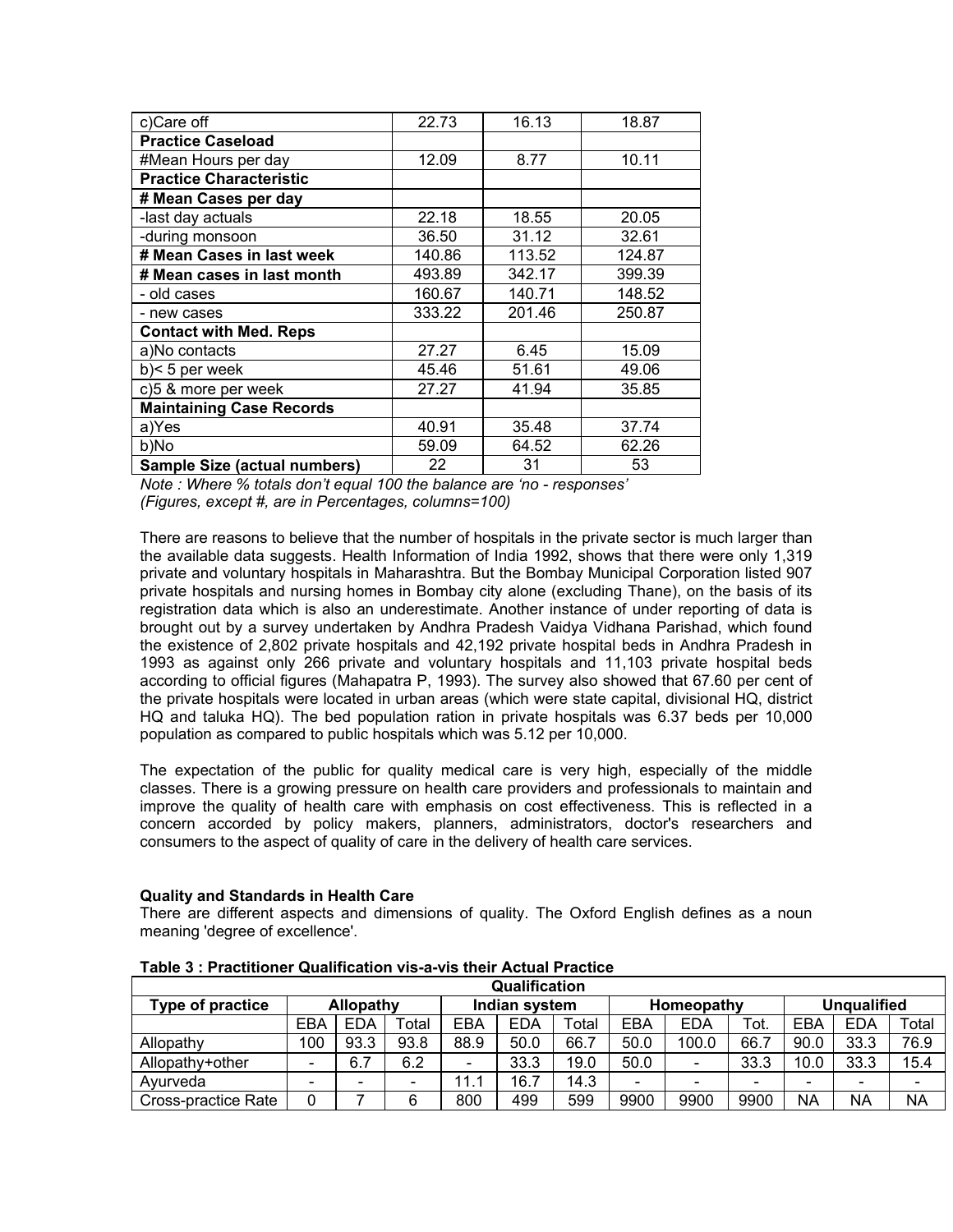| | | | |
|---|---|---|---|
| c)Care off | 22.73 | 16.13 | 18.87 |
| **Practice Caseload** | | | |
| #Mean Hours per day | 12.09 | 8.77 | 10.11 |
| **Practice Characteristic** | | | |
| **# Mean Cases per day** | | | |
| -last day actuals | 22.18 | 18.55 | 20.05 |
| -during monsoon | 36.50 | 31.12 | 32.61 |
| **# Mean Cases in last week** | 140.86 | 113.52 | 124.87 |
| **# Mean cases in last month** | 493.89 | 342.17 | 399.39 |
| - old cases | 160.67 | 140.71 | 148.52 |
| - new cases | 333.22 | 201.46 | 250.87 |
| **Contact with Med. Reps** | | | |
| a)No contacts | 27.27 | 6.45 | 15.09 |
| b)< 5 per week | 45.46 | 51.61 | 49.06 |
| c)5 & more per week | 27.27 | 41.94 | 35.85 |
| **Maintaining Case Records** | | | |
| a)Yes | 40.91 | 35.48 | 37.74 |
| b)No | 59.09 | 64.52 | 62.26 |
| **Sample Size (actual numbers)** | 22 | 31 | 53 |

*Note : Where % totals don't equal 100 the balance are 'no - responses'*
*(Figures, except #, are in Percentages, columns=100)*

There are reasons to believe that the number of hospitals in the private sector is much larger than the available data suggests. Health Information of India 1992, shows that there were only 1,319 private and voluntary hospitals in Maharashtra. But the Bombay Municipal Corporation listed 907 private hospitals and nursing homes in Bombay city alone (excluding Thane), on the basis of its registration data which is also an underestimate. Another instance of under reporting of data is brought out by a survey undertaken by Andhra Pradesh Vaidya Vidhana Parishad, which found the existence of 2,802 private hospitals and 42,192 private hospital beds in Andhra Pradesh in 1993 as against only 266 private and voluntary hospitals and 11,103 private hospital beds according to official figures (Mahapatra P, 1993). The survey also showed that 67.60 per cent of the private hospitals were located in urban areas (which were state capital, divisional HQ, district HQ and taluka HQ). The bed population ration in private hospitals was 6.37 beds per 10,000 population as compared to public hospitals which was 5.12 per 10,000.

The expectation of the public for quality medical care is very high, especially of the middle classes. There is a growing pressure on health care providers and professionals to maintain and improve the quality of health care with emphasis on cost effectiveness. This is reflected in a concern accorded by policy makers, planners, administrators, doctor's researchers and consumers to the aspect of quality of care in the delivery of health care services.

### Quality and Standards in Health Care

There are different aspects and dimensions of quality. The Oxford English defines as a noun meaning 'degree of excellence'.

**Table 3 : Practitioner Qualification vis-a-vis their Actual Practice**

| | Qualification | | | | | | | | | | | |
|---|---|---|---|---|---|---|---|---|---|---|---|---|
| **Type of practice** | **Allopathy** | | | **Indian system** | | | **Homeopathy** | | | **Unqualified** | | |
| | EBA | EDA | Total | EBA | EDA | Total | EBA | EDA | Tot. | EBA | EDA | Total |
| Allopathy | 100 | 93.3 | 93.8 | 88.9 | 50.0 | 66.7 | 50.0 | 100.0 | 66.7 | 90.0 | 33.3 | 76.9 |
| Allopathy+other | - | 6.7 | 6.2 | - | 33.3 | 19.0 | 50.0 | - | 33.3 | 10.0 | 33.3 | 15.4 |
| Ayurveda | - | - | - | 11.1 | 16.7 | 14.3 | - | - | - | - | - | - |
| Cross-practice Rate | 0 | 7 | 6 | 800 | 499 | 599 | 9900 | 9900 | 9900 | NA | NA | NA |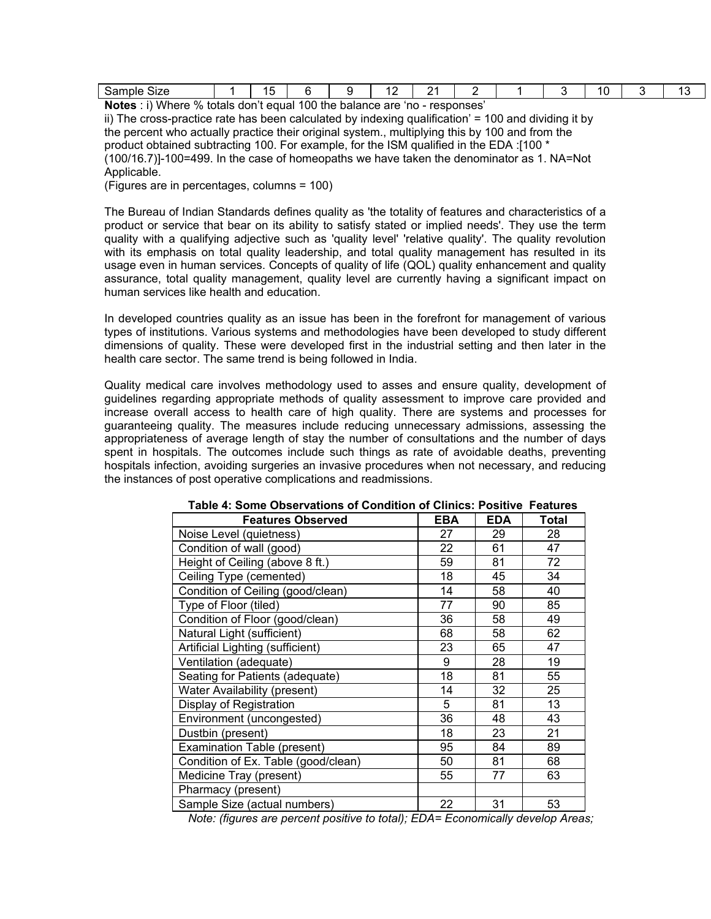| Sample Size | 1 | 15 | 6 | 9 | 12 | 21 | 2 | 1 | 3 | 10 | 3 | 13 |
|---|---|---|---|---|---|---|---|---|---|---|---|---|

**Notes** : i) Where % totals don't equal 100 the balance are 'no - responses'
ii) The cross-practice rate has been calculated by indexing qualification' = 100 and dividing it by the percent who actually practice their original system., multiplying this by 100 and from the product obtained subtracting 100. For example, for the ISM qualified in the EDA :[100 * (100/16.7)]-100=499. In the case of homeopaths we have taken the denominator as 1. NA=Not Applicable.
(Figures are in percentages, columns = 100)

The Bureau of Indian Standards defines quality as 'the totality of features and characteristics of a product or service that bear on its ability to satisfy stated or implied needs'. They use the term quality with a qualifying adjective such as 'quality level' 'relative quality'. The quality revolution with its emphasis on total quality leadership, and total quality management has resulted in its usage even in human services. Concepts of quality of life (QOL) quality enhancement and quality assurance, total quality management, quality level are currently having a significant impact on human services like health and education.

In developed countries quality as an issue has been in the forefront for management of various types of institutions. Various systems and methodologies have been developed to study different dimensions of quality. These were developed first in the industrial setting and then later in the health care sector. The same trend is being followed in India.

Quality medical care involves methodology used to asses and ensure quality, development of guidelines regarding appropriate methods of quality assessment to improve care provided and increase overall access to health care of high quality. There are systems and processes for guaranteeing quality. The measures include reducing unnecessary admissions, assessing the appropriateness of average length of stay the number of consultations and the number of days spent in hospitals. The outcomes include such things as rate of avoidable deaths, preventing hospitals infection, avoiding surgeries an invasive procedures when not necessary, and reducing the instances of post operative complications and readmissions.

**Table 4: Some Observations of Condition of Clinics: Positive Features**

| Features Observed | EBA | EDA | Total |
|---|---|---|---|
| Noise Level (quietness) | 27 | 29 | 28 |
| Condition of wall (good) | 22 | 61 | 47 |
| Height of Ceiling (above 8 ft.) | 59 | 81 | 72 |
| Ceiling Type (cemented) | 18 | 45 | 34 |
| Condition of Ceiling (good/clean) | 14 | 58 | 40 |
| Type of Floor (tiled) | 77 | 90 | 85 |
| Condition of Floor (good/clean) | 36 | 58 | 49 |
| Natural Light (sufficient) | 68 | 58 | 62 |
| Artificial Lighting (sufficient) | 23 | 65 | 47 |
| Ventilation (adequate) | 9 | 28 | 19 |
| Seating for Patients (adequate) | 18 | 81 | 55 |
| Water Availability (present) | 14 | 32 | 25 |
| Display of Registration | 5 | 81 | 13 |
| Environment (uncongested) | 36 | 48 | 43 |
| Dustbin (present) | 18 | 23 | 21 |
| Examination Table (present) | 95 | 84 | 89 |
| Condition of Ex. Table (good/clean) | 50 | 81 | 68 |
| Medicine Tray (present) | 55 | 77 | 63 |
| Pharmacy (present) | | | |
| Sample Size (actual numbers) | 22 | 31 | 53 |

*Note: (figures are percent positive to total); EDA= Economically develop Areas;*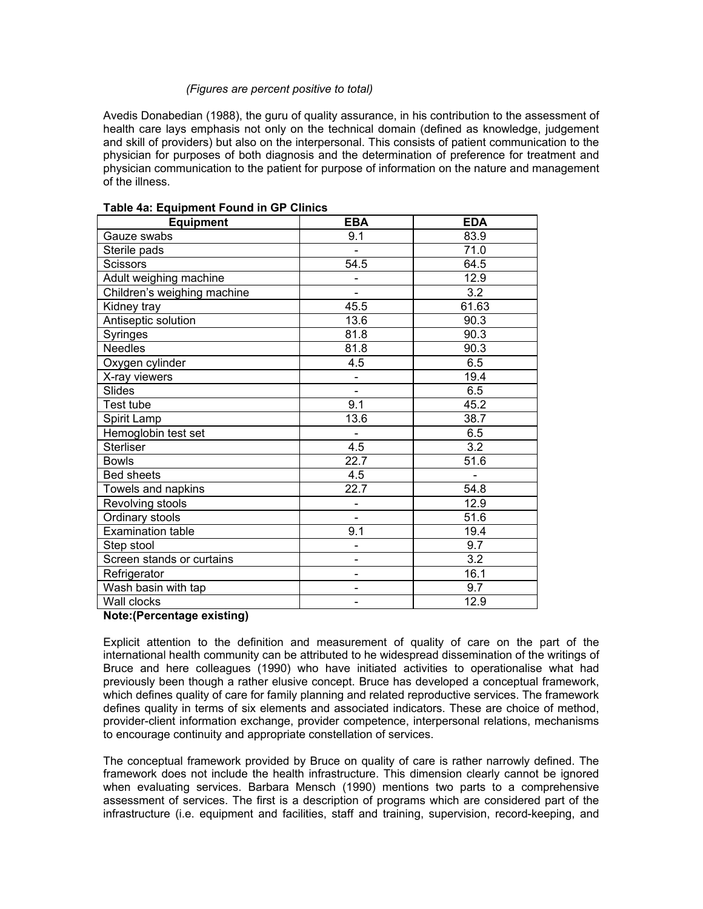*(Figures are percent positive to total)*

Avedis Donabedian (1988), the guru of quality assurance, in his contribution to the assessment of health care lays emphasis not only on the technical domain (defined as knowledge, judgement and skill of providers) but also on the interpersonal. This consists of patient communication to the physician for purposes of both diagnosis and the determination of preference for treatment and physician communication to the patient for purpose of information on the nature and management of the illness.

**Table 4a: Equipment Found in GP Clinics**

| Equipment | EBA | EDA |
|---|---|---|
| Gauze swabs | 9.1 | 83.9 |
| Sterile pads | - | 71.0 |
| Scissors | 54.5 | 64.5 |
| Adult weighing machine | - | 12.9 |
| Children's weighing machine | - | 3.2 |
| Kidney tray | 45.5 | 61.63 |
| Antiseptic solution | 13.6 | 90.3 |
| Syringes | 81.8 | 90.3 |
| Needles | 81.8 | 90.3 |
| Oxygen cylinder | 4.5 | 6.5 |
| X-ray viewers | - | 19.4 |
| Slides | - | 6.5 |
| Test tube | 9.1 | 45.2 |
| Spirit Lamp | 13.6 | 38.7 |
| Hemoglobin test set | - | 6.5 |
| Sterliser | 4.5 | 3.2 |
| Bowls | 22.7 | 51.6 |
| Bed sheets | 4.5 | - |
| Towels and napkins | 22.7 | 54.8 |
| Revolving stools | - | 12.9 |
| Ordinary stools | - | 51.6 |
| Examination table | 9.1 | 19.4 |
| Step stool | - | 9.7 |
| Screen stands or curtains | - | 3.2 |
| Refrigerator | - | 16.1 |
| Wash basin with tap | - | 9.7 |
| Wall clocks | - | 12.9 |

**Note:(Percentage existing)**

Explicit attention to the definition and measurement of quality of care on the part of the international health community can be attributed to he widespread dissemination of the writings of Bruce and here colleagues (1990) who have initiated activities to operationalise what had previously been though a rather elusive concept. Bruce has developed a conceptual framework, which defines quality of care for family planning and related reproductive services. The framework defines quality in terms of six elements and associated indicators. These are choice of method, provider-client information exchange, provider competence, interpersonal relations, mechanisms to encourage continuity and appropriate constellation of services.

The conceptual framework provided by Bruce on quality of care is rather narrowly defined. The framework does not include the health infrastructure. This dimension clearly cannot be ignored when evaluating services. Barbara Mensch (1990) mentions two parts to a comprehensive assessment of services. The first is a description of programs which are considered part of the infrastructure (i.e. equipment and facilities, staff and training, supervision, record-keeping, and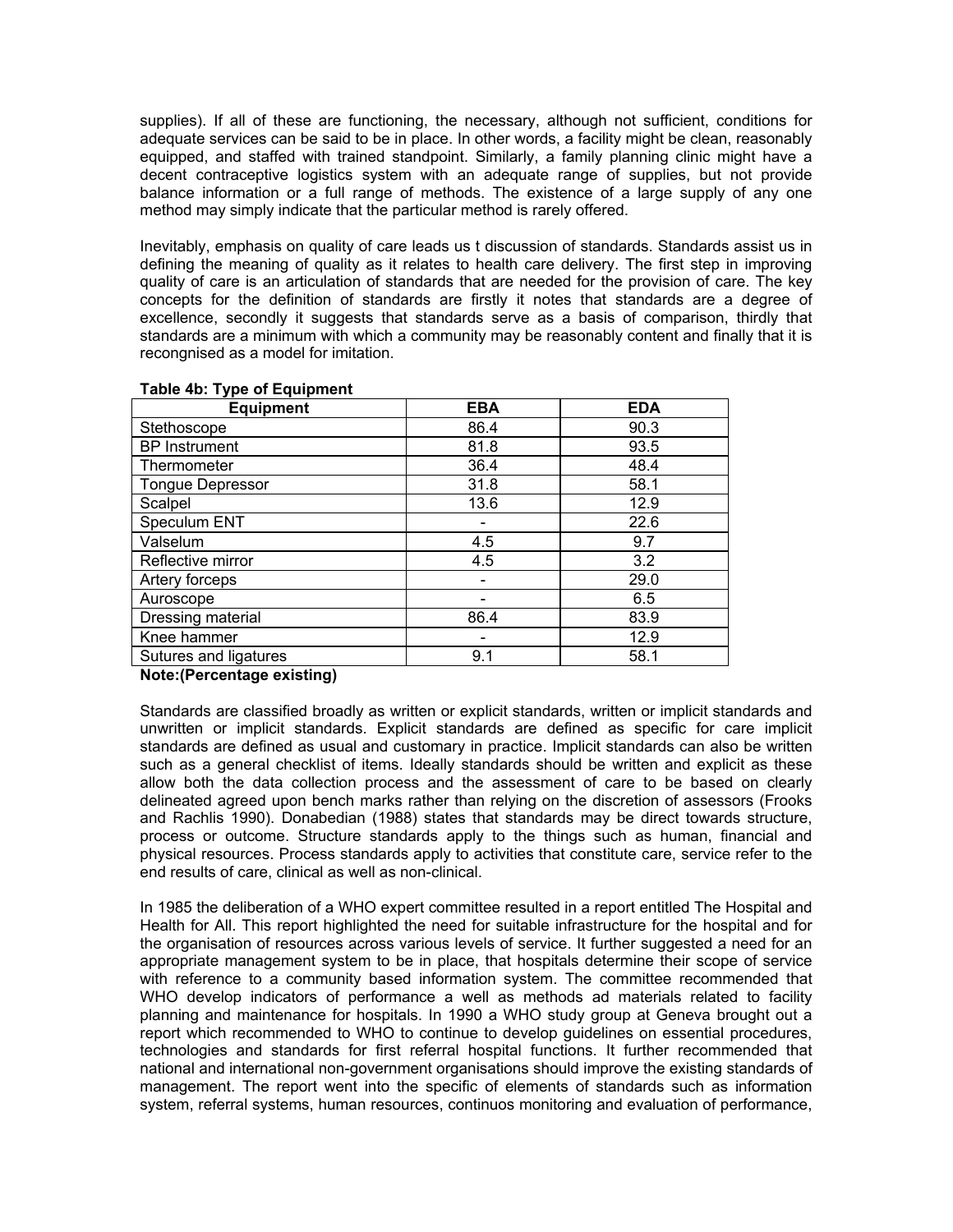supplies). If all of these are functioning, the necessary, although not sufficient, conditions for adequate services can be said to be in place. In other words, a facility might be clean, reasonably equipped, and staffed with trained standpoint. Similarly, a family planning clinic might have a decent contraceptive logistics system with an adequate range of supplies, but not provide balance information or a full range of methods. The existence of a large supply of any one method may simply indicate that the particular method is rarely offered.

Inevitably, emphasis on quality of care leads us t discussion of standards. Standards assist us in defining the meaning of quality as it relates to health care delivery. The first step in improving quality of care is an articulation of standards that are needed for the provision of care. The key concepts for the definition of standards are firstly it notes that standards are a degree of excellence, secondly it suggests that standards serve as a basis of comparison, thirdly that standards are a minimum with which a community may be reasonably content and finally that it is recongnised as a model for imitation.

**Table 4b: Type of Equipment**

| Equipment | EBA | EDA |
|---|---|---|
| Stethoscope | 86.4 | 90.3 |
| BP Instrument | 81.8 | 93.5 |
| Thermometer | 36.4 | 48.4 |
| Tongue Depressor | 31.8 | 58.1 |
| Scalpel | 13.6 | 12.9 |
| Speculum ENT | - | 22.6 |
| Valselum | 4.5 | 9.7 |
| Reflective mirror | 4.5 | 3.2 |
| Artery forceps | - | 29.0 |
| Auroscope | - | 6.5 |
| Dressing material | 86.4 | 83.9 |
| Knee hammer | - | 12.9 |
| Sutures and ligatures | 9.1 | 58.1 |

**Note:(Percentage existing)**

Standards are classified broadly as written or explicit standards, written or implicit standards and unwritten or implicit standards. Explicit standards are defined as specific for care implicit standards are defined as usual and customary in practice. Implicit standards can also be written such as a general checklist of items. Ideally standards should be written and explicit as these allow both the data collection process and the assessment of care to be based on clearly delineated agreed upon bench marks rather than relying on the discretion of assessors (Frooks and Rachlis 1990). Donabedian (1988) states that standards may be direct towards structure, process or outcome. Structure standards apply to the things such as human, financial and physical resources. Process standards apply to activities that constitute care, service refer to the end results of care, clinical as well as non-clinical.

In 1985 the deliberation of a WHO expert committee resulted in a report entitled The Hospital and Health for All. This report highlighted the need for suitable infrastructure for the hospital and for the organisation of resources across various levels of service. It further suggested a need for an appropriate management system to be in place, that hospitals determine their scope of service with reference to a community based information system. The committee recommended that WHO develop indicators of performance a well as methods ad materials related to facility planning and maintenance for hospitals. In 1990 a WHO study group at Geneva brought out a report which recommended to WHO to continue to develop guidelines on essential procedures, technologies and standards for first referral hospital functions. It further recommended that national and international non-government organisations should improve the existing standards of management. The report went into the specific of elements of standards such as information system, referral systems, human resources, continuos monitoring and evaluation of performance,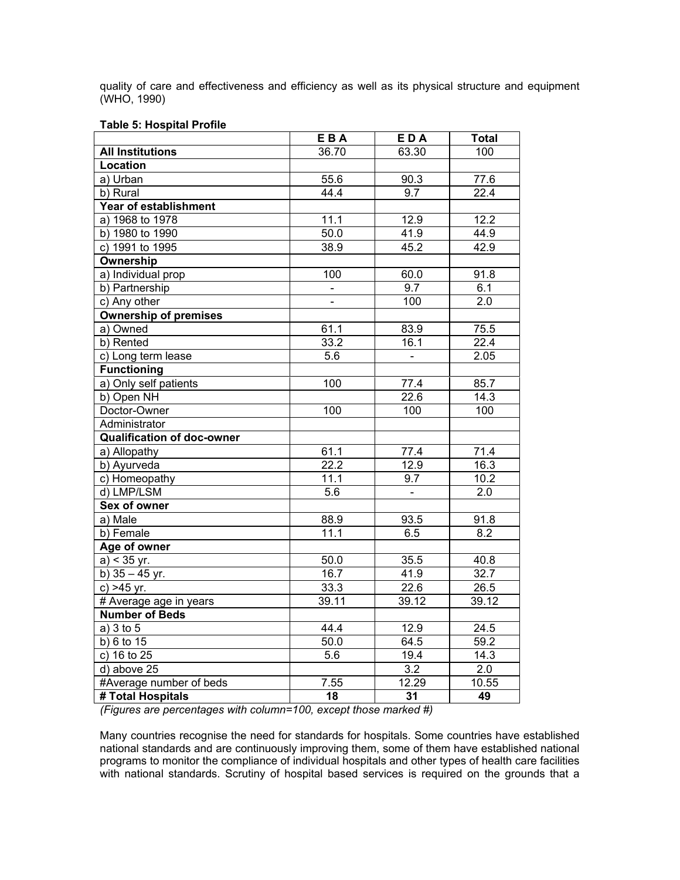quality of care and effectiveness and efficiency as well as its physical structure and equipment (WHO, 1990)

**Table 5: Hospital Profile**

| | E B A | E D A | Total |
|---|---|---|---|
| **All Institutions** | 36.70 | 63.30 | 100 |
| **Location** | | | |
| a) Urban | 55.6 | 90.3 | 77.6 |
| b) Rural | 44.4 | 9.7 | 22.4 |
| **Year of establishment** | | | |
| a) 1968 to 1978 | 11.1 | 12.9 | 12.2 |
| b) 1980 to 1990 | 50.0 | 41.9 | 44.9 |
| c) 1991 to 1995 | 38.9 | 45.2 | 42.9 |
| **Ownership** | | | |
| a) Individual prop | 100 | 60.0 | 91.8 |
| b) Partnership | - | 9.7 | 6.1 |
| c) Any other | - | 100 | 2.0 |
| **Ownership of premises** | | | |
| a) Owned | 61.1 | 83.9 | 75.5 |
| b) Rented | 33.2 | 16.1 | 22.4 |
| c) Long term lease | 5.6 | - | 2.05 |
| **Functioning** | | | |
| a) Only self patients | 100 | 77.4 | 85.7 |
| b) Open NH | | 22.6 | 14.3 |
| Doctor-Owner | 100 | 100 | 100 |
| Administrator | | | |
| **Qualification of doc-owner** | | | |
| a) Allopathy | 61.1 | 77.4 | 71.4 |
| b) Ayurveda | 22.2 | 12.9 | 16.3 |
| c) Homeopathy | 11.1 | 9.7 | 10.2 |
| d) LMP/LSM | 5.6 | - | 2.0 |
| **Sex of owner** | | | |
| a) Male | 88.9 | 93.5 | 91.8 |
| b) Female | 11.1 | 6.5 | 8.2 |
| **Age of owner** | | | |
| a) < 35 yr. | 50.0 | 35.5 | 40.8 |
| b) 35 – 45 yr. | 16.7 | 41.9 | 32.7 |
| c) >45 yr. | 33.3 | 22.6 | 26.5 |
| # Average age in years | 39.11 | 39.12 | 39.12 |
| **Number of Beds** | | | |
| a) 3 to 5 | 44.4 | 12.9 | 24.5 |
| b) 6 to 15 | 50.0 | 64.5 | 59.2 |
| c) 16 to 25 | 5.6 | 19.4 | 14.3 |
| d) above 25 | | 3.2 | 2.0 |
| #Average number of beds | 7.55 | 12.29 | 10.55 |
| **# Total Hospitals** | **18** | **31** | **49** |

*(Figures are percentages with column=100, except those marked #)*

Many countries recognise the need for standards for hospitals. Some countries have established national standards and are continuously improving them, some of them have established national programs to monitor the compliance of individual hospitals and other types of health care facilities with national standards. Scrutiny of hospital based services is required on the grounds that a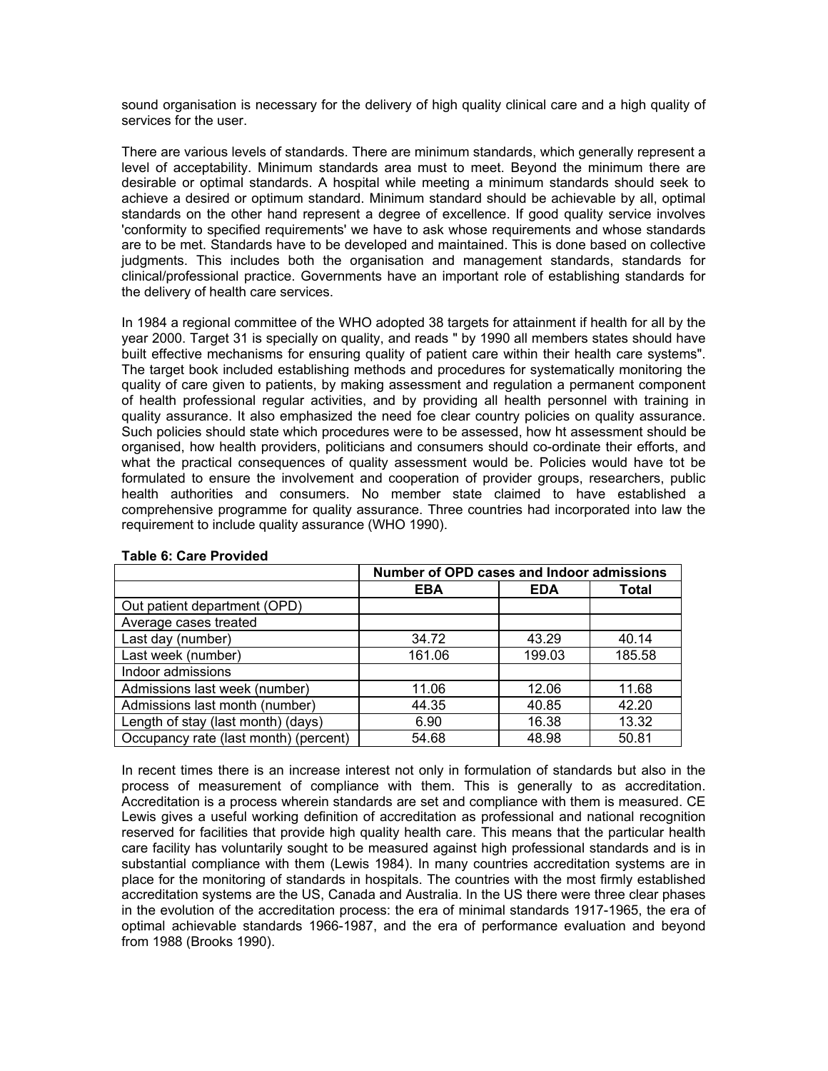sound organisation is necessary for the delivery of high quality clinical care and a high quality of services for the user.

There are various levels of standards. There are minimum standards, which generally represent a level of acceptability. Minimum standards area must to meet. Beyond the minimum there are desirable or optimal standards. A hospital while meeting a minimum standards should seek to achieve a desired or optimum standard. Minimum standard should be achievable by all, optimal standards on the other hand represent a degree of excellence. If good quality service involves 'conformity to specified requirements' we have to ask whose requirements and whose standards are to be met. Standards have to be developed and maintained. This is done based on collective judgments. This includes both the organisation and management standards, standards for clinical/professional practice. Governments have an important role of establishing standards for the delivery of health care services.

In 1984 a regional committee of the WHO adopted 38 targets for attainment if health for all by the year 2000. Target 31 is specially on quality, and reads " by 1990 all members states should have built effective mechanisms for ensuring quality of patient care within their health care systems". The target book included establishing methods and procedures for systematically monitoring the quality of care given to patients, by making assessment and regulation a permanent component of health professional regular activities, and by providing all health personnel with training in quality assurance. It also emphasized the need foe clear country policies on quality assurance. Such policies should state which procedures were to be assessed, how ht assessment should be organised, how health providers, politicians and consumers should co-ordinate their efforts, and what the practical consequences of quality assessment would be. Policies would have tot be formulated to ensure the involvement and cooperation of provider groups, researchers, public health authorities and consumers. No member state claimed to have established a comprehensive programme for quality assurance. Three countries had incorporated into law the requirement to include quality assurance (WHO 1990).

**Table 6: Care Provided**

| | Number of OPD cases and Indoor admissions | | |
|---|---|---|---|
| | **EBA** | **EDA** | **Total** |
| Out patient department (OPD) | | | |
| Average cases treated | | | |
| Last day (number) | 34.72 | 43.29 | 40.14 |
| Last week (number) | 161.06 | 199.03 | 185.58 |
| Indoor admissions | | | |
| Admissions last week (number) | 11.06 | 12.06 | 11.68 |
| Admissions last month (number) | 44.35 | 40.85 | 42.20 |
| Length of stay (last month) (days) | 6.90 | 16.38 | 13.32 |
| Occupancy rate (last month) (percent) | 54.68 | 48.98 | 50.81 |

In recent times there is an increase interest not only in formulation of standards but also in the process of measurement of compliance with them. This is generally to as accreditation. Accreditation is a process wherein standards are set and compliance with them is measured. CE Lewis gives a useful working definition of accreditation as professional and national recognition reserved for facilities that provide high quality health care. This means that the particular health care facility has voluntarily sought to be measured against high professional standards and is in substantial compliance with them (Lewis 1984). In many countries accreditation systems are in place for the monitoring of standards in hospitals. The countries with the most firmly established accreditation systems are the US, Canada and Australia. In the US there were three clear phases in the evolution of the accreditation process: the era of minimal standards 1917-1965, the era of optimal achievable standards 1966-1987, and the era of performance evaluation and beyond from 1988 (Brooks 1990).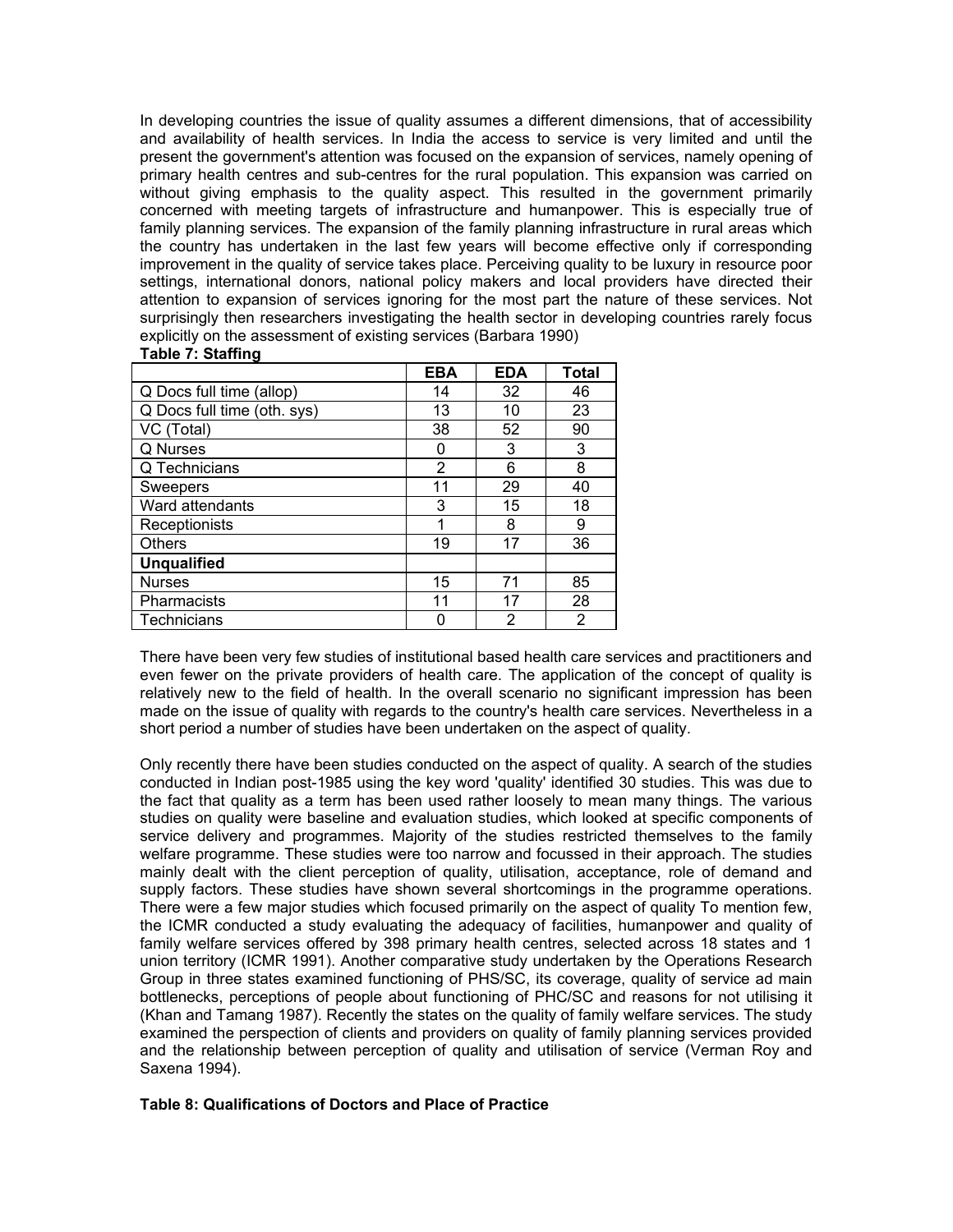In developing countries the issue of quality assumes a different dimensions, that of accessibility and availability of health services. In India the access to service is very limited and until the present the government's attention was focused on the expansion of services, namely opening of primary health centres and sub-centres for the rural population. This expansion was carried on without giving emphasis to the quality aspect. This resulted in the government primarily concerned with meeting targets of infrastructure and humanpower. This is especially true of family planning services. The expansion of the family planning infrastructure in rural areas which the country has undertaken in the last few years will become effective only if corresponding improvement in the quality of service takes place. Perceiving quality to be luxury in resource poor settings, international donors, national policy makers and local providers have directed their attention to expansion of services ignoring for the most part the nature of these services. Not surprisingly then researchers investigating the health sector in developing countries rarely focus explicitly on the assessment of existing services (Barbara 1990)

**Table 7: Staffing**

| | EBA | EDA | Total |
|---|---|---|---|
| Q Docs full time (allop) | 14 | 32 | 46 |
| Q Docs full time (oth. sys) | 13 | 10 | 23 |
| VC (Total) | 38 | 52 | 90 |
| Q Nurses | 0 | 3 | 3 |
| Q Technicians | 2 | 6 | 8 |
| Sweepers | 11 | 29 | 40 |
| Ward attendants | 3 | 15 | 18 |
| Receptionists | 1 | 8 | 9 |
| Others | 19 | 17 | 36 |
| **Unqualified** | | | |
| Nurses | 15 | 71 | 85 |
| Pharmacists | 11 | 17 | 28 |
| Technicians | 0 | 2 | 2 |

There have been very few studies of institutional based health care services and practitioners and even fewer on the private providers of health care. The application of the concept of quality is relatively new to the field of health. In the overall scenario no significant impression has been made on the issue of quality with regards to the country's health care services. Nevertheless in a short period a number of studies have been undertaken on the aspect of quality.

Only recently there have been studies conducted on the aspect of quality. A search of the studies conducted in Indian post-1985 using the key word 'quality' identified 30 studies. This was due to the fact that quality as a term has been used rather loosely to mean many things. The various studies on quality were baseline and evaluation studies, which looked at specific components of service delivery and programmes. Majority of the studies restricted themselves to the family welfare programme. These studies were too narrow and focussed in their approach. The studies mainly dealt with the client perception of quality, utilisation, acceptance, role of demand and supply factors. These studies have shown several shortcomings in the programme operations. There were a few major studies which focused primarily on the aspect of quality To mention few, the ICMR conducted a study evaluating the adequacy of facilities, humanpower and quality of family welfare services offered by 398 primary health centres, selected across 18 states and 1 union territory (ICMR 1991). Another comparative study undertaken by the Operations Research Group in three states examined functioning of PHS/SC, its coverage, quality of service ad main bottlenecks, perceptions of people about functioning of PHC/SC and reasons for not utilising it (Khan and Tamang 1987). Recently the states on the quality of family welfare services. The study examined the perspection of clients and providers on quality of family planning services provided and the relationship between perception of quality and utilisation of service (Verman Roy and Saxena 1994).

**Table 8: Qualifications of Doctors and Place of Practice**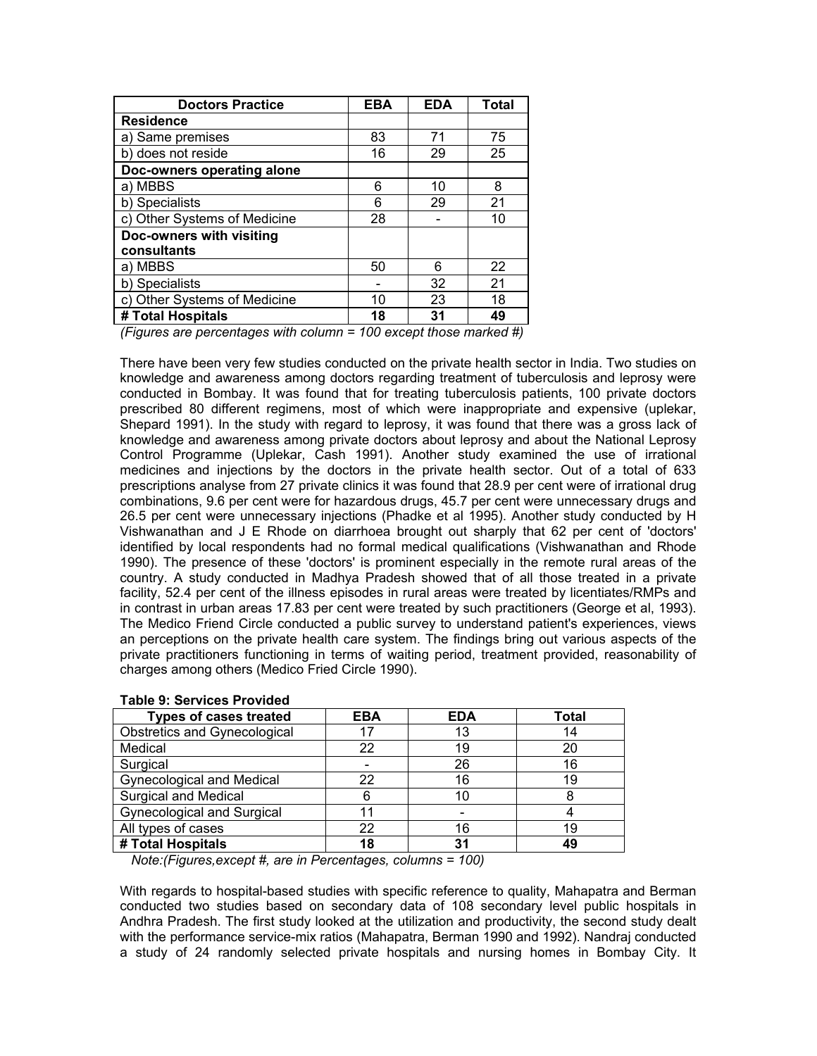| Doctors Practice | EBA | EDA | Total |
|---|---|---|---|
| **Residence** | | | |
| a) Same premises | 83 | 71 | 75 |
| b) does not reside | 16 | 29 | 25 |
| **Doc-owners operating alone** | | | |
| a) MBBS | 6 | 10 | 8 |
| b) Specialists | 6 | 29 | 21 |
| c) Other Systems of Medicine | 28 | - | 10 |
| **Doc-owners with visiting consultants** | | | |
| a) MBBS | 50 | 6 | 22 |
| b) Specialists | - | 32 | 21 |
| c) Other Systems of Medicine | 10 | 23 | 18 |
| **# Total Hospitals** | **18** | **31** | **49** |

*(Figures are percentages with column = 100 except those marked #)*

There have been very few studies conducted on the private health sector in India. Two studies on knowledge and awareness among doctors regarding treatment of tuberculosis and leprosy were conducted in Bombay. It was found that for treating tuberculosis patients, 100 private doctors prescribed 80 different regimens, most of which were inappropriate and expensive (uplekar, Shepard 1991). In the study with regard to leprosy, it was found that there was a gross lack of knowledge and awareness among private doctors about leprosy and about the National Leprosy Control Programme (Uplekar, Cash 1991). Another study examined the use of irrational medicines and injections by the doctors in the private health sector. Out of a total of 633 prescriptions analyse from 27 private clinics it was found that 28.9 per cent were of irrational drug combinations, 9.6 per cent were for hazardous drugs, 45.7 per cent were unnecessary drugs and 26.5 per cent were unnecessary injections (Phadke et al 1995). Another study conducted by H Vishwanathan and J E Rhode on diarrhoea brought out sharply that 62 per cent of 'doctors' identified by local respondents had no formal medical qualifications (Vishwanathan and Rhode 1990). The presence of these 'doctors' is prominent especially in the remote rural areas of the country. A study conducted in Madhya Pradesh showed that of all those treated in a private facility, 52.4 per cent of the illness episodes in rural areas were treated by licentiates/RMPs and in contrast in urban areas 17.83 per cent were treated by such practitioners (George et al, 1993). The Medico Friend Circle conducted a public survey to understand patient's experiences, views an perceptions on the private health care system. The findings bring out various aspects of the private practitioners functioning in terms of waiting period, treatment provided, reasonability of charges among others (Medico Fried Circle 1990).

**Table 9: Services Provided**

| Types of cases treated | EBA | EDA | Total |
|---|---|---|---|
| Obstretics and Gynecological | 17 | 13 | 14 |
| Medical | 22 | 19 | 20 |
| Surgical | - | 26 | 16 |
| Gynecological and Medical | 22 | 16 | 19 |
| Surgical and Medical | 6 | 10 | 8 |
| Gynecological and Surgical | 11 | - | 4 |
| All types of cases | 22 | 16 | 19 |
| **# Total Hospitals** | **18** | **31** | **49** |

*Note:(Figures,except #, are in Percentages, columns = 100)*

With regards to hospital-based studies with specific reference to quality, Mahapatra and Berman conducted two studies based on secondary data of 108 secondary level public hospitals in Andhra Pradesh. The first study looked at the utilization and productivity, the second study dealt with the performance service-mix ratios (Mahapatra, Berman 1990 and 1992). Nandraj conducted a study of 24 randomly selected private hospitals and nursing homes in Bombay City. It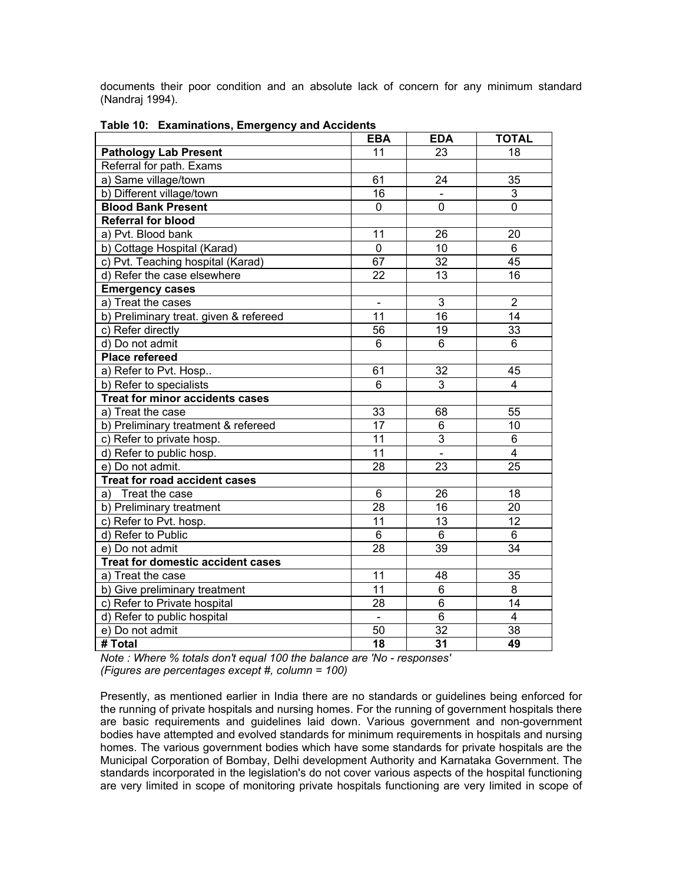documents their poor condition and an absolute lack of concern for any minimum standard (Nandraj 1994).

**Table 10: Examinations, Emergency and Accidents**

| | EBA | EDA | TOTAL |
|---|---|---|---|
| **Pathology Lab Present** | 11 | 23 | 18 |
| Referral for path. Exams | | | |
| a) Same village/town | 61 | 24 | 35 |
| b) Different village/town | 16 | - | 3 |
| **Blood Bank Present** | 0 | 0 | 0 |
| **Referral for blood** | | | |
| a) Pvt. Blood bank | 11 | 26 | 20 |
| b) Cottage Hospital (Karad) | 0 | 10 | 6 |
| c) Pvt. Teaching hospital (Karad) | 67 | 32 | 45 |
| d) Refer the case elsewhere | 22 | 13 | 16 |
| **Emergency cases** | | | |
| a) Treat the cases | - | 3 | 2 |
| b) Preliminary treat. given & refereed | 11 | 16 | 14 |
| c) Refer directly | 56 | 19 | 33 |
| d) Do not admit | 6 | 6 | 6 |
| **Place refereed** | | | |
| a) Refer to Pvt. Hosp.. | 61 | 32 | 45 |
| b) Refer to specialists | 6 | 3 | 4 |
| **Treat for minor accidents cases** | | | |
| a) Treat the case | 33 | 68 | 55 |
| b) Preliminary treatment & refereed | 17 | 6 | 10 |
| c) Refer to private hosp. | 11 | 3 | 6 |
| d) Refer to public hosp. | 11 | - | 4 |
| e) Do not admit. | 28 | 23 | 25 |
| **Treat for road accident cases** | | | |
| a) Treat the case | 6 | 26 | 18 |
| b) Preliminary treatment | 28 | 16 | 20 |
| c) Refer to Pvt. hosp. | 11 | 13 | 12 |
| d) Refer to Public | 6 | 6 | 6 |
| e) Do not admit | 28 | 39 | 34 |
| **Treat for domestic accident cases** | | | |
| a) Treat the case | 11 | 48 | 35 |
| b) Give preliminary treatment | 11 | 6 | 8 |
| c) Refer to Private hospital | 28 | 6 | 14 |
| d) Refer to public hospital | - | 6 | 4 |
| e) Do not admit | 50 | 32 | 38 |
| **# Total** | **18** | **31** | **49** |

*Note : Where % totals don't equal 100 the balance are 'No - responses'*
*(Figures are percentages except #, column = 100)*

Presently, as mentioned earlier in India there are no standards or guidelines being enforced for the running of private hospitals and nursing homes. For the running of government hospitals there are basic requirements and guidelines laid down. Various government and non-government bodies have attempted and evolved standards for minimum requirements in hospitals and nursing homes. The various government bodies which have some standards for private hospitals are the Municipal Corporation of Bombay, Delhi development Authority and Karnataka Government. The standards incorporated in the legislation's do not cover various aspects of the hospital functioning are very limited in scope of monitoring private hospitals functioning are very limited in scope of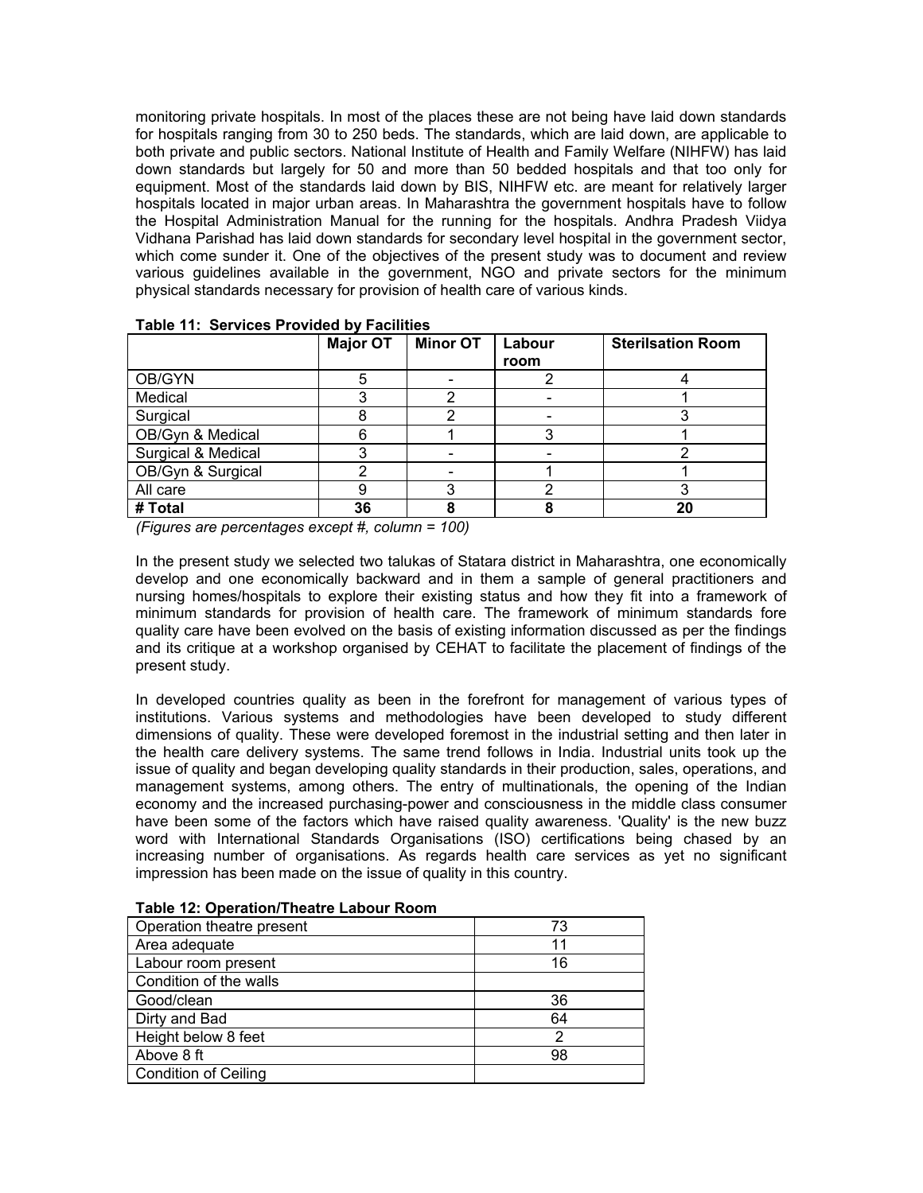monitoring private hospitals. In most of the places these are not being have laid down standards for hospitals ranging from 30 to 250 beds. The standards, which are laid down, are applicable to both private and public sectors. National Institute of Health and Family Welfare (NIHFW) has laid down standards but largely for 50 and more than 50 bedded hospitals and that too only for equipment. Most of the standards laid down by BIS, NIHFW etc. are meant for relatively larger hospitals located in major urban areas. In Maharashtra the government hospitals have to follow the Hospital Administration Manual for the running for the hospitals. Andhra Pradesh Viidya Vidhana Parishad has laid down standards for secondary level hospital in the government sector, which come sunder it. One of the objectives of the present study was to document and review various guidelines available in the government, NGO and private sectors for the minimum physical standards necessary for provision of health care of various kinds.

**Table 11: Services Provided by Facilities**

| | Major OT | Minor OT | Labour room | Sterilsation Room |
|---|---|---|---|---|
| OB/GYN | 5 | - | 2 | 4 |
| Medical | 3 | 2 | - | 1 |
| Surgical | 8 | 2 | - | 3 |
| OB/Gyn & Medical | 6 | 1 | 3 | 1 |
| Surgical & Medical | 3 | - | - | 2 |
| OB/Gyn & Surgical | 2 | - | 1 | 1 |
| All care | 9 | 3 | 2 | 3 |
| **# Total** | **36** | **8** | **8** | **20** |

*(Figures are percentages except #, column = 100)*

In the present study we selected two talukas of Statara district in Maharashtra, one economically develop and one economically backward and in them a sample of general practitioners and nursing homes/hospitals to explore their existing status and how they fit into a framework of minimum standards for provision of health care. The framework of minimum standards fore quality care have been evolved on the basis of existing information discussed as per the findings and its critique at a workshop organised by CEHAT to facilitate the placement of findings of the present study.

In developed countries quality as been in the forefront for management of various types of institutions. Various systems and methodologies have been developed to study different dimensions of quality. These were developed foremost in the industrial setting and then later in the health care delivery systems. The same trend follows in India. Industrial units took up the issue of quality and began developing quality standards in their production, sales, operations, and management systems, among others. The entry of multinationals, the opening of the Indian economy and the increased purchasing-power and consciousness in the middle class consumer have been some of the factors which have raised quality awareness. 'Quality' is the new buzz word with International Standards Organisations (ISO) certifications being chased by an increasing number of organisations. As regards health care services as yet no significant impression has been made on the issue of quality in this country.

**Table 12: Operation/Theatre Labour Room**

| | |
|---|---|
| Operation theatre present | 73 |
| Area adequate | 11 |
| Labour room present | 16 |
| Condition of the walls | |
| Good/clean | 36 |
| Dirty and Bad | 64 |
| Height below 8 feet | 2 |
| Above 8 ft | 98 |
| Condition of Ceiling | |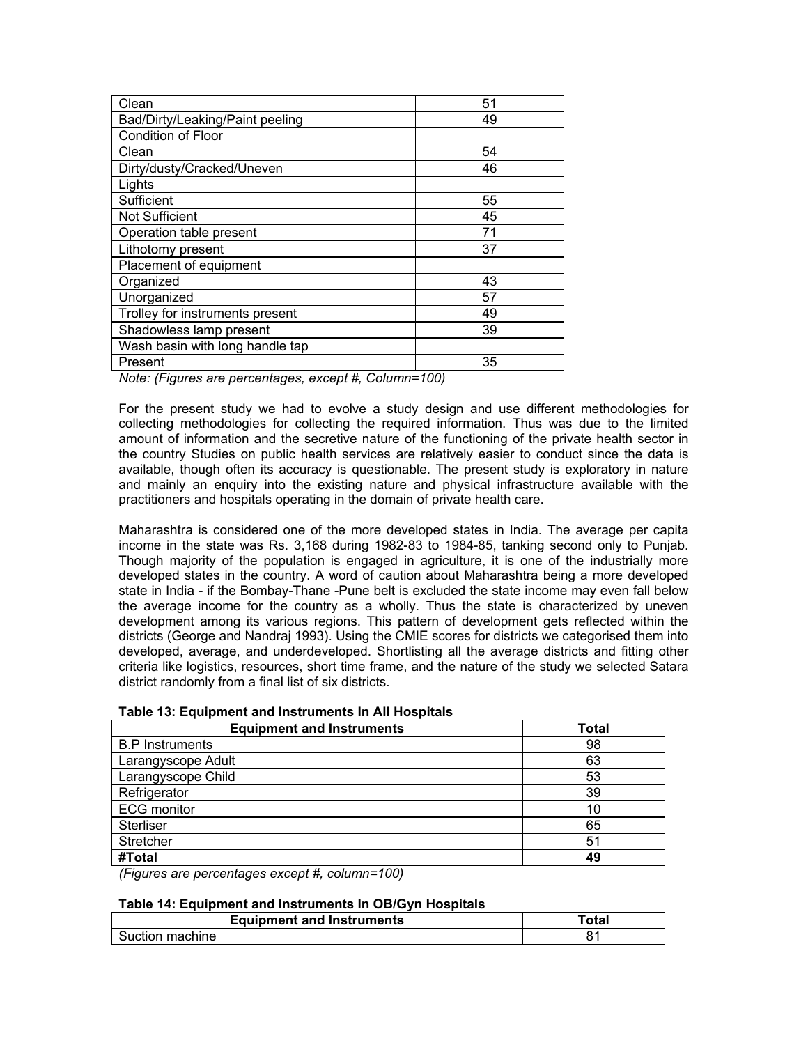| | |
|---|---|
| Clean | 51 |
| Bad/Dirty/Leaking/Paint peeling | 49 |
| Condition of Floor | |
| Clean | 54 |
| Dirty/dusty/Cracked/Uneven | 46 |
| Lights | |
| Sufficient | 55 |
| Not Sufficient | 45 |
| Operation table present | 71 |
| Lithotomy present | 37 |
| Placement of equipment | |
| Organized | 43 |
| Unorganized | 57 |
| Trolley for instruments present | 49 |
| Shadowless lamp present | 39 |
| Wash basin with long handle tap | |
| Present | 35 |

*Note: (Figures are percentages, except #, Column=100)*

For the present study we had to evolve a study design and use different methodologies for collecting methodologies for collecting the required information. Thus was due to the limited amount of information and the secretive nature of the functioning of the private health sector in the country Studies on public health services are relatively easier to conduct since the data is available, though often its accuracy is questionable. The present study is exploratory in nature and mainly an enquiry into the existing nature and physical infrastructure available with the practitioners and hospitals operating in the domain of private health care.

Maharashtra is considered one of the more developed states in India. The average per capita income in the state was Rs. 3,168 during 1982-83 to 1984-85, tanking second only to Punjab. Though majority of the population is engaged in agriculture, it is one of the industrially more developed states in the country. A word of caution about Maharashtra being a more developed state in India - if the Bombay-Thane -Pune belt is excluded the state income may even fall below the average income for the country as a wholly. Thus the state is characterized by uneven development among its various regions. This pattern of development gets reflected within the districts (George and Nandraj 1993). Using the CMIE scores for districts we categorised them into developed, average, and underdeveloped. Shortlisting all the average districts and fitting other criteria like logistics, resources, short time frame, and the nature of the study we selected Satara district randomly from a final list of six districts.

**Table 13: Equipment and Instruments In All Hospitals**

| Equipment and Instruments | Total |
|---|---|
| B.P Instruments | 98 |
| Larangyscope Adult | 63 |
| Larangyscope Child | 53 |
| Refrigerator | 39 |
| ECG monitor | 10 |
| Sterliser | 65 |
| Stretcher | 51 |
| **#Total** | **49** |

*(Figures are percentages except #, column=100)*

**Table 14: Equipment and Instruments In OB/Gyn Hospitals**

| Equipment and Instruments | Total |
|---|---|
| Suction machine | 81 |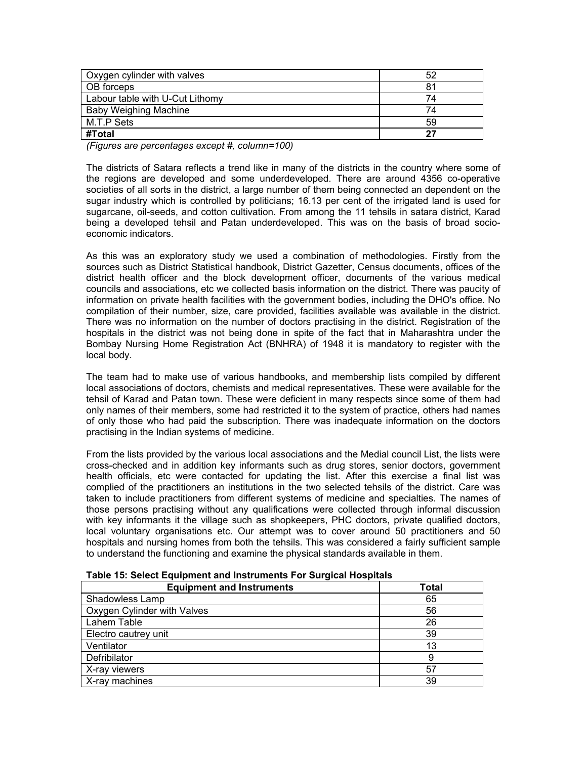| Oxygen cylinder with valves | 52 |
|---|---|
| OB forceps | 81 |
| Labour table with U-Cut Lithomy | 74 |
| Baby Weighing Machine | 74 |
| M.T.P Sets | 59 |
| **#Total** | **27** |

*(Figures are percentages except #, column=100)*

The districts of Satara reflects a trend like in many of the districts in the country where some of the regions are developed and some underdeveloped. There are around 4356 co-operative societies of all sorts in the district, a large number of them being connected an dependent on the sugar industry which is controlled by politicians; 16.13 per cent of the irrigated land is used for sugarcane, oil-seeds, and cotton cultivation. From among the 11 tehsils in satara district, Karad being a developed tehsil and Patan underdeveloped. This was on the basis of broad socio-economic indicators.

As this was an exploratory study we used a combination of methodologies. Firstly from the sources such as District Statistical handbook, District Gazetter, Census documents, offices of the district health officer and the block development officer, documents of the various medical councils and associations, etc we collected basis information on the district. There was paucity of information on private health facilities with the government bodies, including the DHO's office. No compilation of their number, size, care provided, facilities available was available in the district. There was no information on the number of doctors practising in the district. Registration of the hospitals in the district was not being done in spite of the fact that in Maharashtra under the Bombay Nursing Home Registration Act (BNHRA) of 1948 it is mandatory to register with the local body.

The team had to make use of various handbooks, and membership lists compiled by different local associations of doctors, chemists and medical representatives. These were available for the tehsil of Karad and Patan town. These were deficient in many respects since some of them had only names of their members, some had restricted it to the system of practice, others had names of only those who had paid the subscription. There was inadequate information on the doctors practising in the Indian systems of medicine.

From the lists provided by the various local associations and the Medial council List, the lists were cross-checked and in addition key informants such as drug stores, senior doctors, government health officials, etc were contacted for updating the list. After this exercise a final list was complied of the practitioners an institutions in the two selected tehsils of the district. Care was taken to include practitioners from different systems of medicine and specialties. The names of those persons practising without any qualifications were collected through informal discussion with key informants it the village such as shopkeepers, PHC doctors, private qualified doctors, local voluntary organisations etc. Our attempt was to cover around 50 practitioners and 50 hospitals and nursing homes from both the tehsils. This was considered a fairly sufficient sample to understand the functioning and examine the physical standards available in them.

**Table 15: Select Equipment and Instruments For Surgical Hospitals**

| Equipment and Instruments | Total |
|---|---|
| Shadowless Lamp | 65 |
| Oxygen Cylinder with Valves | 56 |
| Lahem Table | 26 |
| Electro cautrey unit | 39 |
| Ventilator | 13 |
| Defribilator | 9 |
| X-ray viewers | 57 |
| X-ray machines | 39 |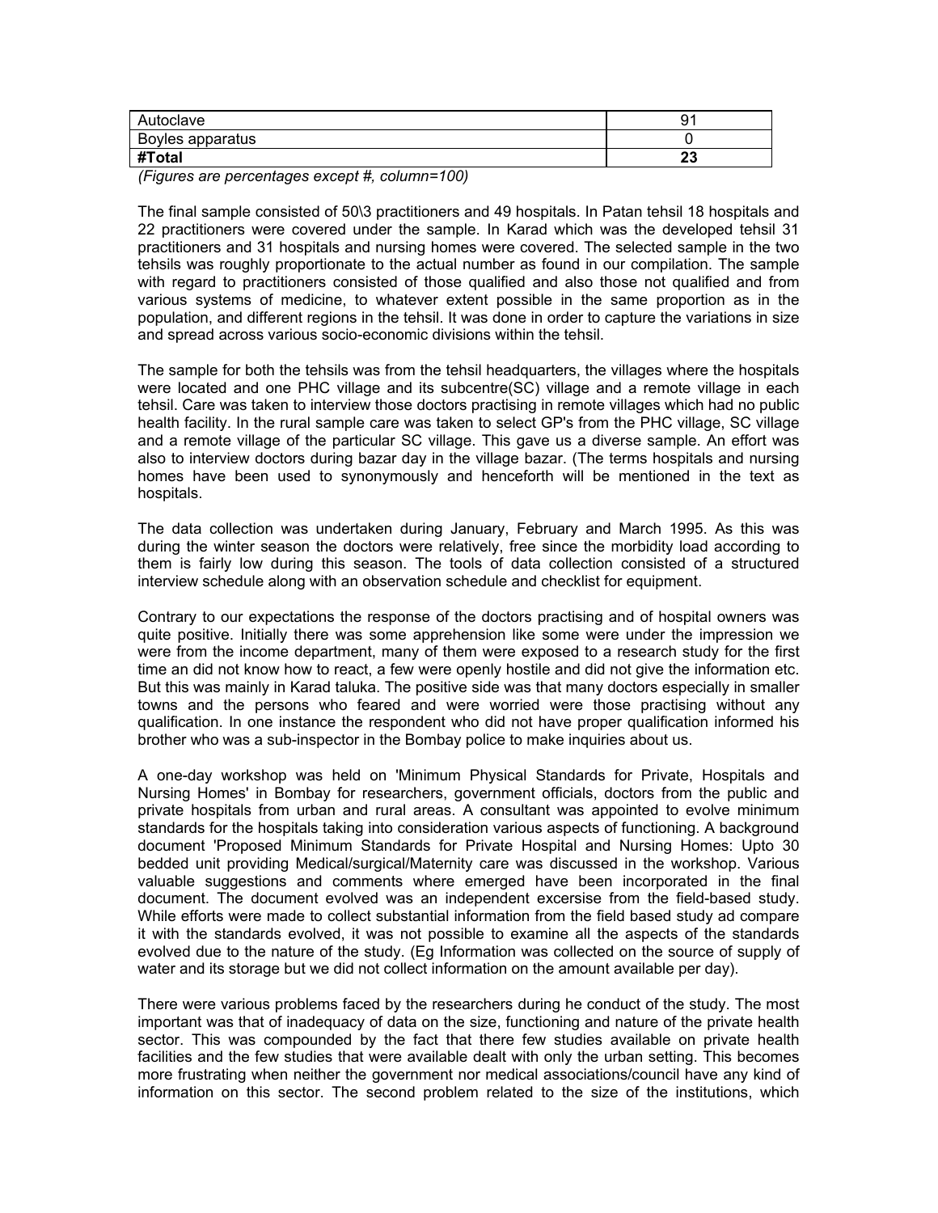| Autoclave | 91 |
|---|---|
| Boyles apparatus | 0 |
| **#Total** | **23** |

*(Figures are percentages except #, column=100)*

The final sample consisted of 50\3 practitioners and 49 hospitals. In Patan tehsil 18 hospitals and 22 practitioners were covered under the sample. In Karad which was the developed tehsil 31 practitioners and 31 hospitals and nursing homes were covered. The selected sample in the two tehsils was roughly proportionate to the actual number as found in our compilation. The sample with regard to practitioners consisted of those qualified and also those not qualified and from various systems of medicine, to whatever extent possible in the same proportion as in the population, and different regions in the tehsil. It was done in order to capture the variations in size and spread across various socio-economic divisions within the tehsil.

The sample for both the tehsils was from the tehsil headquarters, the villages where the hospitals were located and one PHC village and its subcentre(SC) village and a remote village in each tehsil. Care was taken to interview those doctors practising in remote villages which had no public health facility. In the rural sample care was taken to select GP's from the PHC village, SC village and a remote village of the particular SC village. This gave us a diverse sample. An effort was also to interview doctors during bazar day in the village bazar. (The terms hospitals and nursing homes have been used to synonymously and henceforth will be mentioned in the text as hospitals.

The data collection was undertaken during January, February and March 1995. As this was during the winter season the doctors were relatively, free since the morbidity load according to them is fairly low during this season. The tools of data collection consisted of a structured interview schedule along with an observation schedule and checklist for equipment.

Contrary to our expectations the response of the doctors practising and of hospital owners was quite positive. Initially there was some apprehension like some were under the impression we were from the income department, many of them were exposed to a research study for the first time an did not know how to react, a few were openly hostile and did not give the information etc. But this was mainly in Karad taluka. The positive side was that many doctors especially in smaller towns and the persons who feared and were worried were those practising without any qualification. In one instance the respondent who did not have proper qualification informed his brother who was a sub-inspector in the Bombay police to make inquiries about us.

A one-day workshop was held on 'Minimum Physical Standards for Private, Hospitals and Nursing Homes' in Bombay for researchers, government officials, doctors from the public and private hospitals from urban and rural areas. A consultant was appointed to evolve minimum standards for the hospitals taking into consideration various aspects of functioning. A background document 'Proposed Minimum Standards for Private Hospital and Nursing Homes: Upto 30 bedded unit providing Medical/surgical/Maternity care was discussed in the workshop. Various valuable suggestions and comments where emerged have been incorporated in the final document. The document evolved was an independent excersise from the field-based study. While efforts were made to collect substantial information from the field based study ad compare it with the standards evolved, it was not possible to examine all the aspects of the standards evolved due to the nature of the study. (Eg Information was collected on the source of supply of water and its storage but we did not collect information on the amount available per day).

There were various problems faced by the researchers during he conduct of the study. The most important was that of inadequacy of data on the size, functioning and nature of the private health sector. This was compounded by the fact that there few studies available on private health facilities and the few studies that were available dealt with only the urban setting. This becomes more frustrating when neither the government nor medical associations/council have any kind of information on this sector. The second problem related to the size of the institutions, which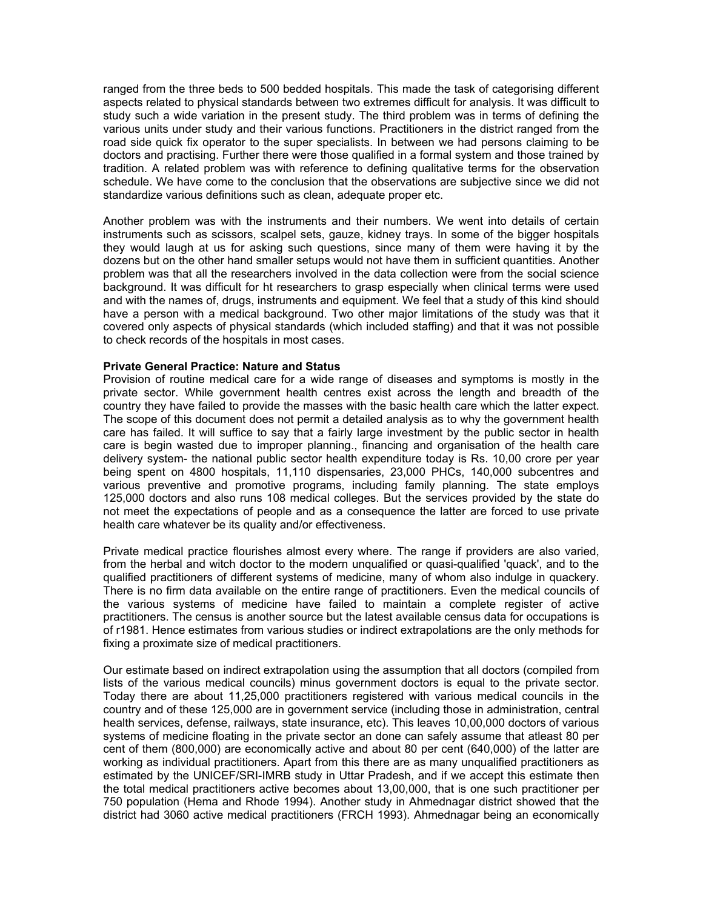ranged from the three beds to 500 bedded hospitals. This made the task of categorising different aspects related to physical standards between two extremes difficult for analysis. It was difficult to study such a wide variation in the present study. The third problem was in terms of defining the various units under study and their various functions. Practitioners in the district ranged from the road side quick fix operator to the super specialists. In between we had persons claiming to be doctors and practising. Further there were those qualified in a formal system and those trained by tradition. A related problem was with reference to defining qualitative terms for the observation schedule. We have come to the conclusion that the observations are subjective since we did not standardize various definitions such as clean, adequate proper etc.

Another problem was with the instruments and their numbers. We went into details of certain instruments such as scissors, scalpel sets, gauze, kidney trays. In some of the bigger hospitals they would laugh at us for asking such questions, since many of them were having it by the dozens but on the other hand smaller setups would not have them in sufficient quantities. Another problem was that all the researchers involved in the data collection were from the social science background. It was difficult for ht researchers to grasp especially when clinical terms were used and with the names of, drugs, instruments and equipment. We feel that a study of this kind should have a person with a medical background. Two other major limitations of the study was that it covered only aspects of physical standards (which included staffing) and that it was not possible to check records of the hospitals in most cases.

**Private General Practice: Nature and Status**

Provision of routine medical care for a wide range of diseases and symptoms is mostly in the private sector. While government health centres exist across the length and breadth of the country they have failed to provide the masses with the basic health care which the latter expect. The scope of this document does not permit a detailed analysis as to why the government health care has failed. It will suffice to say that a fairly large investment by the public sector in health care is begin wasted due to improper planning., financing and organisation of the health care delivery system- the national public sector health expenditure today is Rs. 10,00 crore per year being spent on 4800 hospitals, 11,110 dispensaries, 23,000 PHCs, 140,000 subcentres and various preventive and promotive programs, including family planning. The state employs 125,000 doctors and also runs 108 medical colleges. But the services provided by the state do not meet the expectations of people and as a consequence the latter are forced to use private health care whatever be its quality and/or effectiveness.

Private medical practice flourishes almost every where. The range if providers are also varied, from the herbal and witch doctor to the modern unqualified or quasi-qualified 'quack', and to the qualified practitioners of different systems of medicine, many of whom also indulge in quackery. There is no firm data available on the entire range of practitioners. Even the medical councils of the various systems of medicine have failed to maintain a complete register of active practitioners. The census is another source but the latest available census data for occupations is of r1981. Hence estimates from various studies or indirect extrapolations are the only methods for fixing a proximate size of medical practitioners.

Our estimate based on indirect extrapolation using the assumption that all doctors (compiled from lists of the various medical councils) minus government doctors is equal to the private sector. Today there are about 11,25,000 practitioners registered with various medical councils in the country and of these 125,000 are in government service (including those in administration, central health services, defense, railways, state insurance, etc). This leaves 10,00,000 doctors of various systems of medicine floating in the private sector an done can safely assume that atleast 80 per cent of them (800,000) are economically active and about 80 per cent (640,000) of the latter are working as individual practitioners. Apart from this there are as many unqualified practitioners as estimated by the UNICEF/SRI-IMRB study in Uttar Pradesh, and if we accept this estimate then the total medical practitioners active becomes about 13,00,000, that is one such practitioner per 750 population (Hema and Rhode 1994). Another study in Ahmednagar district showed that the district had 3060 active medical practitioners (FRCH 1993). Ahmednagar being an economically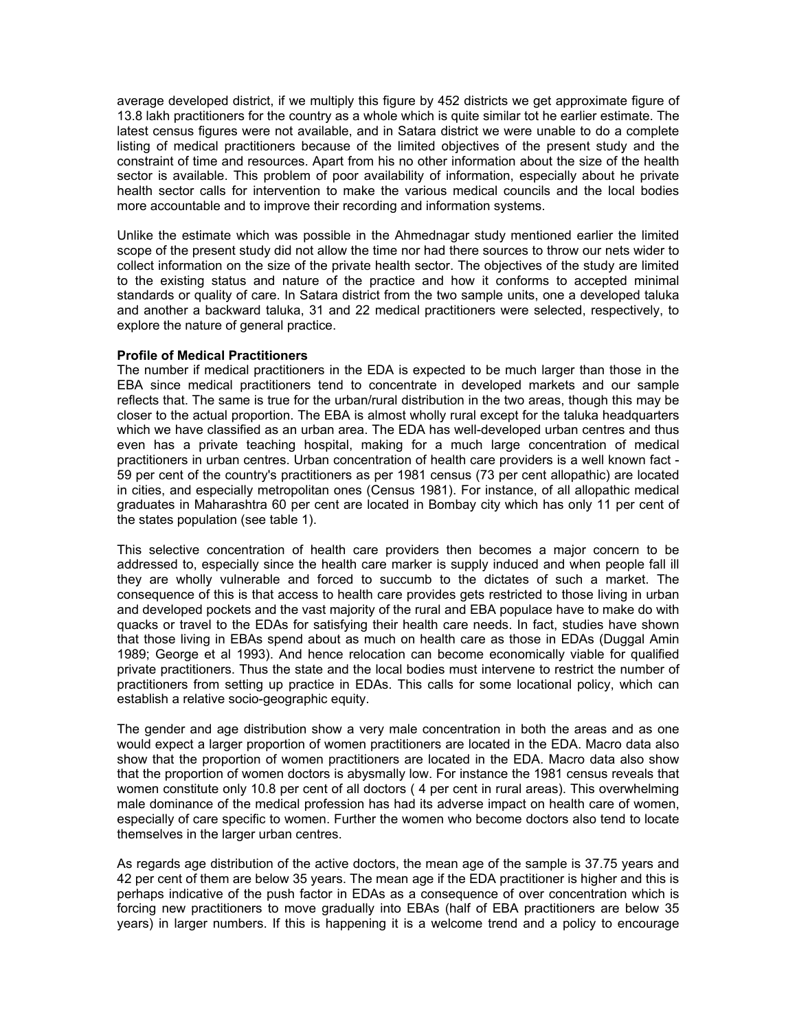average developed district, if we multiply this figure by 452 districts we get approximate figure of 13.8 lakh practitioners for the country as a whole which is quite similar tot he earlier estimate. The latest census figures were not available, and in Satara district we were unable to do a complete listing of medical practitioners because of the limited objectives of the present study and the constraint of time and resources. Apart from his no other information about the size of the health sector is available. This problem of poor availability of information, especially about he private health sector calls for intervention to make the various medical councils and the local bodies more accountable and to improve their recording and information systems.

Unlike the estimate which was possible in the Ahmednagar study mentioned earlier the limited scope of the present study did not allow the time nor had there sources to throw our nets wider to collect information on the size of the private health sector. The objectives of the study are limited to the existing status and nature of the practice and how it conforms to accepted minimal standards or quality of care. In Satara district from the two sample units, one a developed taluka and another a backward taluka, 31 and 22 medical practitioners were selected, respectively, to explore the nature of general practice.

**Profile of Medical Practitioners**

The number if medical practitioners in the EDA is expected to be much larger than those in the EBA since medical practitioners tend to concentrate in developed markets and our sample reflects that. The same is true for the urban/rural distribution in the two areas, though this may be closer to the actual proportion. The EBA is almost wholly rural except for the taluka headquarters which we have classified as an urban area. The EDA has well-developed urban centres and thus even has a private teaching hospital, making for a much large concentration of medical practitioners in urban centres. Urban concentration of health care providers is a well known fact - 59 per cent of the country's practitioners as per 1981 census (73 per cent allopathic) are located in cities, and especially metropolitan ones (Census 1981). For instance, of all allopathic medical graduates in Maharashtra 60 per cent are located in Bombay city which has only 11 per cent of the states population (see table 1).

This selective concentration of health care providers then becomes a major concern to be addressed to, especially since the health care marker is supply induced and when people fall ill they are wholly vulnerable and forced to succumb to the dictates of such a market. The consequence of this is that access to health care provides gets restricted to those living in urban and developed pockets and the vast majority of the rural and EBA populace have to make do with quacks or travel to the EDAs for satisfying their health care needs. In fact, studies have shown that those living in EBAs spend about as much on health care as those in EDAs (Duggal Amin 1989; George et al 1993). And hence relocation can become economically viable for qualified private practitioners. Thus the state and the local bodies must intervene to restrict the number of practitioners from setting up practice in EDAs. This calls for some locational policy, which can establish a relative socio-geographic equity.

The gender and age distribution show a very male concentration in both the areas and as one would expect a larger proportion of women practitioners are located in the EDA. Macro data also show that the proportion of women practitioners are located in the EDA. Macro data also show that the proportion of women doctors is abysmally low. For instance the 1981 census reveals that women constitute only 10.8 per cent of all doctors ( 4 per cent in rural areas). This overwhelming male dominance of the medical profession has had its adverse impact on health care of women, especially of care specific to women. Further the women who become doctors also tend to locate themselves in the larger urban centres.

As regards age distribution of the active doctors, the mean age of the sample is 37.75 years and 42 per cent of them are below 35 years. The mean age if the EDA practitioner is higher and this is perhaps indicative of the push factor in EDAs as a consequence of over concentration which is forcing new practitioners to move gradually into EBAs (half of EBA practitioners are below 35 years) in larger numbers. If this is happening it is a welcome trend and a policy to encourage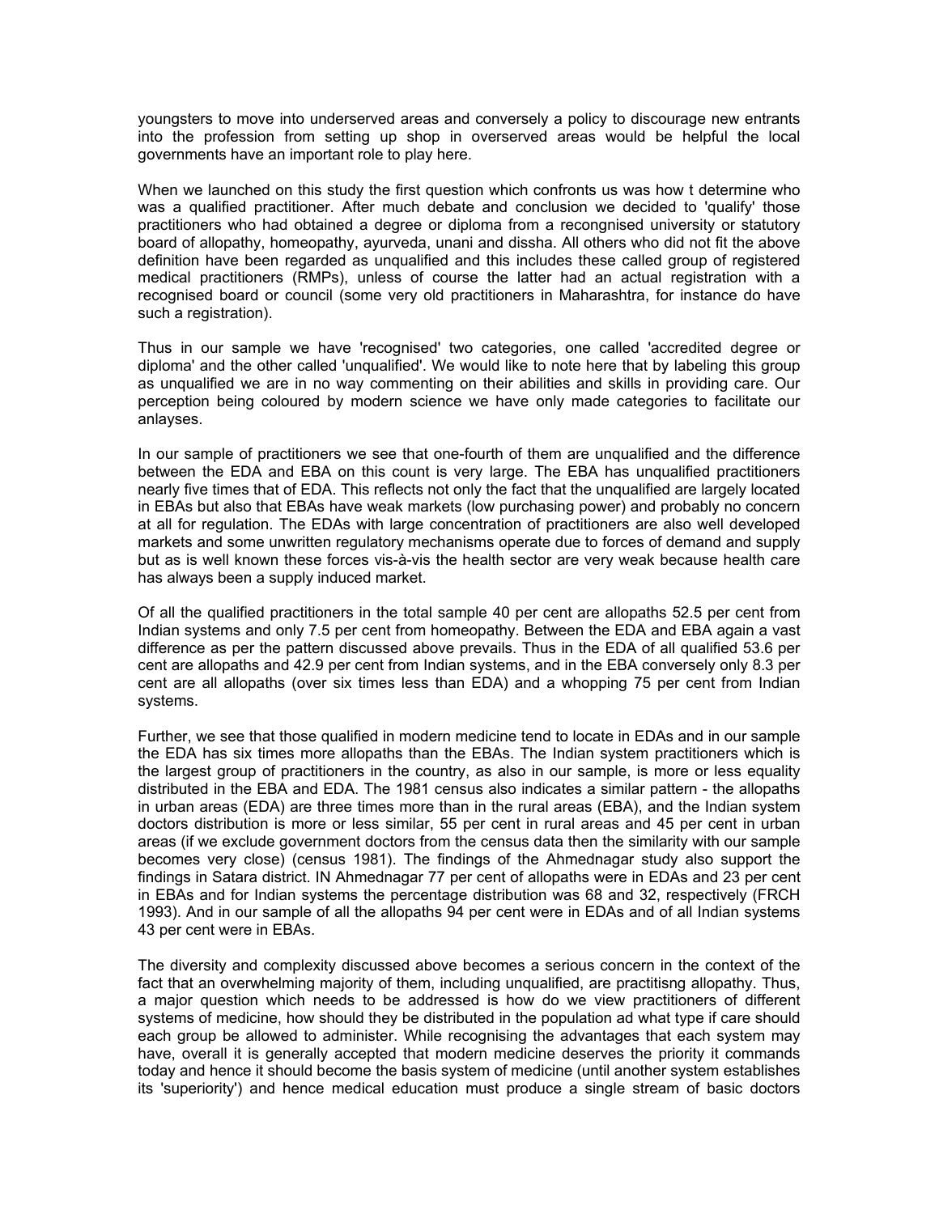youngsters to move into underserved areas and conversely a policy to discourage new entrants into the profession from setting up shop in overserved areas would be helpful the local governments have an important role to play here.

When we launched on this study the first question which confronts us was how t determine who was a qualified practitioner. After much debate and conclusion we decided to 'qualify' those practitioners who had obtained a degree or diploma from a recongnised university or statutory board of allopathy, homeopathy, ayurveda, unani and dissha. All others who did not fit the above definition have been regarded as unqualified and this includes these called group of registered medical practitioners (RMPs), unless of course the latter had an actual registration with a recognised board or council (some very old practitioners in Maharashtra, for instance do have such a registration).

Thus in our sample we have 'recognised' two categories, one called 'accredited degree or diploma' and the other called 'unqualified'. We would like to note here that by labeling this group as unqualified we are in no way commenting on their abilities and skills in providing care. Our perception being coloured by modern science we have only made categories to facilitate our anlayses.

In our sample of practitioners we see that one-fourth of them are unqualified and the difference between the EDA and EBA on this count is very large. The EBA has unqualified practitioners nearly five times that of EDA. This reflects not only the fact that the unqualified are largely located in EBAs but also that EBAs have weak markets (low purchasing power) and probably no concern at all for regulation. The EDAs with large concentration of practitioners are also well developed markets and some unwritten regulatory mechanisms operate due to forces of demand and supply but as is well known these forces vis-à-vis the health sector are very weak because health care has always been a supply induced market.

Of all the qualified practitioners in the total sample 40 per cent are allopaths 52.5 per cent from Indian systems and only 7.5 per cent from homeopathy. Between the EDA and EBA again a vast difference as per the pattern discussed above prevails. Thus in the EDA of all qualified 53.6 per cent are allopaths and 42.9 per cent from Indian systems, and in the EBA conversely only 8.3 per cent are all allopaths (over six times less than EDA) and a whopping 75 per cent from Indian systems.

Further, we see that those qualified in modern medicine tend to locate in EDAs and in our sample the EDA has six times more allopaths than the EBAs. The Indian system practitioners which is the largest group of practitioners in the country, as also in our sample, is more or less equality distributed in the EBA and EDA. The 1981 census also indicates a similar pattern - the allopaths in urban areas (EDA) are three times more than in the rural areas (EBA), and the Indian system doctors distribution is more or less similar, 55 per cent in rural areas and 45 per cent in urban areas (if we exclude government doctors from the census data then the similarity with our sample becomes very close) (census 1981). The findings of the Ahmednagar study also support the findings in Satara district. IN Ahmednagar 77 per cent of allopaths were in EDAs and 23 per cent in EBAs and for Indian systems the percentage distribution was 68 and 32, respectively (FRCH 1993). And in our sample of all the allopaths 94 per cent were in EDAs and of all Indian systems 43 per cent were in EBAs.

The diversity and complexity discussed above becomes a serious concern in the context of the fact that an overwhelming majority of them, including unqualified, are practitisng allopathy. Thus, a major question which needs to be addressed is how do we view practitioners of different systems of medicine, how should they be distributed in the population ad what type if care should each group be allowed to administer. While recognising the advantages that each system may have, overall it is generally accepted that modern medicine deserves the priority it commands today and hence it should become the basis system of medicine (until another system establishes its 'superiority') and hence medical education must produce a single stream of basic doctors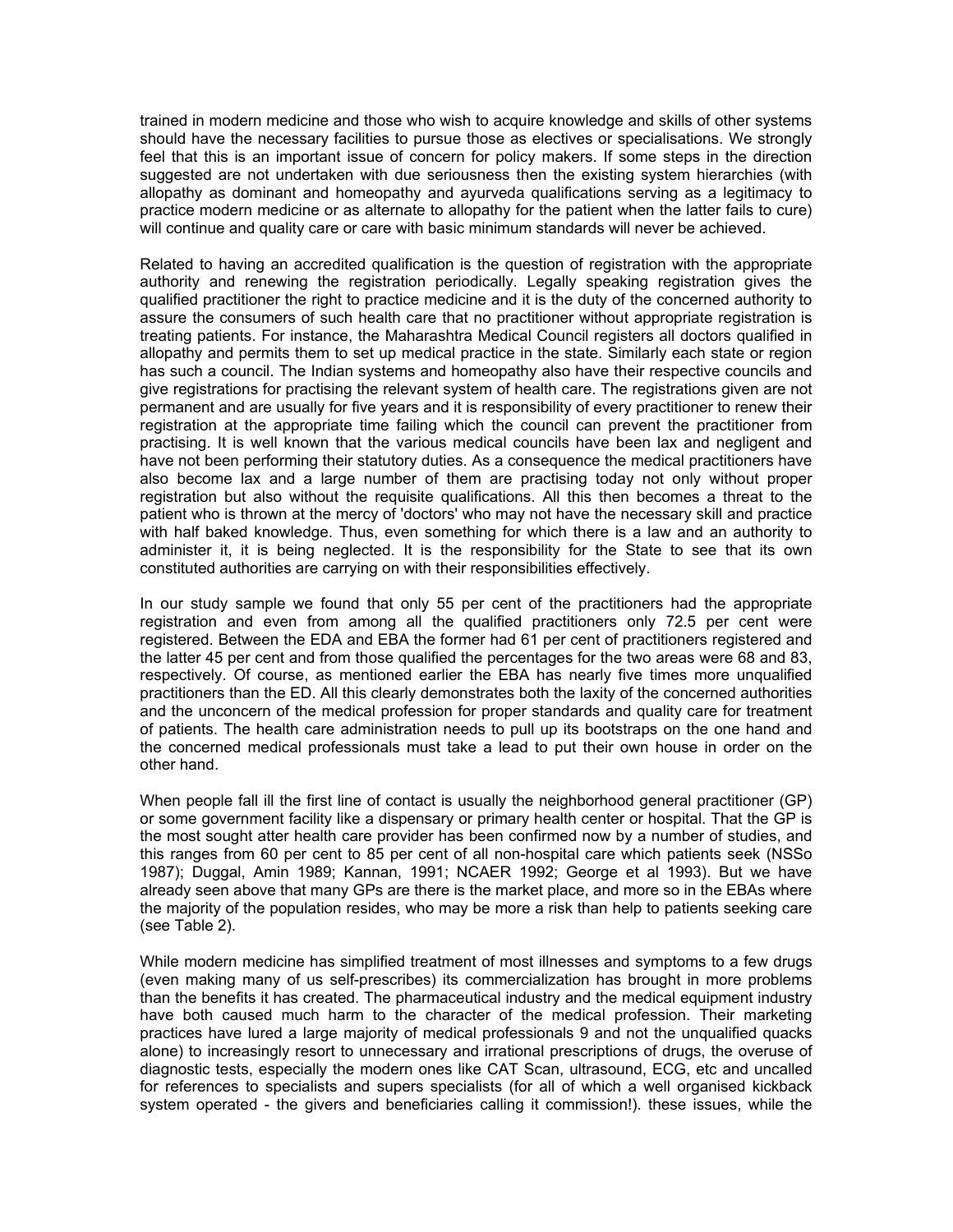trained in modern medicine and those who wish to acquire knowledge and skills of other systems should have the necessary facilities to pursue those as electives or specialisations. We strongly feel that this is an important issue of concern for policy makers. If some steps in the direction suggested are not undertaken with due seriousness then the existing system hierarchies (with allopathy as dominant and homeopathy and ayurveda qualifications serving as a legitimacy to practice modern medicine or as alternate to allopathy for the patient when the latter fails to cure) will continue and quality care or care with basic minimum standards will never be achieved.

Related to having an accredited qualification is the question of registration with the appropriate authority and renewing the registration periodically. Legally speaking registration gives the qualified practitioner the right to practice medicine and it is the duty of the concerned authority to assure the consumers of such health care that no practitioner without appropriate registration is treating patients. For instance, the Maharashtra Medical Council registers all doctors qualified in allopathy and permits them to set up medical practice in the state. Similarly each state or region has such a council. The Indian systems and homeopathy also have their respective councils and give registrations for practising the relevant system of health care. The registrations given are not permanent and are usually for five years and it is responsibility of every practitioner to renew their registration at the appropriate time failing which the council can prevent the practitioner from practising. It is well known that the various medical councils have been lax and negligent and have not been performing their statutory duties. As a consequence the medical practitioners have also become lax and a large number of them are practising today not only without proper registration but also without the requisite qualifications. All this then becomes a threat to the patient who is thrown at the mercy of 'doctors' who may not have the necessary skill and practice with half baked knowledge. Thus, even something for which there is a law and an authority to administer it, it is being neglected. It is the responsibility for the State to see that its own constituted authorities are carrying on with their responsibilities effectively.

In our study sample we found that only 55 per cent of the practitioners had the appropriate registration and even from among all the qualified practitioners only 72.5 per cent were registered. Between the EDA and EBA the former had 61 per cent of practitioners registered and the latter 45 per cent and from those qualified the percentages for the two areas were 68 and 83, respectively. Of course, as mentioned earlier the EBA has nearly five times more unqualified practitioners than the ED. All this clearly demonstrates both the laxity of the concerned authorities and the unconcern of the medical profession for proper standards and quality care for treatment of patients. The health care administration needs to pull up its bootstraps on the one hand and the concerned medical professionals must take a lead to put their own house in order on the other hand.

When people fall ill the first line of contact is usually the neighborhood general practitioner (GP) or some government facility like a dispensary or primary health center or hospital. That the GP is the most sought atter health care provider has been confirmed now by a number of studies, and this ranges from 60 per cent to 85 per cent of all non-hospital care which patients seek (NSSo 1987); Duggal, Amin 1989; Kannan, 1991; NCAER 1992; George et al 1993). But we have already seen above that many GPs are there is the market place, and more so in the EBAs where the majority of the population resides, who may be more a risk than help to patients seeking care (see Table 2).

While modern medicine has simplified treatment of most illnesses and symptoms to a few drugs (even making many of us self-prescribes) its commercialization has brought in more problems than the benefits it has created. The pharmaceutical industry and the medical equipment industry have both caused much harm to the character of the medical profession. Their marketing practices have lured a large majority of medical professionals 9 and not the unqualified quacks alone) to increasingly resort to unnecessary and irrational prescriptions of drugs, the overuse of diagnostic tests, especially the modern ones like CAT Scan, ultrasound, ECG, etc and uncalled for references to specialists and supers specialists (for all of which a well organised kickback system operated - the givers and beneficiaries calling it commission!). these issues, while the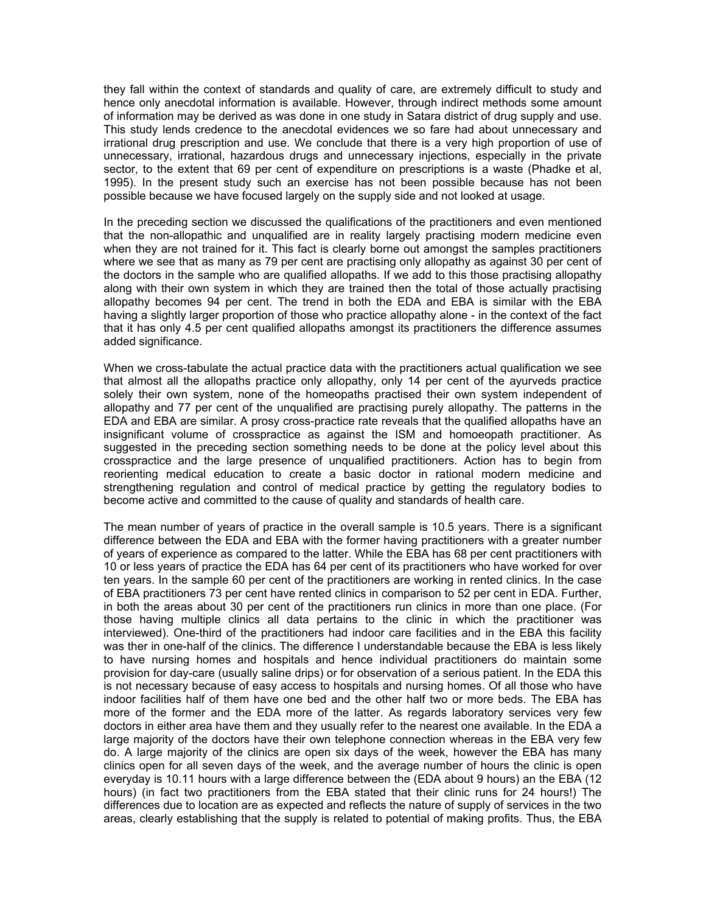they fall within the context of standards and quality of care, are extremely difficult to study and hence only anecdotal information is available. However, through indirect methods some amount of information may be derived as was done in one study in Satara district of drug supply and use. This study lends credence to the anecdotal evidences we so fare had about unnecessary and irrational drug prescription and use. We conclude that there is a very high proportion of use of unnecessary, irrational, hazardous drugs and unnecessary injections, especially in the private sector, to the extent that 69 per cent of expenditure on prescriptions is a waste (Phadke et al, 1995). In the present study such an exercise has not been possible because has not been possible because we have focused largely on the supply side and not looked at usage.

In the preceding section we discussed the qualifications of the practitioners and even mentioned that the non-allopathic and unqualified are in reality largely practising modern medicine even when they are not trained for it. This fact is clearly borne out amongst the samples practitioners where we see that as many as 79 per cent are practising only allopathy as against 30 per cent of the doctors in the sample who are qualified allopaths. If we add to this those practising allopathy along with their own system in which they are trained then the total of those actually practising allopathy becomes 94 per cent. The trend in both the EDA and EBA is similar with the EBA having a slightly larger proportion of those who practice allopathy alone - in the context of the fact that it has only 4.5 per cent qualified allopaths amongst its practitioners the difference assumes added significance.

When we cross-tabulate the actual practice data with the practitioners actual qualification we see that almost all the allopaths practice only allopathy, only 14 per cent of the ayurveds practice solely their own system, none of the homeopaths practised their own system independent of allopathy and 77 per cent of the unqualified are practising purely allopathy. The patterns in the EDA and EBA are similar. A prosy cross-practice rate reveals that the qualified allopaths have an insignificant volume of crosspractice as against the ISM and homoeopath practitioner. As suggested in the preceding section something needs to be done at the policy level about this crosspractice and the large presence of unqualified practitioners. Action has to begin from reorienting medical education to create a basic doctor in rational modern medicine and strengthening regulation and control of medical practice by getting the regulatory bodies to become active and committed to the cause of quality and standards of health care.

The mean number of years of practice in the overall sample is 10.5 years. There is a significant difference between the EDA and EBA with the former having practitioners with a greater number of years of experience as compared to the latter. While the EBA has 68 per cent practitioners with 10 or less years of practice the EDA has 64 per cent of its practitioners who have worked for over ten years. In the sample 60 per cent of the practitioners are working in rented clinics. In the case of EBA practitioners 73 per cent have rented clinics in comparison to 52 per cent in EDA. Further, in both the areas about 30 per cent of the practitioners run clinics in more than one place. (For those having multiple clinics all data pertains to the clinic in which the practitioner was interviewed). One-third of the practitioners had indoor care facilities and in the EBA this facility was ther in one-half of the clinics. The difference I understandable because the EBA is less likely to have nursing homes and hospitals and hence individual practitioners do maintain some provision for day-care (usually saline drips) or for observation of a serious patient. In the EDA this is not necessary because of easy access to hospitals and nursing homes. Of all those who have indoor facilities half of them have one bed and the other half two or more beds. The EBA has more of the former and the EDA more of the latter. As regards laboratory services very few doctors in either area have them and they usually refer to the nearest one available. In the EDA a large majority of the doctors have their own telephone connection whereas in the EBA very few do. A large majority of the clinics are open six days of the week, however the EBA has many clinics open for all seven days of the week, and the average number of hours the clinic is open everyday is 10.11 hours with a large difference between the (EDA about 9 hours) an the EBA (12 hours) (in fact two practitioners from the EBA stated that their clinic runs for 24 hours!) The differences due to location are as expected and reflects the nature of supply of services in the two areas, clearly establishing that the supply is related to potential of making profits. Thus, the EBA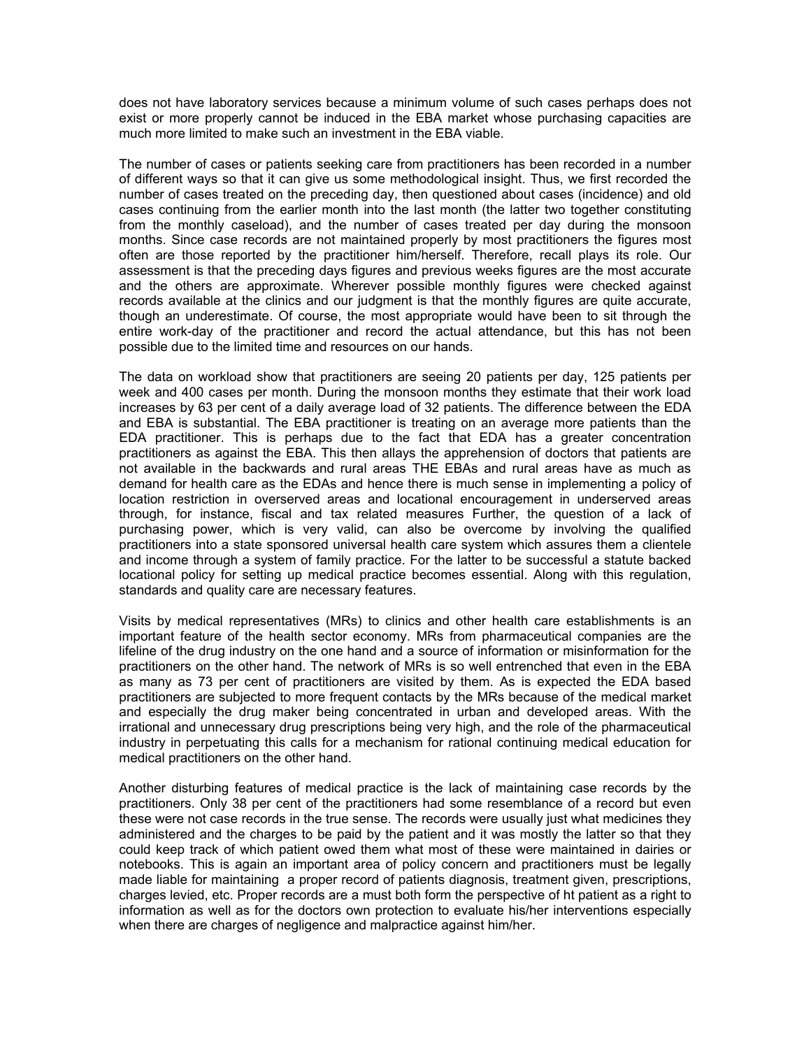does not have laboratory services because a minimum volume of such cases perhaps does not exist or more properly cannot be induced in the EBA market whose purchasing capacities are much more limited to make such an investment in the EBA viable.

The number of cases or patients seeking care from practitioners has been recorded in a number of different ways so that it can give us some methodological insight. Thus, we first recorded the number of cases treated on the preceding day, then questioned about cases (incidence) and old cases continuing from the earlier month into the last month (the latter two together constituting from the monthly caseload), and the number of cases treated per day during the monsoon months. Since case records are not maintained properly by most practitioners the figures most often are those reported by the practitioner him/herself. Therefore, recall plays its role. Our assessment is that the preceding days figures and previous weeks figures are the most accurate and the others are approximate. Wherever possible monthly figures were checked against records available at the clinics and our judgment is that the monthly figures are quite accurate, though an underestimate. Of course, the most appropriate would have been to sit through the entire work-day of the practitioner and record the actual attendance, but this has not been possible due to the limited time and resources on our hands.

The data on workload show that practitioners are seeing 20 patients per day, 125 patients per week and 400 cases per month. During the monsoon months they estimate that their work load increases by 63 per cent of a daily average load of 32 patients. The difference between the EDA and EBA is substantial. The EBA practitioner is treating on an average more patients than the EDA practitioner. This is perhaps due to the fact that EDA has a greater concentration practitioners as against the EBA. This then allays the apprehension of doctors that patients are not available in the backwards and rural areas THE EBAs and rural areas have as much as demand for health care as the EDAs and hence there is much sense in implementing a policy of location restriction in overserved areas and locational encouragement in underserved areas through, for instance, fiscal and tax related measures Further, the question of a lack of purchasing power, which is very valid, can also be overcome by involving the qualified practitioners into a state sponsored universal health care system which assures them a clientele and income through a system of family practice. For the latter to be successful a statute backed locational policy for setting up medical practice becomes essential. Along with this regulation, standards and quality care are necessary features.

Visits by medical representatives (MRs) to clinics and other health care establishments is an important feature of the health sector economy. MRs from pharmaceutical companies are the lifeline of the drug industry on the one hand and a source of information or misinformation for the practitioners on the other hand. The network of MRs is so well entrenched that even in the EBA as many as 73 per cent of practitioners are visited by them. As is expected the EDA based practitioners are subjected to more frequent contacts by the MRs because of the medical market and especially the drug maker being concentrated in urban and developed areas. With the irrational and unnecessary drug prescriptions being very high, and the role of the pharmaceutical industry in perpetuating this calls for a mechanism for rational continuing medical education for medical practitioners on the other hand.

Another disturbing features of medical practice is the lack of maintaining case records by the practitioners. Only 38 per cent of the practitioners had some resemblance of a record but even these were not case records in the true sense. The records were usually just what medicines they administered and the charges to be paid by the patient and it was mostly the latter so that they could keep track of which patient owed them what most of these were maintained in dairies or notebooks. This is again an important area of policy concern and practitioners must be legally made liable for maintaining a proper record of patients diagnosis, treatment given, prescriptions, charges levied, etc. Proper records are a must both form the perspective of ht patient as a right to information as well as for the doctors own protection to evaluate his/her interventions especially when there are charges of negligence and malpractice against him/her.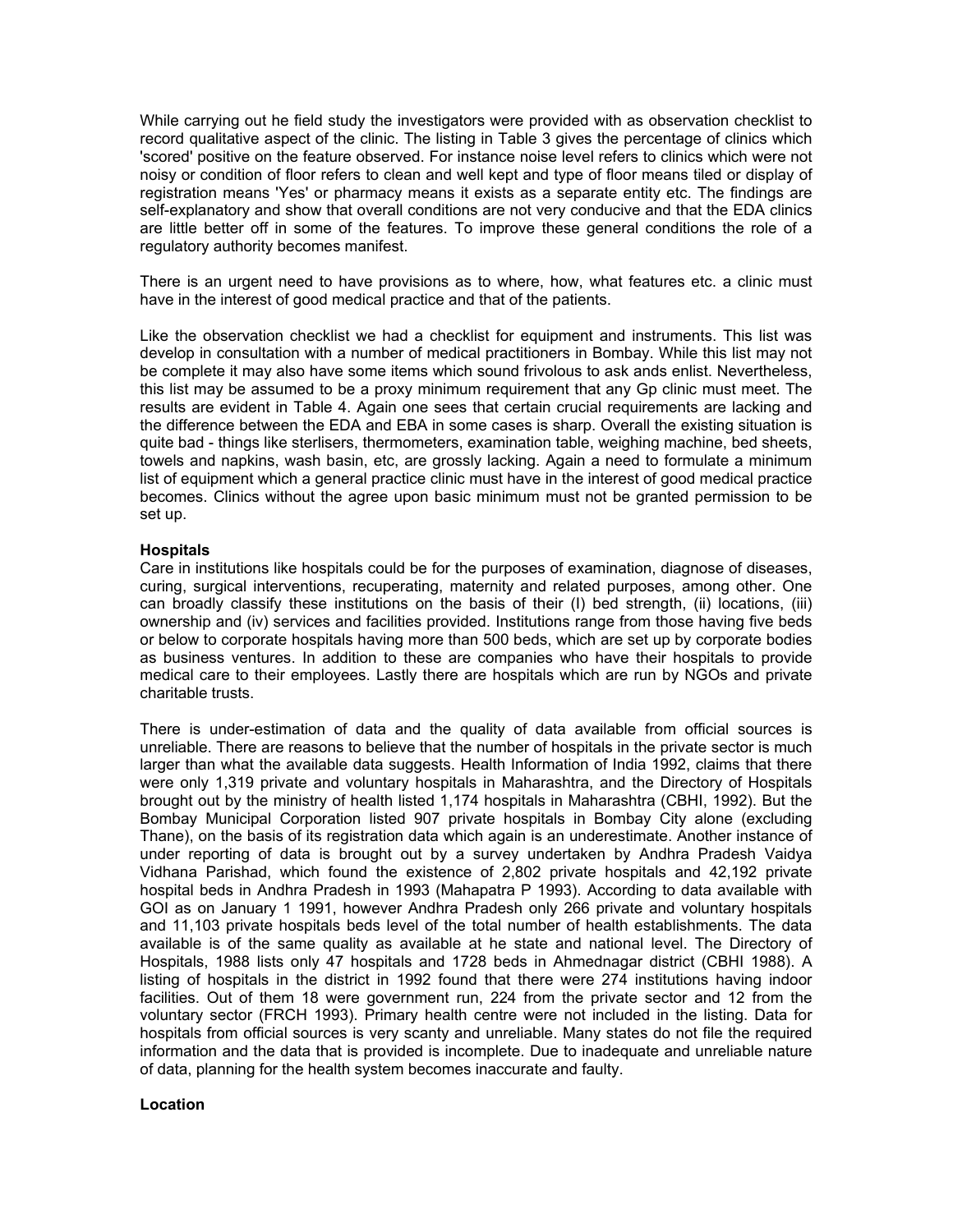While carrying out he field study the investigators were provided with as observation checklist to record qualitative aspect of the clinic. The listing in Table 3 gives the percentage of clinics which 'scored' positive on the feature observed. For instance noise level refers to clinics which were not noisy or condition of floor refers to clean and well kept and type of floor means tiled or display of registration means 'Yes' or pharmacy means it exists as a separate entity etc. The findings are self-explanatory and show that overall conditions are not very conducive and that the EDA clinics are little better off in some of the features. To improve these general conditions the role of a regulatory authority becomes manifest.

There is an urgent need to have provisions as to where, how, what features etc. a clinic must have in the interest of good medical practice and that of the patients.

Like the observation checklist we had a checklist for equipment and instruments. This list was develop in consultation with a number of medical practitioners in Bombay. While this list may not be complete it may also have some items which sound frivolous to ask ands enlist. Nevertheless, this list may be assumed to be a proxy minimum requirement that any Gp clinic must meet. The results are evident in Table 4. Again one sees that certain crucial requirements are lacking and the difference between the EDA and EBA in some cases is sharp. Overall the existing situation is quite bad - things like sterlisers, thermometers, examination table, weighing machine, bed sheets, towels and napkins, wash basin, etc, are grossly lacking. Again a need to formulate a minimum list of equipment which a general practice clinic must have in the interest of good medical practice becomes. Clinics without the agree upon basic minimum must not be granted permission to be set up.

**Hospitals**

Care in institutions like hospitals could be for the purposes of examination, diagnose of diseases, curing, surgical interventions, recuperating, maternity and related purposes, among other. One can broadly classify these institutions on the basis of their (I) bed strength, (ii) locations, (iii) ownership and (iv) services and facilities provided. Institutions range from those having five beds or below to corporate hospitals having more than 500 beds, which are set up by corporate bodies as business ventures. In addition to these are companies who have their hospitals to provide medical care to their employees. Lastly there are hospitals which are run by NGOs and private charitable trusts.

There is under-estimation of data and the quality of data available from official sources is unreliable. There are reasons to believe that the number of hospitals in the private sector is much larger than what the available data suggests. Health Information of India 1992, claims that there were only 1,319 private and voluntary hospitals in Maharashtra, and the Directory of Hospitals brought out by the ministry of health listed 1,174 hospitals in Maharashtra (CBHI, 1992). But the Bombay Municipal Corporation listed 907 private hospitals in Bombay City alone (excluding Thane), on the basis of its registration data which again is an underestimate. Another instance of under reporting of data is brought out by a survey undertaken by Andhra Pradesh Vaidya Vidhana Parishad, which found the existence of 2,802 private hospitals and 42,192 private hospital beds in Andhra Pradesh in 1993 (Mahapatra P 1993). According to data available with GOI as on January 1 1991, however Andhra Pradesh only 266 private and voluntary hospitals and 11,103 private hospitals beds level of the total number of health establishments. The data available is of the same quality as available at he state and national level. The Directory of Hospitals, 1988 lists only 47 hospitals and 1728 beds in Ahmednagar district (CBHI 1988). A listing of hospitals in the district in 1992 found that there were 274 institutions having indoor facilities. Out of them 18 were government run, 224 from the private sector and 12 from the voluntary sector (FRCH 1993). Primary health centre were not included in the listing. Data for hospitals from official sources is very scanty and unreliable. Many states do not file the required information and the data that is provided is incomplete. Due to inadequate and unreliable nature of data, planning for the health system becomes inaccurate and faulty.

**Location**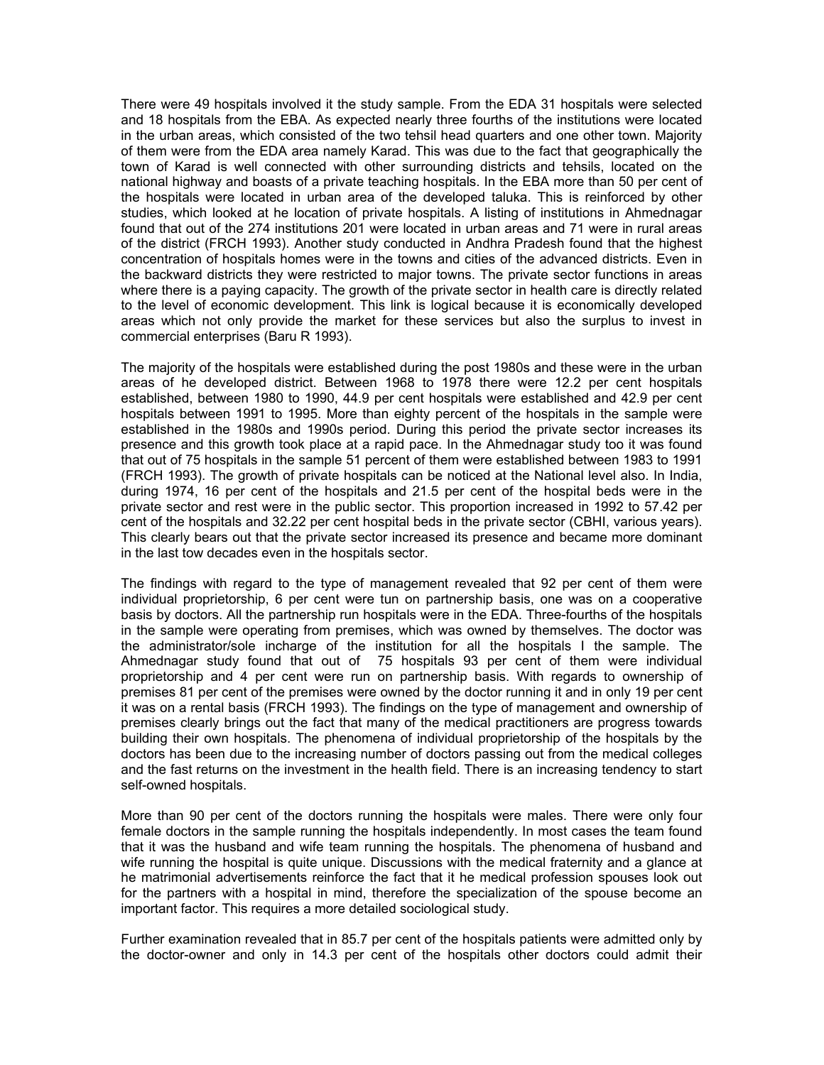There were 49 hospitals involved it the study sample. From the EDA 31 hospitals were selected and 18 hospitals from the EBA. As expected nearly three fourths of the institutions were located in the urban areas, which consisted of the two tehsil head quarters and one other town. Majority of them were from the EDA area namely Karad. This was due to the fact that geographically the town of Karad is well connected with other surrounding districts and tehsils, located on the national highway and boasts of a private teaching hospitals. In the EBA more than 50 per cent of the hospitals were located in urban area of the developed taluka. This is reinforced by other studies, which looked at he location of private hospitals. A listing of institutions in Ahmednagar found that out of the 274 institutions 201 were located in urban areas and 71 were in rural areas of the district (FRCH 1993). Another study conducted in Andhra Pradesh found that the highest concentration of hospitals homes were in the towns and cities of the advanced districts. Even in the backward districts they were restricted to major towns. The private sector functions in areas where there is a paying capacity. The growth of the private sector in health care is directly related to the level of economic development. This link is logical because it is economically developed areas which not only provide the market for these services but also the surplus to invest in commercial enterprises (Baru R 1993).

The majority of the hospitals were established during the post 1980s and these were in the urban areas of he developed district. Between 1968 to 1978 there were 12.2 per cent hospitals established, between 1980 to 1990, 44.9 per cent hospitals were established and 42.9 per cent hospitals between 1991 to 1995. More than eighty percent of the hospitals in the sample were established in the 1980s and 1990s period. During this period the private sector increases its presence and this growth took place at a rapid pace. In the Ahmednagar study too it was found that out of 75 hospitals in the sample 51 percent of them were established between 1983 to 1991 (FRCH 1993). The growth of private hospitals can be noticed at the National level also. In India, during 1974, 16 per cent of the hospitals and 21.5 per cent of the hospital beds were in the private sector and rest were in the public sector. This proportion increased in 1992 to 57.42 per cent of the hospitals and 32.22 per cent hospital beds in the private sector (CBHI, various years). This clearly bears out that the private sector increased its presence and became more dominant in the last tow decades even in the hospitals sector.

The findings with regard to the type of management revealed that 92 per cent of them were individual proprietorship, 6 per cent were tun on partnership basis, one was on a cooperative basis by doctors. All the partnership run hospitals were in the EDA. Three-fourths of the hospitals in the sample were operating from premises, which was owned by themselves. The doctor was the administrator/sole incharge of the institution for all the hospitals I the sample. The Ahmednagar study found that out of 75 hospitals 93 per cent of them were individual proprietorship and 4 per cent were run on partnership basis. With regards to ownership of premises 81 per cent of the premises were owned by the doctor running it and in only 19 per cent it was on a rental basis (FRCH 1993). The findings on the type of management and ownership of premises clearly brings out the fact that many of the medical practitioners are progress towards building their own hospitals. The phenomena of individual proprietorship of the hospitals by the doctors has been due to the increasing number of doctors passing out from the medical colleges and the fast returns on the investment in the health field. There is an increasing tendency to start self-owned hospitals.

More than 90 per cent of the doctors running the hospitals were males. There were only four female doctors in the sample running the hospitals independently. In most cases the team found that it was the husband and wife team running the hospitals. The phenomena of husband and wife running the hospital is quite unique. Discussions with the medical fraternity and a glance at he matrimonial advertisements reinforce the fact that it he medical profession spouses look out for the partners with a hospital in mind, therefore the specialization of the spouse become an important factor. This requires a more detailed sociological study.

Further examination revealed that in 85.7 per cent of the hospitals patients were admitted only by the doctor-owner and only in 14.3 per cent of the hospitals other doctors could admit their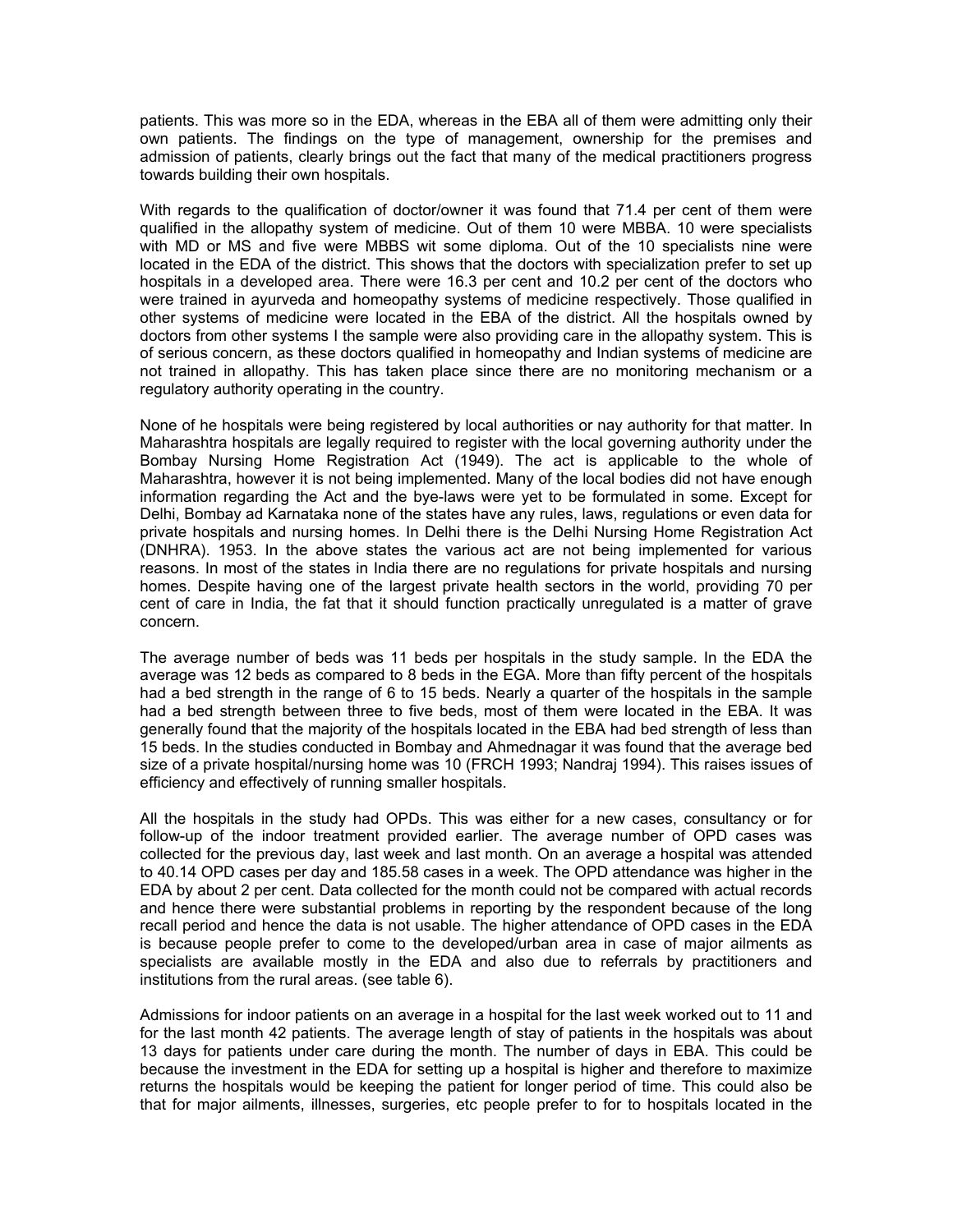patients. This was more so in the EDA, whereas in the EBA all of them were admitting only their own patients. The findings on the type of management, ownership for the premises and admission of patients, clearly brings out the fact that many of the medical practitioners progress towards building their own hospitals.

With regards to the qualification of doctor/owner it was found that 71.4 per cent of them were qualified in the allopathy system of medicine. Out of them 10 were MBBA. 10 were specialists with MD or MS and five were MBBS wit some diploma. Out of the 10 specialists nine were located in the EDA of the district. This shows that the doctors with specialization prefer to set up hospitals in a developed area. There were 16.3 per cent and 10.2 per cent of the doctors who were trained in ayurveda and homeopathy systems of medicine respectively. Those qualified in other systems of medicine were located in the EBA of the district. All the hospitals owned by doctors from other systems I the sample were also providing care in the allopathy system. This is of serious concern, as these doctors qualified in homeopathy and Indian systems of medicine are not trained in allopathy. This has taken place since there are no monitoring mechanism or a regulatory authority operating in the country.

None of he hospitals were being registered by local authorities or nay authority for that matter. In Maharashtra hospitals are legally required to register with the local governing authority under the Bombay Nursing Home Registration Act (1949). The act is applicable to the whole of Maharashtra, however it is not being implemented. Many of the local bodies did not have enough information regarding the Act and the bye-laws were yet to be formulated in some. Except for Delhi, Bombay ad Karnataka none of the states have any rules, laws, regulations or even data for private hospitals and nursing homes. In Delhi there is the Delhi Nursing Home Registration Act (DNHRA). 1953. In the above states the various act are not being implemented for various reasons. In most of the states in India there are no regulations for private hospitals and nursing homes. Despite having one of the largest private health sectors in the world, providing 70 per cent of care in India, the fat that it should function practically unregulated is a matter of grave concern.

The average number of beds was 11 beds per hospitals in the study sample. In the EDA the average was 12 beds as compared to 8 beds in the EGA. More than fifty percent of the hospitals had a bed strength in the range of 6 to 15 beds. Nearly a quarter of the hospitals in the sample had a bed strength between three to five beds, most of them were located in the EBA. It was generally found that the majority of the hospitals located in the EBA had bed strength of less than 15 beds. In the studies conducted in Bombay and Ahmednagar it was found that the average bed size of a private hospital/nursing home was 10 (FRCH 1993; Nandraj 1994). This raises issues of efficiency and effectively of running smaller hospitals.

All the hospitals in the study had OPDs. This was either for a new cases, consultancy or for follow-up of the indoor treatment provided earlier. The average number of OPD cases was collected for the previous day, last week and last month. On an average a hospital was attended to 40.14 OPD cases per day and 185.58 cases in a week. The OPD attendance was higher in the EDA by about 2 per cent. Data collected for the month could not be compared with actual records and hence there were substantial problems in reporting by the respondent because of the long recall period and hence the data is not usable. The higher attendance of OPD cases in the EDA is because people prefer to come to the developed/urban area in case of major ailments as specialists are available mostly in the EDA and also due to referrals by practitioners and institutions from the rural areas. (see table 6).

Admissions for indoor patients on an average in a hospital for the last week worked out to 11 and for the last month 42 patients. The average length of stay of patients in the hospitals was about 13 days for patients under care during the month. The number of days in EBA. This could be because the investment in the EDA for setting up a hospital is higher and therefore to maximize returns the hospitals would be keeping the patient for longer period of time. This could also be that for major ailments, illnesses, surgeries, etc people prefer to for to hospitals located in the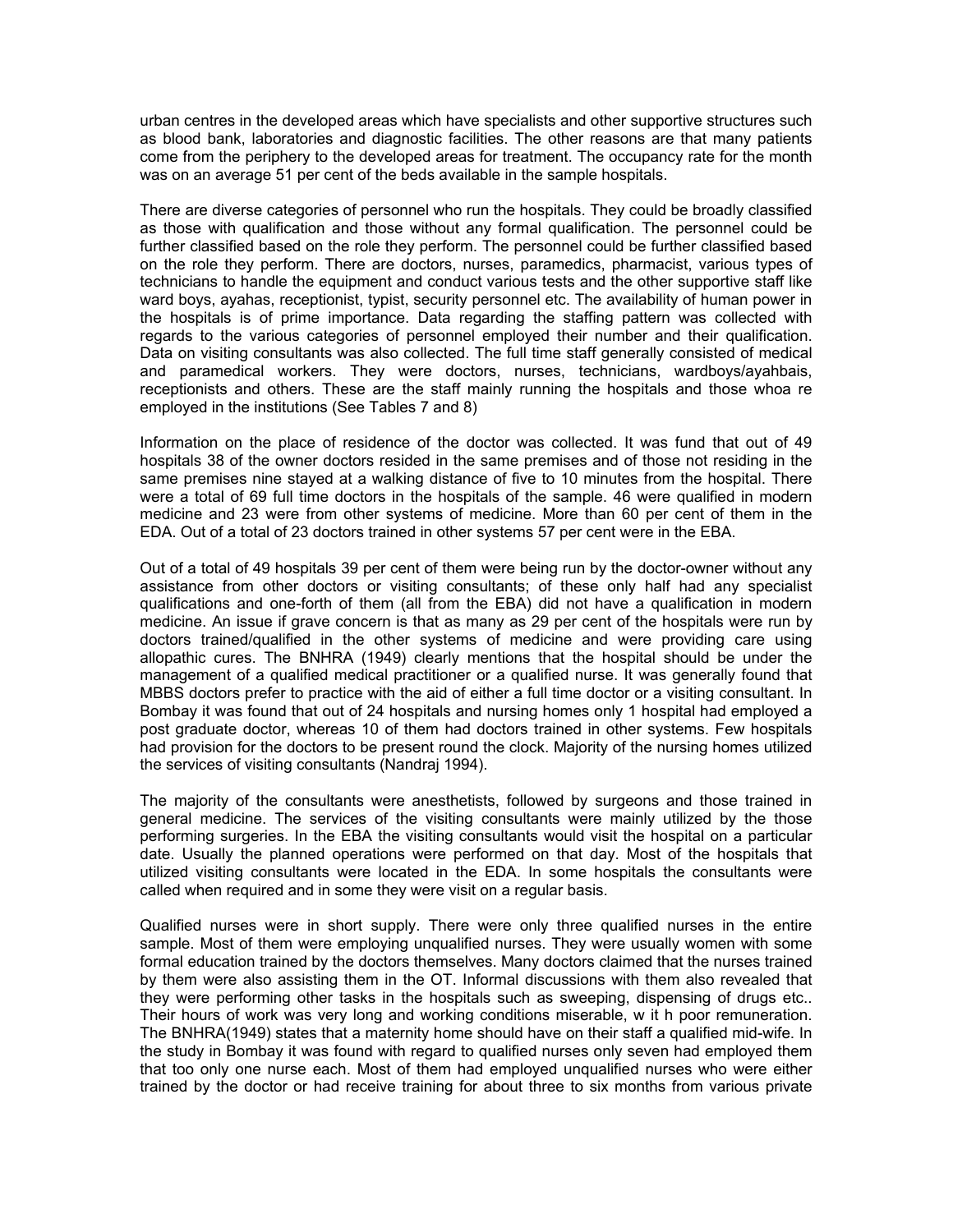urban centres in the developed areas which have specialists and other supportive structures such as blood bank, laboratories and diagnostic facilities. The other reasons are that many patients come from the periphery to the developed areas for treatment. The occupancy rate for the month was on an average 51 per cent of the beds available in the sample hospitals.

There are diverse categories of personnel who run the hospitals. They could be broadly classified as those with qualification and those without any formal qualification. The personnel could be further classified based on the role they perform. The personnel could be further classified based on the role they perform. There are doctors, nurses, paramedics, pharmacist, various types of technicians to handle the equipment and conduct various tests and the other supportive staff like ward boys, ayahas, receptionist, typist, security personnel etc. The availability of human power in the hospitals is of prime importance. Data regarding the staffing pattern was collected with regards to the various categories of personnel employed their number and their qualification. Data on visiting consultants was also collected. The full time staff generally consisted of medical and paramedical workers. They were doctors, nurses, technicians, wardboys/ayahbais, receptionists and others. These are the staff mainly running the hospitals and those whoa re employed in the institutions (See Tables 7 and 8)

Information on the place of residence of the doctor was collected. It was fund that out of 49 hospitals 38 of the owner doctors resided in the same premises and of those not residing in the same premises nine stayed at a walking distance of five to 10 minutes from the hospital. There were a total of 69 full time doctors in the hospitals of the sample. 46 were qualified in modern medicine and 23 were from other systems of medicine. More than 60 per cent of them in the EDA. Out of a total of 23 doctors trained in other systems 57 per cent were in the EBA.

Out of a total of 49 hospitals 39 per cent of them were being run by the doctor-owner without any assistance from other doctors or visiting consultants; of these only half had any specialist qualifications and one-forth of them (all from the EBA) did not have a qualification in modern medicine. An issue if grave concern is that as many as 29 per cent of the hospitals were run by doctors trained/qualified in the other systems of medicine and were providing care using allopathic cures. The BNHRA (1949) clearly mentions that the hospital should be under the management of a qualified medical practitioner or a qualified nurse. It was generally found that MBBS doctors prefer to practice with the aid of either a full time doctor or a visiting consultant. In Bombay it was found that out of 24 hospitals and nursing homes only 1 hospital had employed a post graduate doctor, whereas 10 of them had doctors trained in other systems. Few hospitals had provision for the doctors to be present round the clock. Majority of the nursing homes utilized the services of visiting consultants (Nandraj 1994).

The majority of the consultants were anesthetists, followed by surgeons and those trained in general medicine. The services of the visiting consultants were mainly utilized by the those performing surgeries. In the EBA the visiting consultants would visit the hospital on a particular date. Usually the planned operations were performed on that day. Most of the hospitals that utilized visiting consultants were located in the EDA. In some hospitals the consultants were called when required and in some they were visit on a regular basis.

Qualified nurses were in short supply. There were only three qualified nurses in the entire sample. Most of them were employing unqualified nurses. They were usually women with some formal education trained by the doctors themselves. Many doctors claimed that the nurses trained by them were also assisting them in the OT. Informal discussions with them also revealed that they were performing other tasks in the hospitals such as sweeping, dispensing of drugs etc.. Their hours of work was very long and working conditions miserable, w it h poor remuneration. The BNHRA(1949) states that a maternity home should have on their staff a qualified mid-wife. In the study in Bombay it was found with regard to qualified nurses only seven had employed them that too only one nurse each. Most of them had employed unqualified nurses who were either trained by the doctor or had receive training for about three to six months from various private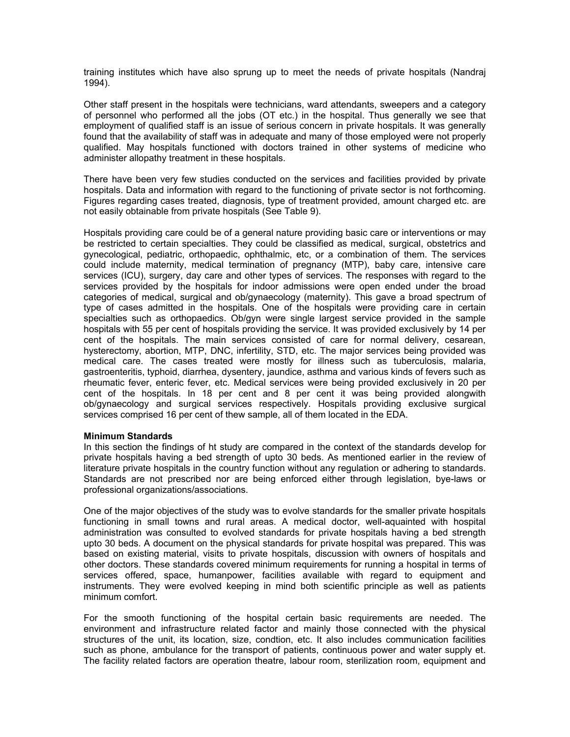training institutes which have also sprung up to meet the needs of private hospitals (Nandraj 1994).

Other staff present in the hospitals were technicians, ward attendants, sweepers and a category of personnel who performed all the jobs (OT etc.) in the hospital. Thus generally we see that employment of qualified staff is an issue of serious concern in private hospitals. It was generally found that the availability of staff was in adequate and many of those employed were not properly qualified. May hospitals functioned with doctors trained in other systems of medicine who administer allopathy treatment in these hospitals.

There have been very few studies conducted on the services and facilities provided by private hospitals. Data and information with regard to the functioning of private sector is not forthcoming. Figures regarding cases treated, diagnosis, type of treatment provided, amount charged etc. are not easily obtainable from private hospitals (See Table 9).

Hospitals providing care could be of a general nature providing basic care or interventions or may be restricted to certain specialties. They could be classified as medical, surgical, obstetrics and gynecological, pediatric, orthopaedic, ophthalmic, etc, or a combination of them. The services could include maternity, medical termination of pregnancy (MTP), baby care, intensive care services (ICU), surgery, day care and other types of services. The responses with regard to the services provided by the hospitals for indoor admissions were open ended under the broad categories of medical, surgical and ob/gynaecology (maternity). This gave a broad spectrum of type of cases admitted in the hospitals. One of the hospitals were providing care in certain specialties such as orthopaedics. Ob/gyn were single largest service provided in the sample hospitals with 55 per cent of hospitals providing the service. It was provided exclusively by 14 per cent of the hospitals. The main services consisted of care for normal delivery, cesarean, hysterectomy, abortion, MTP, DNC, infertility, STD, etc. The major services being provided was medical care. The cases treated were mostly for illness such as tuberculosis, malaria, gastroenteritis, typhoid, diarrhea, dysentery, jaundice, asthma and various kinds of fevers such as rheumatic fever, enteric fever, etc. Medical services were being provided exclusively in 20 per cent of the hospitals. In 18 per cent and 8 per cent it was being provided alongwith ob/gynaecology and surgical services respectively. Hospitals providing exclusive surgical services comprised 16 per cent of thew sample, all of them located in the EDA.

**Minimum Standards**

In this section the findings of ht study are compared in the context of the standards develop for private hospitals having a bed strength of upto 30 beds. As mentioned earlier in the review of literature private hospitals in the country function without any regulation or adhering to standards. Standards are not prescribed nor are being enforced either through legislation, bye-laws or professional organizations/associations.

One of the major objectives of the study was to evolve standards for the smaller private hospitals functioning in small towns and rural areas. A medical doctor, well-aquainted with hospital administration was consulted to evolved standards for private hospitals having a bed strength upto 30 beds. A document on the physical standards for private hospital was prepared. This was based on existing material, visits to private hospitals, discussion with owners of hospitals and other doctors. These standards covered minimum requirements for running a hospital in terms of services offered, space, humanpower, facilities available with regard to equipment and instruments. They were evolved keeping in mind both scientific principle as well as patients minimum comfort.

For the smooth functioning of the hospital certain basic requirements are needed. The environment and infrastructure related factor and mainly those connected with the physical structures of the unit, its location, size, condtion, etc. It also includes communication facilities such as phone, ambulance for the transport of patients, continuous power and water supply et. The facility related factors are operation theatre, labour room, sterilization room, equipment and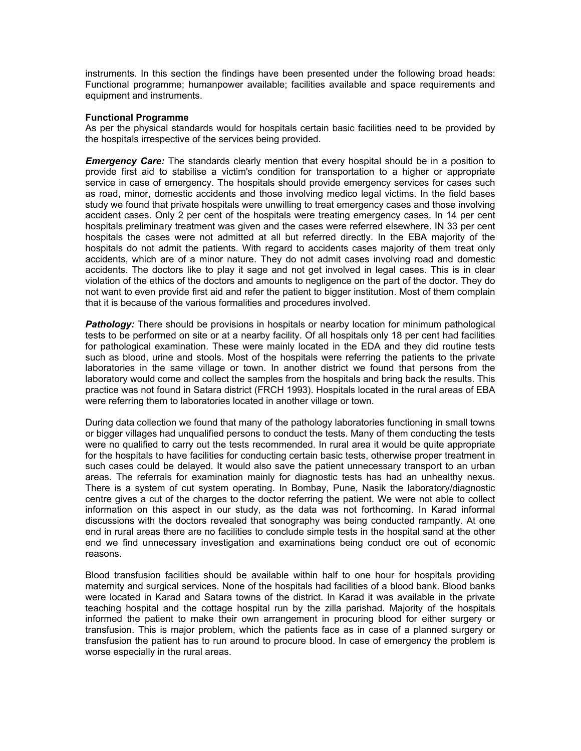instruments. In this section the findings have been presented under the following broad heads: Functional programme; humanpower available; facilities available and space requirements and equipment and instruments.

**Functional Programme**

As per the physical standards would for hospitals certain basic facilities need to be provided by the hospitals irrespective of the services being provided.

***Emergency Care:*** The standards clearly mention that every hospital should be in a position to provide first aid to stabilise a victim's condition for transportation to a higher or appropriate service in case of emergency. The hospitals should provide emergency services for cases such as road, minor, domestic accidents and those involving medico legal victims. In the field bases study we found that private hospitals were unwilling to treat emergency cases and those involving accident cases. Only 2 per cent of the hospitals were treating emergency cases. In 14 per cent hospitals preliminary treatment was given and the cases were referred elsewhere. IN 33 per cent hospitals the cases were not admitted at all but referred directly. In the EBA majority of the hospitals do not admit the patients. With regard to accidents cases majority of them treat only accidents, which are of a minor nature. They do not admit cases involving road and domestic accidents. The doctors like to play it sage and not get involved in legal cases. This is in clear violation of the ethics of the doctors and amounts to negligence on the part of the doctor. They do not want to even provide first aid and refer the patient to bigger institution. Most of them complain that it is because of the various formalities and procedures involved.

***Pathology:*** There should be provisions in hospitals or nearby location for minimum pathological tests to be performed on site or at a nearby facility. Of all hospitals only 18 per cent had facilities for pathological examination. These were mainly located in the EDA and they did routine tests such as blood, urine and stools. Most of the hospitals were referring the patients to the private laboratories in the same village or town. In another district we found that persons from the laboratory would come and collect the samples from the hospitals and bring back the results. This practice was not found in Satara district (FRCH 1993). Hospitals located in the rural areas of EBA were referring them to laboratories located in another village or town.

During data collection we found that many of the pathology laboratories functioning in small towns or bigger villages had unqualified persons to conduct the tests. Many of them conducting the tests were no qualified to carry out the tests recommended. In rural area it would be quite appropriate for the hospitals to have facilities for conducting certain basic tests, otherwise proper treatment in such cases could be delayed. It would also save the patient unnecessary transport to an urban areas. The referrals for examination mainly for diagnostic tests has had an unhealthy nexus. There is a system of cut system operating. In Bombay, Pune, Nasik the laboratory/diagnostic centre gives a cut of the charges to the doctor referring the patient. We were not able to collect information on this aspect in our study, as the data was not forthcoming. In Karad informal discussions with the doctors revealed that sonography was being conducted rampantly. At one end in rural areas there are no facilities to conclude simple tests in the hospital sand at the other end we find unnecessary investigation and examinations being conduct ore out of economic reasons.

Blood transfusion facilities should be available within half to one hour for hospitals providing maternity and surgical services. None of the hospitals had facilities of a blood bank. Blood banks were located in Karad and Satara towns of the district. In Karad it was available in the private teaching hospital and the cottage hospital run by the zilla parishad. Majority of the hospitals informed the patient to make their own arrangement in procuring blood for either surgery or transfusion. This is major problem, which the patients face as in case of a planned surgery or transfusion the patient has to run around to procure blood. In case of emergency the problem is worse especially in the rural areas.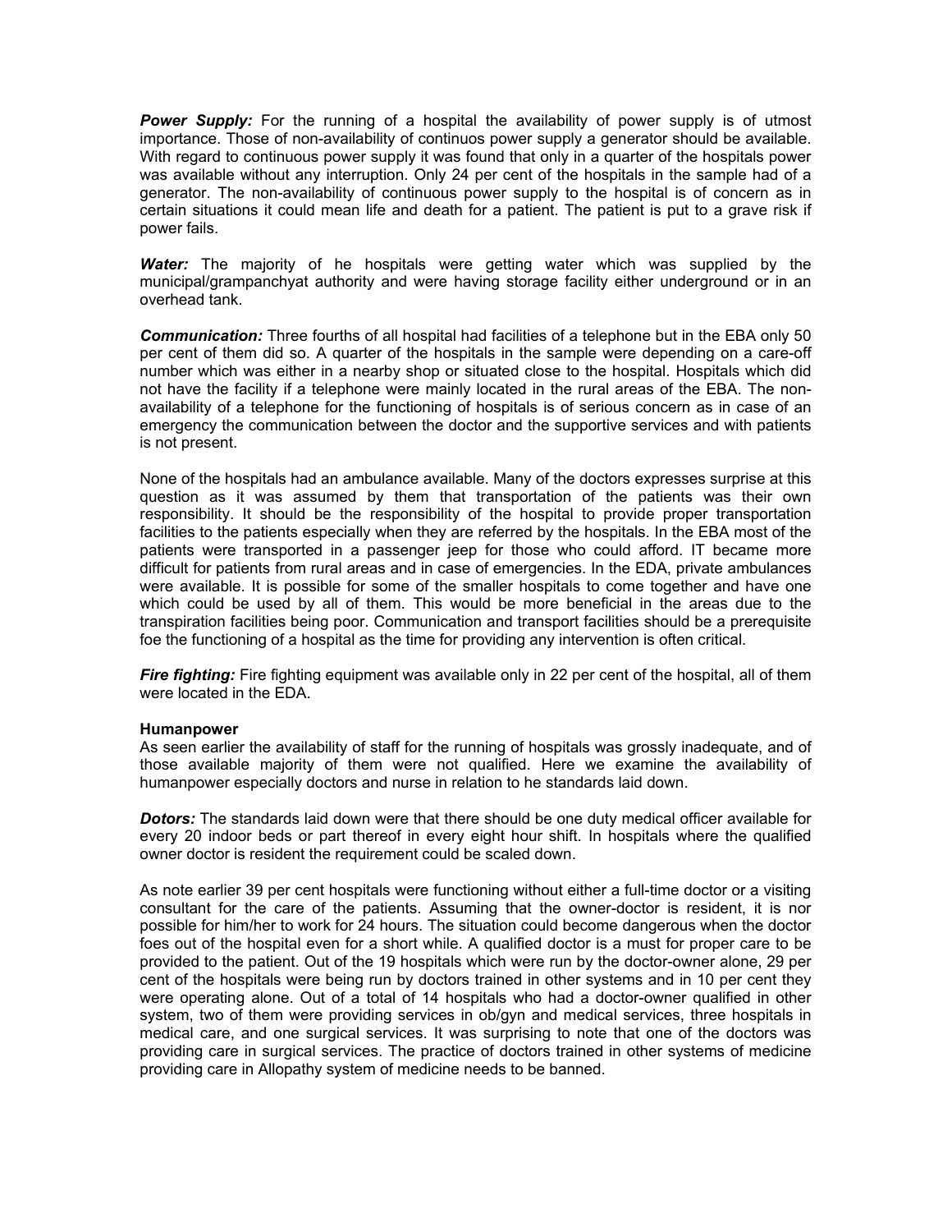***Power Supply:*** For the running of a hospital the availability of power supply is of utmost importance. Those of non-availability of continuos power supply a generator should be available. With regard to continuous power supply it was found that only in a quarter of the hospitals power was available without any interruption. Only 24 per cent of the hospitals in the sample had of a generator. The non-availability of continuous power supply to the hospital is of concern as in certain situations it could mean life and death for a patient. The patient is put to a grave risk if power fails.

***Water:*** The majority of he hospitals were getting water which was supplied by the municipal/grampanchyat authority and were having storage facility either underground or in an overhead tank.

***Communication:*** Three fourths of all hospital had facilities of a telephone but in the EBA only 50 per cent of them did so. A quarter of the hospitals in the sample were depending on a care-off number which was either in a nearby shop or situated close to the hospital. Hospitals which did not have the facility if a telephone were mainly located in the rural areas of the EBA. The non-availability of a telephone for the functioning of hospitals is of serious concern as in case of an emergency the communication between the doctor and the supportive services and with patients is not present.

None of the hospitals had an ambulance available. Many of the doctors expresses surprise at this question as it was assumed by them that transportation of the patients was their own responsibility. It should be the responsibility of the hospital to provide proper transportation facilities to the patients especially when they are referred by the hospitals. In the EBA most of the patients were transported in a passenger jeep for those who could afford. IT became more difficult for patients from rural areas and in case of emergencies. In the EDA, private ambulances were available. It is possible for some of the smaller hospitals to come together and have one which could be used by all of them. This would be more beneficial in the areas due to the transpiration facilities being poor. Communication and transport facilities should be a prerequisite foe the functioning of a hospital as the time for providing any intervention is often critical.

***Fire fighting:*** Fire fighting equipment was available only in 22 per cent of the hospital, all of them were located in the EDA.

**Humanpower**

As seen earlier the availability of staff for the running of hospitals was grossly inadequate, and of those available majority of them were not qualified. Here we examine the availability of humanpower especially doctors and nurse in relation to he standards laid down.

***Dotors:*** The standards laid down were that there should be one duty medical officer available for every 20 indoor beds or part thereof in every eight hour shift. In hospitals where the qualified owner doctor is resident the requirement could be scaled down.

As note earlier 39 per cent hospitals were functioning without either a full-time doctor or a visiting consultant for the care of the patients. Assuming that the owner-doctor is resident, it is nor possible for him/her to work for 24 hours. The situation could become dangerous when the doctor foes out of the hospital even for a short while. A qualified doctor is a must for proper care to be provided to the patient. Out of the 19 hospitals which were run by the doctor-owner alone, 29 per cent of the hospitals were being run by doctors trained in other systems and in 10 per cent they were operating alone. Out of a total of 14 hospitals who had a doctor-owner qualified in other system, two of them were providing services in ob/gyn and medical services, three hospitals in medical care, and one surgical services. It was surprising to note that one of the doctors was providing care in surgical services. The practice of doctors trained in other systems of medicine providing care in Allopathy system of medicine needs to be banned.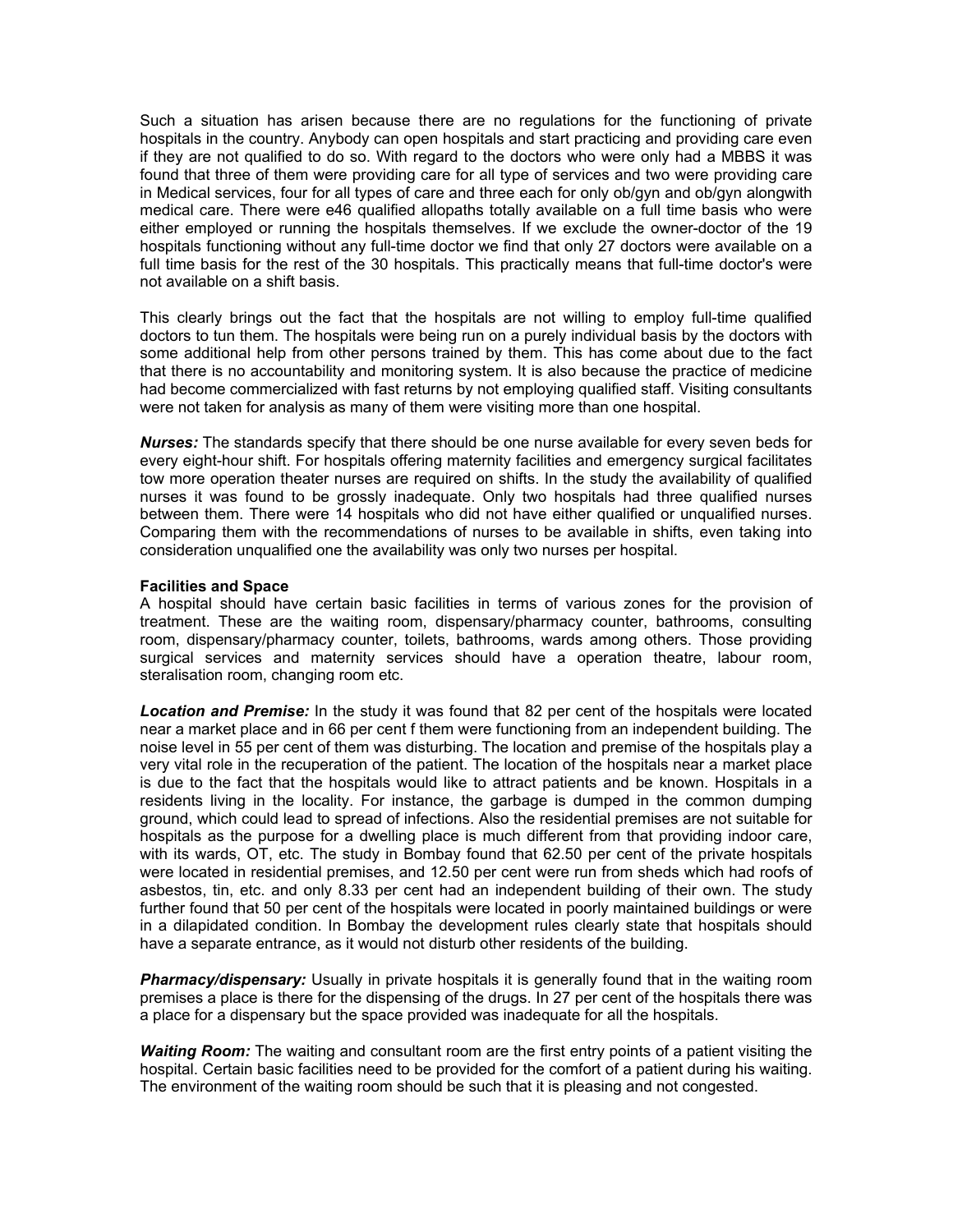Such a situation has arisen because there are no regulations for the functioning of private hospitals in the country. Anybody can open hospitals and start practicing and providing care even if they are not qualified to do so. With regard to the doctors who were only had a MBBS it was found that three of them were providing care for all type of services and two were providing care in Medical services, four for all types of care and three each for only ob/gyn and ob/gyn alongwith medical care. There were e46 qualified allopaths totally available on a full time basis who were either employed or running the hospitals themselves. If we exclude the owner-doctor of the 19 hospitals functioning without any full-time doctor we find that only 27 doctors were available on a full time basis for the rest of the 30 hospitals. This practically means that full-time doctor's were not available on a shift basis.

This clearly brings out the fact that the hospitals are not willing to employ full-time qualified doctors to tun them. The hospitals were being run on a purely individual basis by the doctors with some additional help from other persons trained by them. This has come about due to the fact that there is no accountability and monitoring system. It is also because the practice of medicine had become commercialized with fast returns by not employing qualified staff. Visiting consultants were not taken for analysis as many of them were visiting more than one hospital.

***Nurses:*** The standards specify that there should be one nurse available for every seven beds for every eight-hour shift. For hospitals offering maternity facilities and emergency surgical facilitates tow more operation theater nurses are required on shifts. In the study the availability of qualified nurses it was found to be grossly inadequate. Only two hospitals had three qualified nurses between them. There were 14 hospitals who did not have either qualified or unqualified nurses. Comparing them with the recommendations of nurses to be available in shifts, even taking into consideration unqualified one the availability was only two nurses per hospital.

**Facilities and Space**

A hospital should have certain basic facilities in terms of various zones for the provision of treatment. These are the waiting room, dispensary/pharmacy counter, bathrooms, consulting room, dispensary/pharmacy counter, toilets, bathrooms, wards among others. Those providing surgical services and maternity services should have a operation theatre, labour room, steralisation room, changing room etc.

***Location and Premise:*** In the study it was found that 82 per cent of the hospitals were located near a market place and in 66 per cent f them were functioning from an independent building. The noise level in 55 per cent of them was disturbing. The location and premise of the hospitals play a very vital role in the recuperation of the patient. The location of the hospitals near a market place is due to the fact that the hospitals would like to attract patients and be known. Hospitals in a residents living in the locality. For instance, the garbage is dumped in the common dumping ground, which could lead to spread of infections. Also the residential premises are not suitable for hospitals as the purpose for a dwelling place is much different from that providing indoor care, with its wards, OT, etc. The study in Bombay found that 62.50 per cent of the private hospitals were located in residential premises, and 12.50 per cent were run from sheds which had roofs of asbestos, tin, etc. and only 8.33 per cent had an independent building of their own. The study further found that 50 per cent of the hospitals were located in poorly maintained buildings or were in a dilapidated condition. In Bombay the development rules clearly state that hospitals should have a separate entrance, as it would not disturb other residents of the building.

***Pharmacy/dispensary:*** Usually in private hospitals it is generally found that in the waiting room premises a place is there for the dispensing of the drugs. In 27 per cent of the hospitals there was a place for a dispensary but the space provided was inadequate for all the hospitals.

***Waiting Room:*** The waiting and consultant room are the first entry points of a patient visiting the hospital. Certain basic facilities need to be provided for the comfort of a patient during his waiting. The environment of the waiting room should be such that it is pleasing and not congested.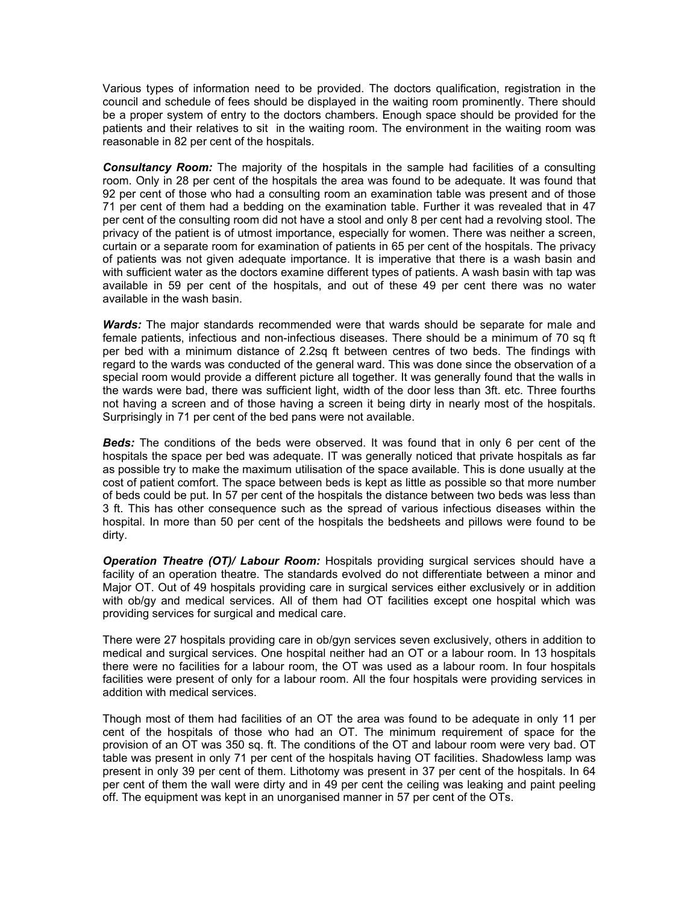Various types of information need to be provided. The doctors qualification, registration in the council and schedule of fees should be displayed in the waiting room prominently. There should be a proper system of entry to the doctors chambers. Enough space should be provided for the patients and their relatives to sit in the waiting room. The environment in the waiting room was reasonable in 82 per cent of the hospitals.

***Consultancy Room:*** The majority of the hospitals in the sample had facilities of a consulting room. Only in 28 per cent of the hospitals the area was found to be adequate. It was found that 92 per cent of those who had a consulting room an examination table was present and of those 71 per cent of them had a bedding on the examination table. Further it was revealed that in 47 per cent of the consulting room did not have a stool and only 8 per cent had a revolving stool. The privacy of the patient is of utmost importance, especially for women. There was neither a screen, curtain or a separate room for examination of patients in 65 per cent of the hospitals. The privacy of patients was not given adequate importance. It is imperative that there is a wash basin and with sufficient water as the doctors examine different types of patients. A wash basin with tap was available in 59 per cent of the hospitals, and out of these 49 per cent there was no water available in the wash basin.

***Wards:*** The major standards recommended were that wards should be separate for male and female patients, infectious and non-infectious diseases. There should be a minimum of 70 sq ft per bed with a minimum distance of 2.2sq ft between centres of two beds. The findings with regard to the wards was conducted of the general ward. This was done since the observation of a special room would provide a different picture all together. It was generally found that the walls in the wards were bad, there was sufficient light, width of the door less than 3ft. etc. Three fourths not having a screen and of those having a screen it being dirty in nearly most of the hospitals. Surprisingly in 71 per cent of the bed pans were not available.

***Beds:*** The conditions of the beds were observed. It was found that in only 6 per cent of the hospitals the space per bed was adequate. IT was generally noticed that private hospitals as far as possible try to make the maximum utilisation of the space available. This is done usually at the cost of patient comfort. The space between beds is kept as little as possible so that more number of beds could be put. In 57 per cent of the hospitals the distance between two beds was less than 3 ft. This has other consequence such as the spread of various infectious diseases within the hospital. In more than 50 per cent of the hospitals the bedsheets and pillows were found to be dirty.

***Operation Theatre (OT)/ Labour Room:*** Hospitals providing surgical services should have a facility of an operation theatre. The standards evolved do not differentiate between a minor and Major OT. Out of 49 hospitals providing care in surgical services either exclusively or in addition with ob/gy and medical services. All of them had OT facilities except one hospital which was providing services for surgical and medical care.

There were 27 hospitals providing care in ob/gyn services seven exclusively, others in addition to medical and surgical services. One hospital neither had an OT or a labour room. In 13 hospitals there were no facilities for a labour room, the OT was used as a labour room. In four hospitals facilities were present of only for a labour room. All the four hospitals were providing services in addition with medical services.

Though most of them had facilities of an OT the area was found to be adequate in only 11 per cent of the hospitals of those who had an OT. The minimum requirement of space for the provision of an OT was 350 sq. ft. The conditions of the OT and labour room were very bad. OT table was present in only 71 per cent of the hospitals having OT facilities. Shadowless lamp was present in only 39 per cent of them. Lithotomy was present in 37 per cent of the hospitals. In 64 per cent of them the wall were dirty and in 49 per cent the ceiling was leaking and paint peeling off. The equipment was kept in an unorganised manner in 57 per cent of the OTs.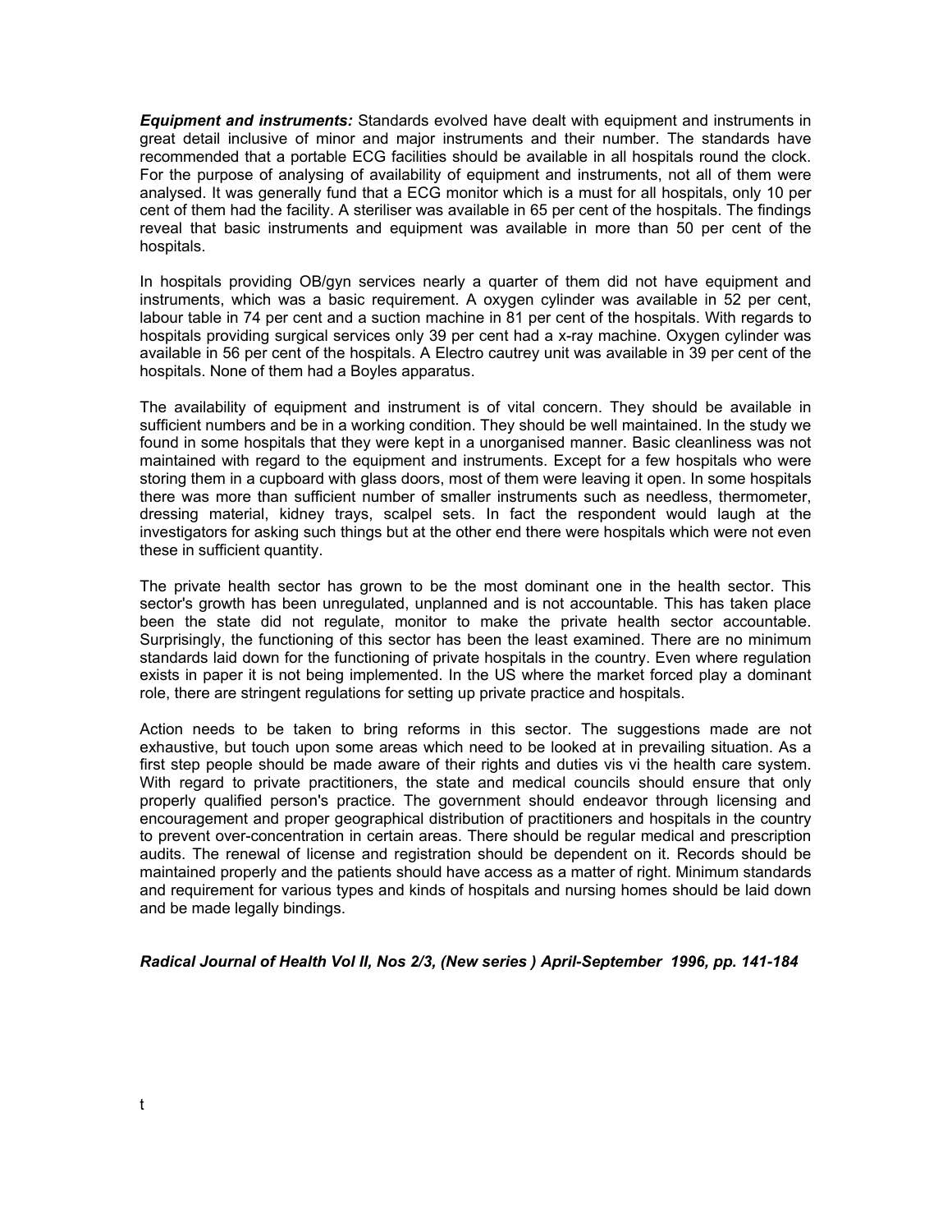***Equipment and instruments:*** Standards evolved have dealt with equipment and instruments in great detail inclusive of minor and major instruments and their number. The standards have recommended that a portable ECG facilities should be available in all hospitals round the clock. For the purpose of analysing of availability of equipment and instruments, not all of them were analysed. It was generally fund that a ECG monitor which is a must for all hospitals, only 10 per cent of them had the facility. A steriliser was available in 65 per cent of the hospitals. The findings reveal that basic instruments and equipment was available in more than 50 per cent of the hospitals.

In hospitals providing OB/gyn services nearly a quarter of them did not have equipment and instruments, which was a basic requirement. A oxygen cylinder was available in 52 per cent, labour table in 74 per cent and a suction machine in 81 per cent of the hospitals. With regards to hospitals providing surgical services only 39 per cent had a x-ray machine. Oxygen cylinder was available in 56 per cent of the hospitals. A Electro cautrey unit was available in 39 per cent of the hospitals. None of them had a Boyles apparatus.

The availability of equipment and instrument is of vital concern. They should be available in sufficient numbers and be in a working condition. They should be well maintained. In the study we found in some hospitals that they were kept in a unorganised manner. Basic cleanliness was not maintained with regard to the equipment and instruments. Except for a few hospitals who were storing them in a cupboard with glass doors, most of them were leaving it open. In some hospitals there was more than sufficient number of smaller instruments such as needless, thermometer, dressing material, kidney trays, scalpel sets. In fact the respondent would laugh at the investigators for asking such things but at the other end there were hospitals which were not even these in sufficient quantity.

The private health sector has grown to be the most dominant one in the health sector. This sector's growth has been unregulated, unplanned and is not accountable. This has taken place been the state did not regulate, monitor to make the private health sector accountable. Surprisingly, the functioning of this sector has been the least examined. There are no minimum standards laid down for the functioning of private hospitals in the country. Even where regulation exists in paper it is not being implemented. In the US where the market forced play a dominant role, there are stringent regulations for setting up private practice and hospitals.

Action needs to be taken to bring reforms in this sector. The suggestions made are not exhaustive, but touch upon some areas which need to be looked at in prevailing situation. As a first step people should be made aware of their rights and duties vis vi the health care system. With regard to private practitioners, the state and medical councils should ensure that only properly qualified person's practice. The government should endeavor through licensing and encouragement and proper geographical distribution of practitioners and hospitals in the country to prevent over-concentration in certain areas. There should be regular medical and prescription audits. The renewal of license and registration should be dependent on it. Records should be maintained properly and the patients should have access as a matter of right. Minimum standards and requirement for various types and kinds of hospitals and nursing homes should be laid down and be made legally bindings.

***Radical Journal of Health Vol II, Nos 2/3, (New series ) April-September 1996, pp. 141-184***

t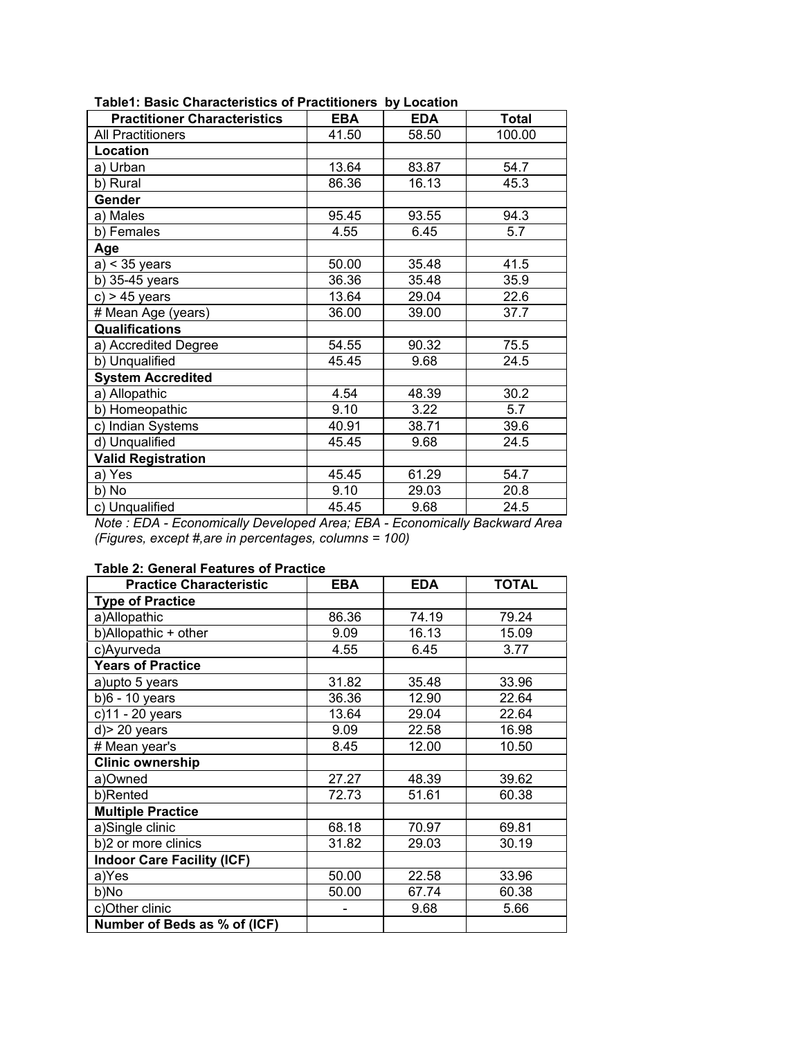**Table1: Basic Characteristics of Practitioners by Location**

| Practitioner Characteristics | EBA | EDA | Total |
|---|---|---|---|
| All Practitioners | 41.50 | 58.50 | 100.00 |
| **Location** | | | |
| a) Urban | 13.64 | 83.87 | 54.7 |
| b) Rural | 86.36 | 16.13 | 45.3 |
| **Gender** | | | |
| a) Males | 95.45 | 93.55 | 94.3 |
| b) Females | 4.55 | 6.45 | 5.7 |
| **Age** | | | |
| a) < 35 years | 50.00 | 35.48 | 41.5 |
| b) 35-45 years | 36.36 | 35.48 | 35.9 |
| c) > 45 years | 13.64 | 29.04 | 22.6 |
| # Mean Age (years) | 36.00 | 39.00 | 37.7 |
| **Qualifications** | | | |
| a) Accredited Degree | 54.55 | 90.32 | 75.5 |
| b) Unqualified | 45.45 | 9.68 | 24.5 |
| **System Accredited** | | | |
| a) Allopathic | 4.54 | 48.39 | 30.2 |
| b) Homeopathic | 9.10 | 3.22 | 5.7 |
| c) Indian Systems | 40.91 | 38.71 | 39.6 |
| d) Unqualified | 45.45 | 9.68 | 24.5 |
| **Valid Registration** | | | |
| a) Yes | 45.45 | 61.29 | 54.7 |
| b) No | 9.10 | 29.03 | 20.8 |
| c) Unqualified | 45.45 | 9.68 | 24.5 |

*Note : EDA - Economically Developed Area; EBA - Economically Backward Area*
*(Figures, except #,are in percentages, columns = 100)*

**Table 2: General Features of Practice**

| Practice Characteristic | EBA | EDA | TOTAL |
|---|---|---|---|
| **Type of Practice** | | | |
| a)Allopathic | 86.36 | 74.19 | 79.24 |
| b)Allopathic + other | 9.09 | 16.13 | 15.09 |
| c)Ayurveda | 4.55 | 6.45 | 3.77 |
| **Years of Practice** | | | |
| a)upto 5 years | 31.82 | 35.48 | 33.96 |
| b)6 - 10 years | 36.36 | 12.90 | 22.64 |
| c)11 - 20 years | 13.64 | 29.04 | 22.64 |
| d)> 20 years | 9.09 | 22.58 | 16.98 |
| # Mean year's | 8.45 | 12.00 | 10.50 |
| **Clinic ownership** | | | |
| a)Owned | 27.27 | 48.39 | 39.62 |
| b)Rented | 72.73 | 51.61 | 60.38 |
| **Multiple Practice** | | | |
| a)Single clinic | 68.18 | 70.97 | 69.81 |
| b)2 or more clinics | 31.82 | 29.03 | 30.19 |
| **Indoor Care Facility (ICF)** | | | |
| a)Yes | 50.00 | 22.58 | 33.96 |
| b)No | 50.00 | 67.74 | 60.38 |
| c)Other clinic | - | 9.68 | 5.66 |
| **Number of Beds as % of (ICF)** | | | |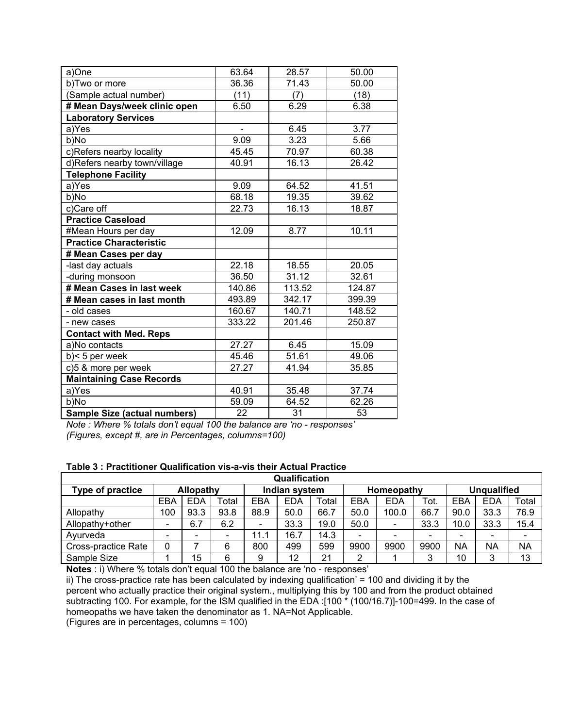| | | | |
|---|---|---|---|
| a)One | 63.64 | 28.57 | 50.00 |
| b)Two or more | 36.36 | 71.43 | 50.00 |
| (Sample actual number) | (11) | (7) | (18) |
| **# Mean Days/week clinic open** | 6.50 | 6.29 | 6.38 |
| **Laboratory Services** | | | |
| a)Yes | - | 6.45 | 3.77 |
| b)No | 9.09 | 3.23 | 5.66 |
| c)Refers nearby locality | 45.45 | 70.97 | 60.38 |
| d)Refers nearby town/village | 40.91 | 16.13 | 26.42 |
| **Telephone Facility** | | | |
| a)Yes | 9.09 | 64.52 | 41.51 |
| b)No | 68.18 | 19.35 | 39.62 |
| c)Care off | 22.73 | 16.13 | 18.87 |
| **Practice Caseload** | | | |
| #Mean Hours per day | 12.09 | 8.77 | 10.11 |
| **Practice Characteristic** | | | |
| **# Mean Cases per day** | | | |
| -last day actuals | 22.18 | 18.55 | 20.05 |
| -during monsoon | 36.50 | 31.12 | 32.61 |
| **# Mean Cases in last week** | 140.86 | 113.52 | 124.87 |
| **# Mean cases in last month** | 493.89 | 342.17 | 399.39 |
| - old cases | 160.67 | 140.71 | 148.52 |
| - new cases | 333.22 | 201.46 | 250.87 |
| **Contact with Med. Reps** | | | |
| a)No contacts | 27.27 | 6.45 | 15.09 |
| b)< 5 per week | 45.46 | 51.61 | 49.06 |
| c)5 & more per week | 27.27 | 41.94 | 35.85 |
| **Maintaining Case Records** | | | |
| a)Yes | 40.91 | 35.48 | 37.74 |
| b)No | 59.09 | 64.52 | 62.26 |
| **Sample Size (actual numbers)** | 22 | 31 | 53 |

*Note : Where % totals don't equal 100 the balance are 'no - responses'*
*(Figures, except #, are in Percentages, columns=100)*

**Table 3 : Practitioner Qualification vis-a-vis their Actual Practice**

| | **Qualification** | | | | | | | | | | | |
|---|---|---|---|---|---|---|---|---|---|---|---|---|
| **Type of practice** | **Allopathy** | | | **Indian system** | | | **Homeopathy** | | | **Unqualified** | | |
| | EBA | EDA | Total | EBA | EDA | Total | EBA | EDA | Tot. | EBA | EDA | Total |
| Allopathy | 100 | 93.3 | 93.8 | 88.9 | 50.0 | 66.7 | 50.0 | 100.0 | 66.7 | 90.0 | 33.3 | 76.9 |
| Allopathy+other | - | 6.7 | 6.2 | - | 33.3 | 19.0 | 50.0 | - | 33.3 | 10.0 | 33.3 | 15.4 |
| Ayurveda | - | - | - | 11.1 | 16.7 | 14.3 | - | - | - | - | - | - |
| Cross-practice Rate | 0 | 7 | 6 | 800 | 499 | 599 | 9900 | 9900 | 9900 | NA | NA | NA |
| Sample Size | 1 | 15 | 6 | 9 | 12 | 21 | 2 | 1 | 3 | 10 | 3 | 13 |

**Notes** : i) Where % totals don't equal 100 the balance are 'no - responses'
ii) The cross-practice rate has been calculated by indexing qualification' = 100 and dividing it by the percent who actually practice their original system., multiplying this by 100 and from the product obtained subtracting 100. For example, for the ISM qualified in the EDA :[100 * (100/16.7)]-100=499. In the case of homeopaths we have taken the denominator as 1. NA=Not Applicable.
(Figures are in percentages, columns = 100)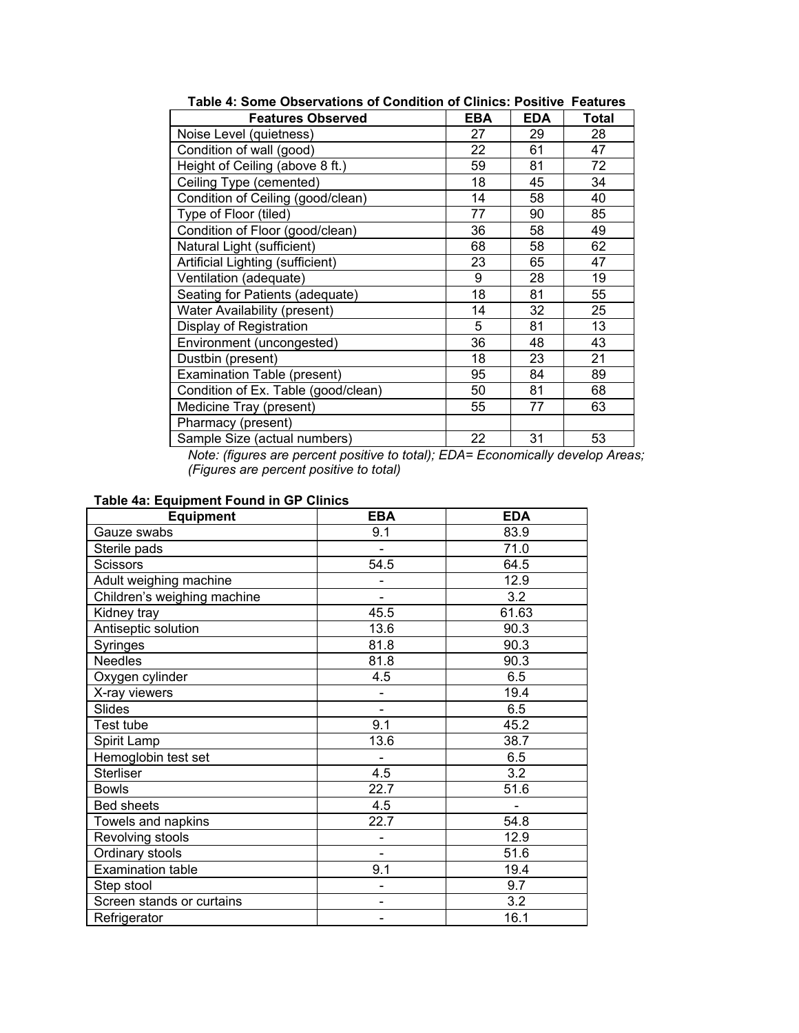**Table 4: Some Observations of Condition of Clinics: Positive Features**

| Features Observed | EBA | EDA | Total |
|---|---|---|---|
| Noise Level (quietness) | 27 | 29 | 28 |
| Condition of wall (good) | 22 | 61 | 47 |
| Height of Ceiling (above 8 ft.) | 59 | 81 | 72 |
| Ceiling Type (cemented) | 18 | 45 | 34 |
| Condition of Ceiling (good/clean) | 14 | 58 | 40 |
| Type of Floor (tiled) | 77 | 90 | 85 |
| Condition of Floor (good/clean) | 36 | 58 | 49 |
| Natural Light (sufficient) | 68 | 58 | 62 |
| Artificial Lighting (sufficient) | 23 | 65 | 47 |
| Ventilation (adequate) | 9 | 28 | 19 |
| Seating for Patients (adequate) | 18 | 81 | 55 |
| Water Availability (present) | 14 | 32 | 25 |
| Display of Registration | 5 | 81 | 13 |
| Environment (uncongested) | 36 | 48 | 43 |
| Dustbin (present) | 18 | 23 | 21 |
| Examination Table (present) | 95 | 84 | 89 |
| Condition of Ex. Table (good/clean) | 50 | 81 | 68 |
| Medicine Tray (present) | 55 | 77 | 63 |
| Pharmacy (present) | | | |
| Sample Size (actual numbers) | 22 | 31 | 53 |

*Note: (figures are percent positive to total); EDA= Economically develop Areas; (Figures are percent positive to total)*

**Table 4a: Equipment Found in GP Clinics**

| Equipment | EBA | EDA |
|---|---|---|
| Gauze swabs | 9.1 | 83.9 |
| Sterile pads | - | 71.0 |
| Scissors | 54.5 | 64.5 |
| Adult weighing machine | - | 12.9 |
| Children's weighing machine | - | 3.2 |
| Kidney tray | 45.5 | 61.63 |
| Antiseptic solution | 13.6 | 90.3 |
| Syringes | 81.8 | 90.3 |
| Needles | 81.8 | 90.3 |
| Oxygen cylinder | 4.5 | 6.5 |
| X-ray viewers | - | 19.4 |
| Slides | - | 6.5 |
| Test tube | 9.1 | 45.2 |
| Spirit Lamp | 13.6 | 38.7 |
| Hemoglobin test set | - | 6.5 |
| Sterliser | 4.5 | 3.2 |
| Bowls | 22.7 | 51.6 |
| Bed sheets | 4.5 | - |
| Towels and napkins | 22.7 | 54.8 |
| Revolving stools | - | 12.9 |
| Ordinary stools | - | 51.6 |
| Examination table | 9.1 | 19.4 |
| Step stool | - | 9.7 |
| Screen stands or curtains | - | 3.2 |
| Refrigerator | - | 16.1 |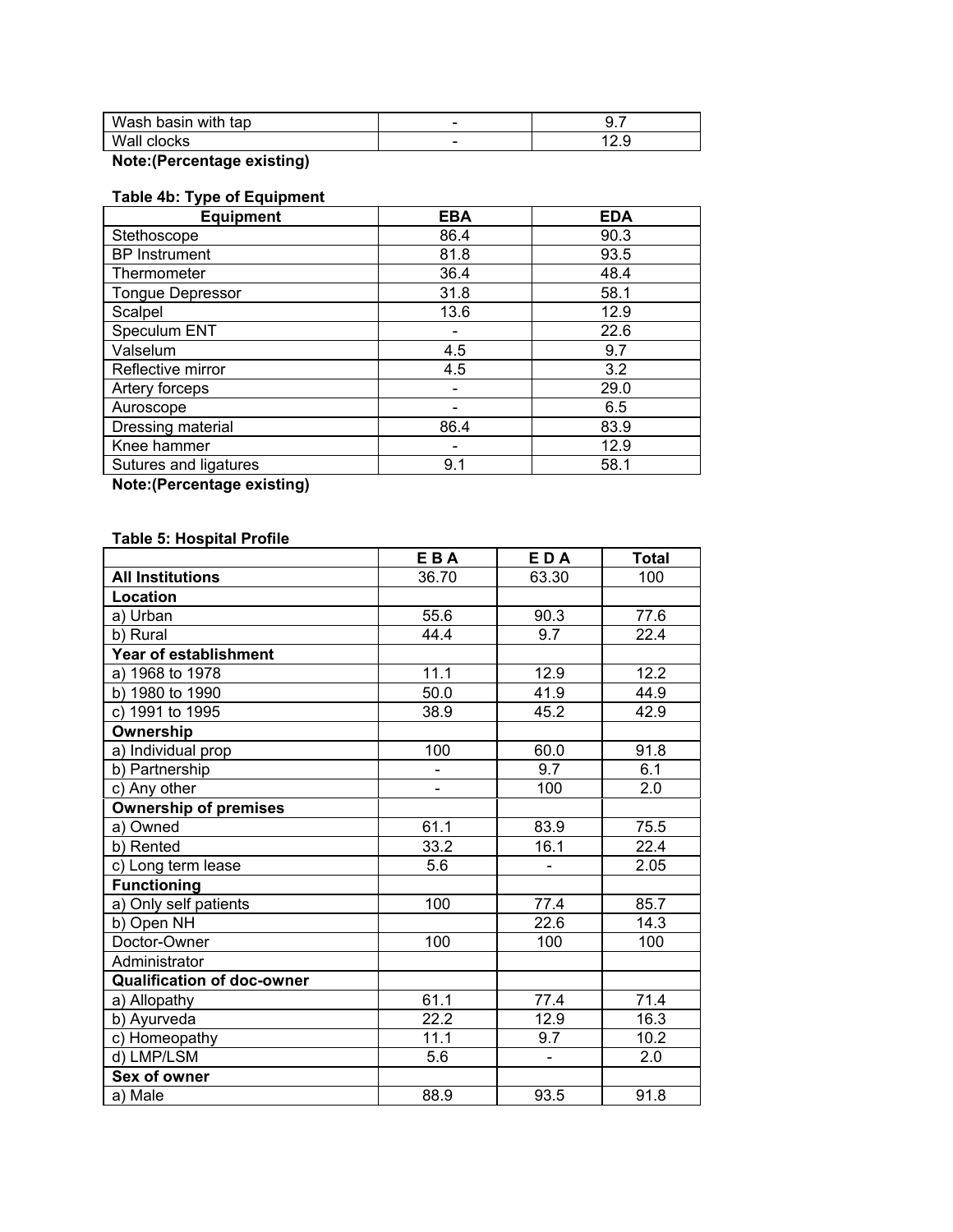| Wash basin with tap | - | 9.7 |
|---|---|---|
| Wall clocks | - | 12.9 |

**Note:(Percentage existing)**

**Table 4b: Type of Equipment**

| Equipment | EBA | EDA |
|---|---|---|
| Stethoscope | 86.4 | 90.3 |
| BP Instrument | 81.8 | 93.5 |
| Thermometer | 36.4 | 48.4 |
| Tongue Depressor | 31.8 | 58.1 |
| Scalpel | 13.6 | 12.9 |
| Speculum ENT | - | 22.6 |
| Valselum | 4.5 | 9.7 |
| Reflective mirror | 4.5 | 3.2 |
| Artery forceps | - | 29.0 |
| Auroscope | - | 6.5 |
| Dressing material | 86.4 | 83.9 |
| Knee hammer | - | 12.9 |
| Sutures and ligatures | 9.1 | 58.1 |

**Note:(Percentage existing)**

**Table 5: Hospital Profile**

| | E B A | E D A | Total |
|---|---|---|---|
| **All Institutions** | 36.70 | 63.30 | 100 |
| **Location** | | | |
| a) Urban | 55.6 | 90.3 | 77.6 |
| b) Rural | 44.4 | 9.7 | 22.4 |
| **Year of establishment** | | | |
| a) 1968 to 1978 | 11.1 | 12.9 | 12.2 |
| b) 1980 to 1990 | 50.0 | 41.9 | 44.9 |
| c) 1991 to 1995 | 38.9 | 45.2 | 42.9 |
| **Ownership** | | | |
| a) Individual prop | 100 | 60.0 | 91.8 |
| b) Partnership | - | 9.7 | 6.1 |
| c) Any other | - | 100 | 2.0 |
| **Ownership of premises** | | | |
| a) Owned | 61.1 | 83.9 | 75.5 |
| b) Rented | 33.2 | 16.1 | 22.4 |
| c) Long term lease | 5.6 | - | 2.05 |
| **Functioning** | | | |
| a) Only self patients | 100 | 77.4 | 85.7 |
| b) Open NH | | 22.6 | 14.3 |
| Doctor-Owner | 100 | 100 | 100 |
| Administrator | | | |
| **Qualification of doc-owner** | | | |
| a) Allopathy | 61.1 | 77.4 | 71.4 |
| b) Ayurveda | 22.2 | 12.9 | 16.3 |
| c) Homeopathy | 11.1 | 9.7 | 10.2 |
| d) LMP/LSM | 5.6 | - | 2.0 |
| **Sex of owner** | | | |
| a) Male | 88.9 | 93.5 | 91.8 |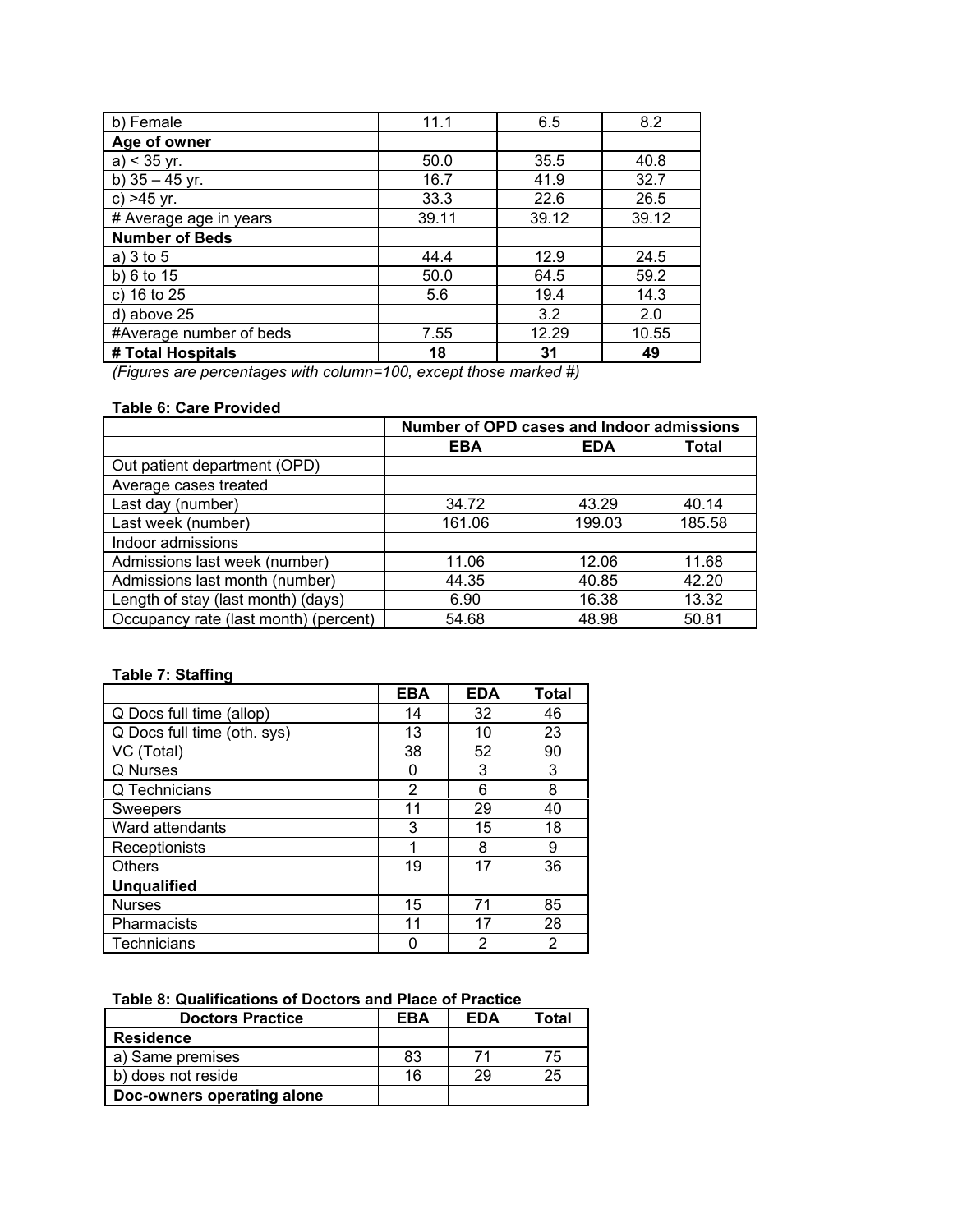| | | | |
|---|---|---|---|
| b) Female | 11.1 | 6.5 | 8.2 |
| **Age of owner** | | | |
| a) < 35 yr. | 50.0 | 35.5 | 40.8 |
| b) 35 – 45 yr. | 16.7 | 41.9 | 32.7 |
| c) >45 yr. | 33.3 | 22.6 | 26.5 |
| # Average age in years | 39.11 | 39.12 | 39.12 |
| **Number of Beds** | | | |
| a) 3 to 5 | 44.4 | 12.9 | 24.5 |
| b) 6 to 15 | 50.0 | 64.5 | 59.2 |
| c) 16 to 25 | 5.6 | 19.4 | 14.3 |
| d) above 25 | | 3.2 | 2.0 |
| #Average number of beds | 7.55 | 12.29 | 10.55 |
| **# Total Hospitals** | **18** | **31** | **49** |

*(Figures are percentages with column=100, except those marked #)*

**Table 6: Care Provided**

| | Number of OPD cases and Indoor admissions | | |
|---|---|---|---|
| | **EBA** | **EDA** | **Total** |
| Out patient department (OPD) | | | |
| Average cases treated | | | |
| Last day (number) | 34.72 | 43.29 | 40.14 |
| Last week (number) | 161.06 | 199.03 | 185.58 |
| Indoor admissions | | | |
| Admissions last week (number) | 11.06 | 12.06 | 11.68 |
| Admissions last month (number) | 44.35 | 40.85 | 42.20 |
| Length of stay (last month) (days) | 6.90 | 16.38 | 13.32 |
| Occupancy rate (last month) (percent) | 54.68 | 48.98 | 50.81 |

**Table 7: Staffing**

| | EBA | EDA | Total |
|---|---|---|---|
| Q Docs full time (allop) | 14 | 32 | 46 |
| Q Docs full time (oth. sys) | 13 | 10 | 23 |
| VC (Total) | 38 | 52 | 90 |
| Q Nurses | 0 | 3 | 3 |
| Q Technicians | 2 | 6 | 8 |
| Sweepers | 11 | 29 | 40 |
| Ward attendants | 3 | 15 | 18 |
| Receptionists | 1 | 8 | 9 |
| Others | 19 | 17 | 36 |
| **Unqualified** | | | |
| Nurses | 15 | 71 | 85 |
| Pharmacists | 11 | 17 | 28 |
| Technicians | 0 | 2 | 2 |

**Table 8: Qualifications of Doctors and Place of Practice**

| Doctors Practice | EBA | EDA | Total |
|---|---|---|---|
| **Residence** | | | |
| a) Same premises | 83 | 71 | 75 |
| b) does not reside | 16 | 29 | 25 |
| **Doc-owners operating alone** | | | |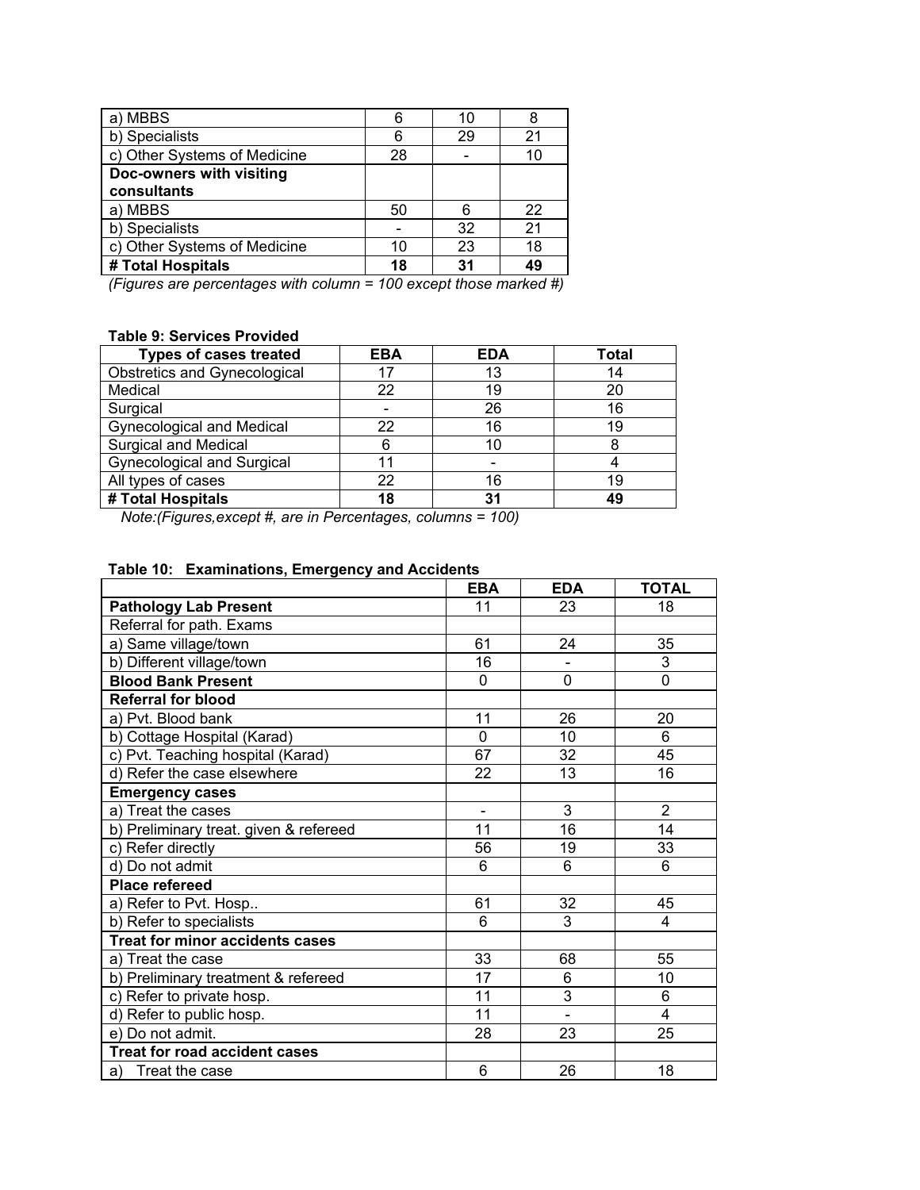| | | | |
|---|---|---|---|
| a) MBBS | 6 | 10 | 8 |
| b) Specialists | 6 | 29 | 21 |
| c) Other Systems of Medicine | 28 | - | 10 |
| **Doc-owners with visiting consultants** | | | |
| a) MBBS | 50 | 6 | 22 |
| b) Specialists | - | 32 | 21 |
| c) Other Systems of Medicine | 10 | 23 | 18 |
| **# Total Hospitals** | **18** | **31** | **49** |

*(Figures are percentages with column = 100 except those marked #)*

**Table 9: Services Provided**

| Types of cases treated | EBA | EDA | Total |
|---|---|---|---|
| Obstretics and Gynecological | 17 | 13 | 14 |
| Medical | 22 | 19 | 20 |
| Surgical | - | 26 | 16 |
| Gynecological and Medical | 22 | 16 | 19 |
| Surgical and Medical | 6 | 10 | 8 |
| Gynecological and Surgical | 11 | - | 4 |
| All types of cases | 22 | 16 | 19 |
| **# Total Hospitals** | **18** | **31** | **49** |

*Note:(Figures,except #, are in Percentages, columns = 100)*

**Table 10: Examinations, Emergency and Accidents**

| | EBA | EDA | TOTAL |
|---|---|---|---|
| **Pathology Lab Present** | 11 | 23 | 18 |
| Referral for path. Exams | | | |
| a) Same village/town | 61 | 24 | 35 |
| b) Different village/town | 16 | - | 3 |
| **Blood Bank Present** | 0 | 0 | 0 |
| **Referral for blood** | | | |
| a) Pvt. Blood bank | 11 | 26 | 20 |
| b) Cottage Hospital (Karad) | 0 | 10 | 6 |
| c) Pvt. Teaching hospital (Karad) | 67 | 32 | 45 |
| d) Refer the case elsewhere | 22 | 13 | 16 |
| **Emergency cases** | | | |
| a) Treat the cases | - | 3 | 2 |
| b) Preliminary treat. given & refereed | 11 | 16 | 14 |
| c) Refer directly | 56 | 19 | 33 |
| d) Do not admit | 6 | 6 | 6 |
| **Place refereed** | | | |
| a) Refer to Pvt. Hosp.. | 61 | 32 | 45 |
| b) Refer to specialists | 6 | 3 | 4 |
| **Treat for minor accidents cases** | | | |
| a) Treat the case | 33 | 68 | 55 |
| b) Preliminary treatment & refereed | 17 | 6 | 10 |
| c) Refer to private hosp. | 11 | 3 | 6 |
| d) Refer to public hosp. | 11 | - | 4 |
| e) Do not admit. | 28 | 23 | 25 |
| **Treat for road accident cases** | | | |
| a) Treat the case | 6 | 26 | 18 |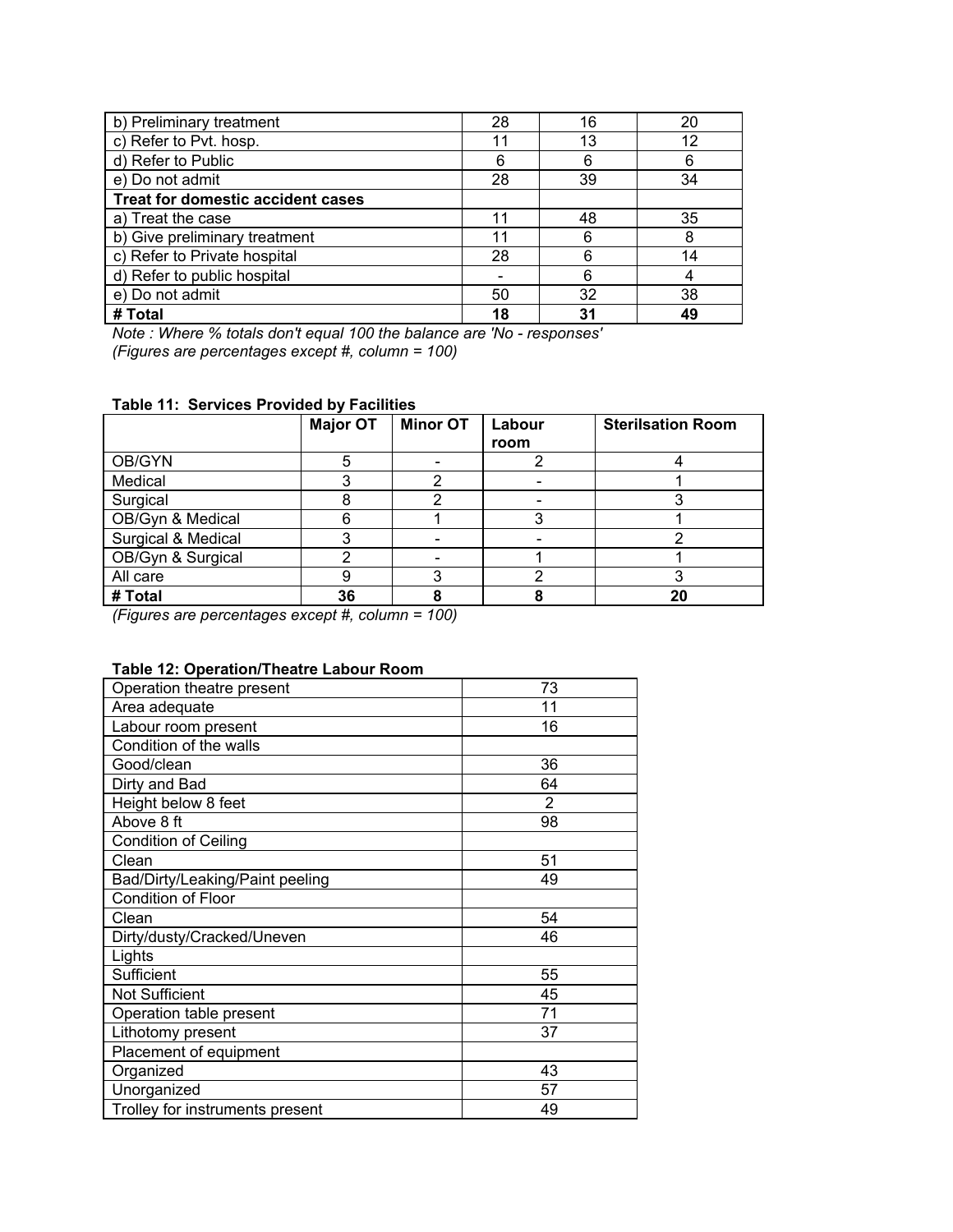| | | | |
|---|---|---|---|
| b) Preliminary treatment | 28 | 16 | 20 |
| c) Refer to Pvt. hosp. | 11 | 13 | 12 |
| d) Refer to Public | 6 | 6 | 6 |
| e) Do not admit | 28 | 39 | 34 |
| **Treat for domestic accident cases** | | | |
| a) Treat the case | 11 | 48 | 35 |
| b) Give preliminary treatment | 11 | 6 | 8 |
| c) Refer to Private hospital | 28 | 6 | 14 |
| d) Refer to public hospital | - | 6 | 4 |
| e) Do not admit | 50 | 32 | 38 |
| **# Total** | **18** | **31** | **49** |

*Note : Where % totals don't equal 100 the balance are 'No - responses'*
*(Figures are percentages except #, column = 100)*

**Table 11: Services Provided by Facilities**

| | Major OT | Minor OT | Labour room | Sterilsation Room |
|---|---|---|---|---|
| OB/GYN | 5 | - | 2 | 4 |
| Medical | 3 | 2 | - | 1 |
| Surgical | 8 | 2 | - | 3 |
| OB/Gyn & Medical | 6 | 1 | 3 | 1 |
| Surgical & Medical | 3 | - | - | 2 |
| OB/Gyn & Surgical | 2 | - | 1 | 1 |
| All care | 9 | 3 | 2 | 3 |
| **# Total** | **36** | **8** | **8** | **20** |

*(Figures are percentages except #, column = 100)*

**Table 12: Operation/Theatre Labour Room**

| | |
|---|---|
| Operation theatre present | 73 |
| Area adequate | 11 |
| Labour room present | 16 |
| Condition of the walls | |
| Good/clean | 36 |
| Dirty and Bad | 64 |
| Height below 8 feet | 2 |
| Above 8 ft | 98 |
| Condition of Ceiling | |
| Clean | 51 |
| Bad/Dirty/Leaking/Paint peeling | 49 |
| Condition of Floor | |
| Clean | 54 |
| Dirty/dusty/Cracked/Uneven | 46 |
| Lights | |
| Sufficient | 55 |
| Not Sufficient | 45 |
| Operation table present | 71 |
| Lithotomy present | 37 |
| Placement of equipment | |
| Organized | 43 |
| Unorganized | 57 |
| Trolley for instruments present | 49 |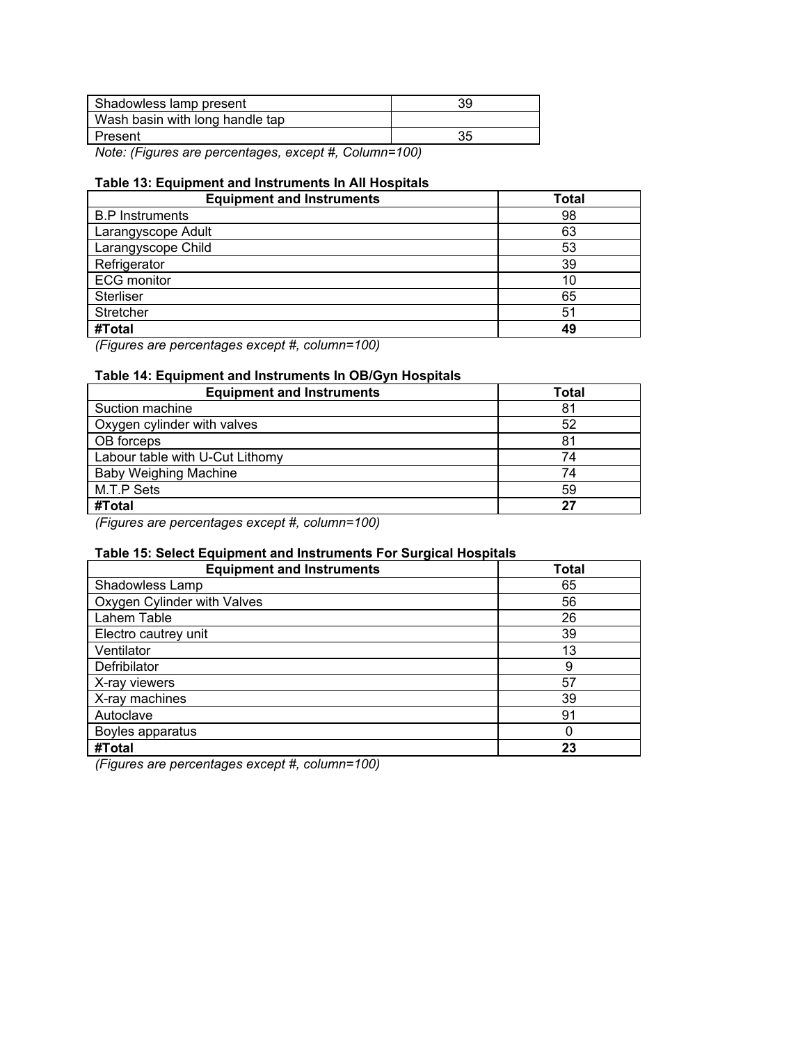| | |
|---|---|
| Shadowless lamp present | 39 |
| Wash basin with long handle tap | |
| Present | 35 |

*Note: (Figures are percentages, except #, Column=100)*

**Table 13: Equipment and Instruments In All Hospitals**

| Equipment and Instruments | Total |
|---|---|
| B.P Instruments | 98 |
| Larangyscope Adult | 63 |
| Larangyscope Child | 53 |
| Refrigerator | 39 |
| ECG monitor | 10 |
| Sterliser | 65 |
| Stretcher | 51 |
| **#Total** | **49** |

*(Figures are percentages except #, column=100)*

**Table 14: Equipment and Instruments In OB/Gyn Hospitals**

| Equipment and Instruments | Total |
|---|---|
| Suction machine | 81 |
| Oxygen cylinder with valves | 52 |
| OB forceps | 81 |
| Labour table with U-Cut Lithomy | 74 |
| Baby Weighing Machine | 74 |
| M.T.P Sets | 59 |
| **#Total** | **27** |

*(Figures are percentages except #, column=100)*

**Table 15: Select Equipment and Instruments For Surgical Hospitals**

| Equipment and Instruments | Total |
|---|---|
| Shadowless Lamp | 65 |
| Oxygen Cylinder with Valves | 56 |
| Lahem Table | 26 |
| Electro cautrey unit | 39 |
| Ventilator | 13 |
| Defribilator | 9 |
| X-ray viewers | 57 |
| X-ray machines | 39 |
| Autoclave | 91 |
| Boyles apparatus | 0 |
| **#Total** | **23** |

*(Figures are percentages except #, column=100)*